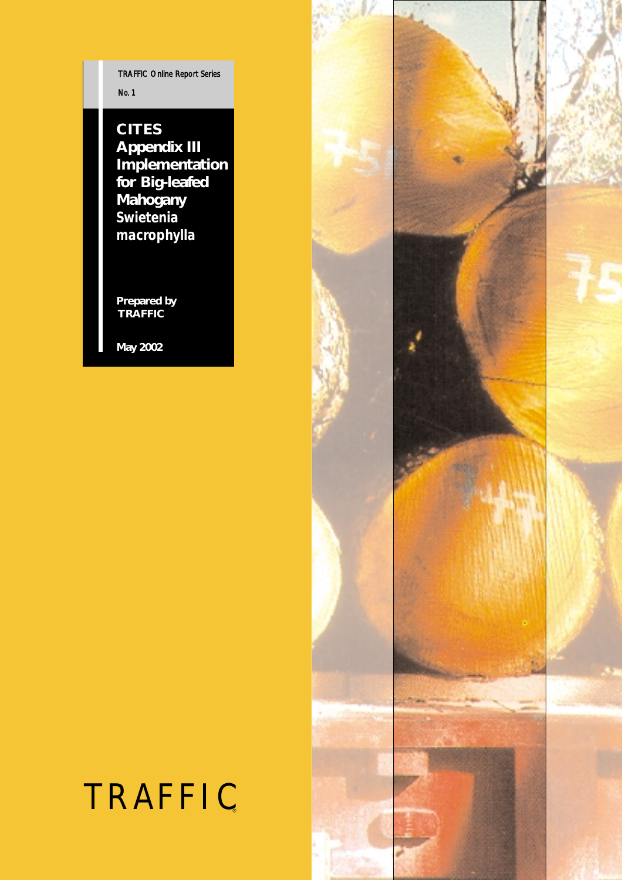TRAFFIC Online Report Series

No. 1

# CITES Appendix III Implementation for Big-leafed Mahogany *Swietenia macrophylla*

**Prepared by TRAFFIC**

**May 2002**

TRAFFIC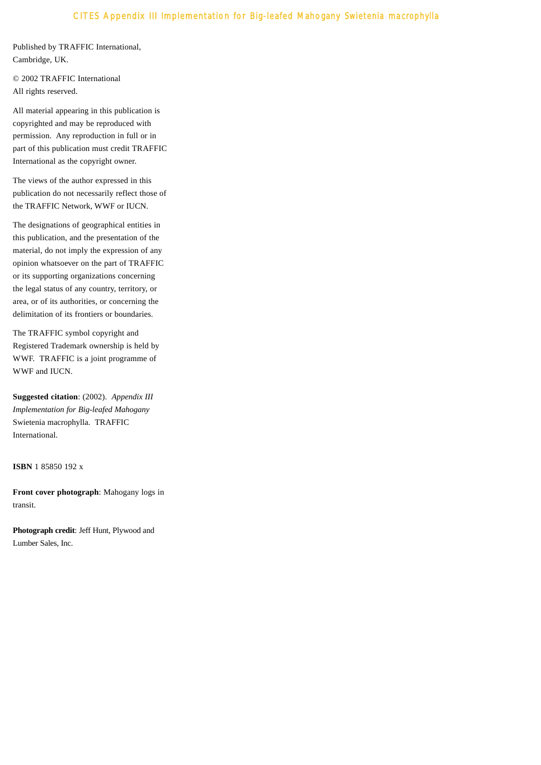Published by TRAFFIC International, Cambridge, UK.

© 2002 TRAFFIC International
All rights reserved.

All material appearing in this publication is copyrighted and may be reproduced with permission. Any reproduction in full or in part of this publication must credit TRAFFIC International as the copyright owner.

The views of the author expressed in this publication do not necessarily reflect those of the TRAFFIC Network, WWF or IUCN.

The designations of geographical entities in this publication, and the presentation of the material, do not imply the expression of any opinion whatsoever on the part of TRAFFIC or its supporting organizations concerning the legal status of any country, territory, or area, or of its authorities, or concerning the delimitation of its frontiers or boundaries.

The TRAFFIC symbol copyright and Registered Trademark ownership is held by WWF. TRAFFIC is a joint programme of WWF and IUCN.

**Suggested citation**: (2002). *Appendix III Implementation for Big-leafed Mahogany* Swietenia macrophylla. TRAFFIC International.

**ISBN** 1 85850 192 x

**Front cover photograph**: Mahogany logs in transit.

**Photograph credit**: Jeff Hunt, Plywood and Lumber Sales, Inc.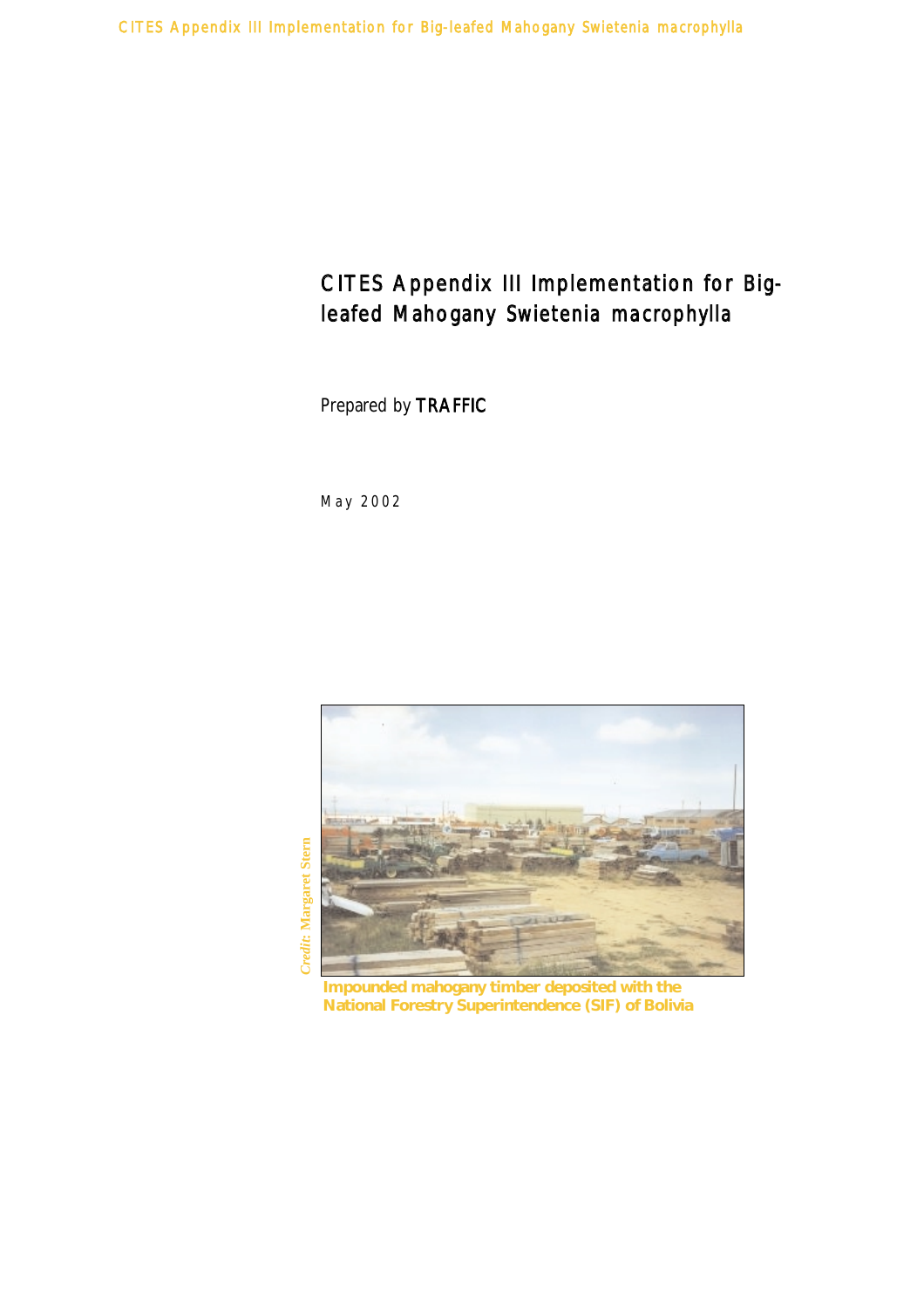# CITES Appendix III Implementation for Big-leafed Mahogany Swietenia macrophylla

Prepared by **TRAFFIC**

May 2002

*Credit:* Margaret Stern

**Impounded mahogany timber deposited with the National Forestry Superintendence (SIF) of Bolivia**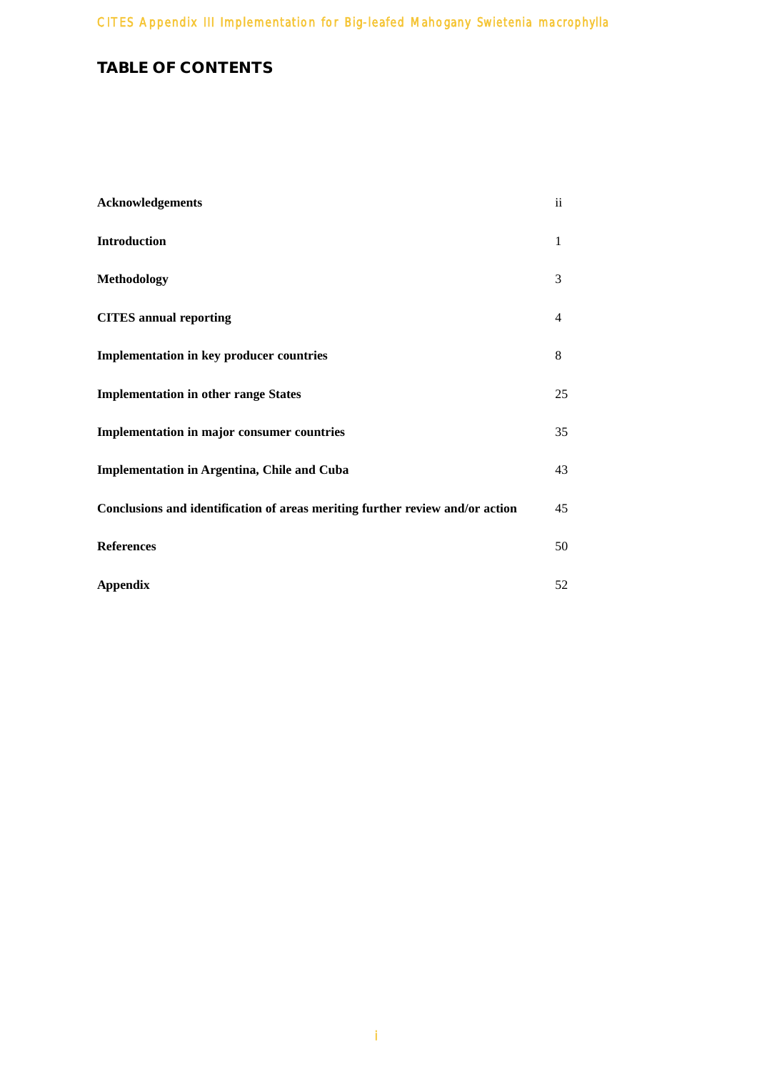# TABLE OF CONTENTS

| | |
|---|---|
| **Acknowledgements** | ii |
| **Introduction** | 1 |
| **Methodology** | 3 |
| **CITES annual reporting** | 4 |
| **Implementation in key producer countries** | 8 |
| **Implementation in other range States** | 25 |
| **Implementation in major consumer countries** | 35 |
| **Implementation in Argentina, Chile and Cuba** | 43 |
| **Conclusions and identification of areas meriting further review and/or action** | 45 |
| **References** | 50 |
| **Appendix** | 52 |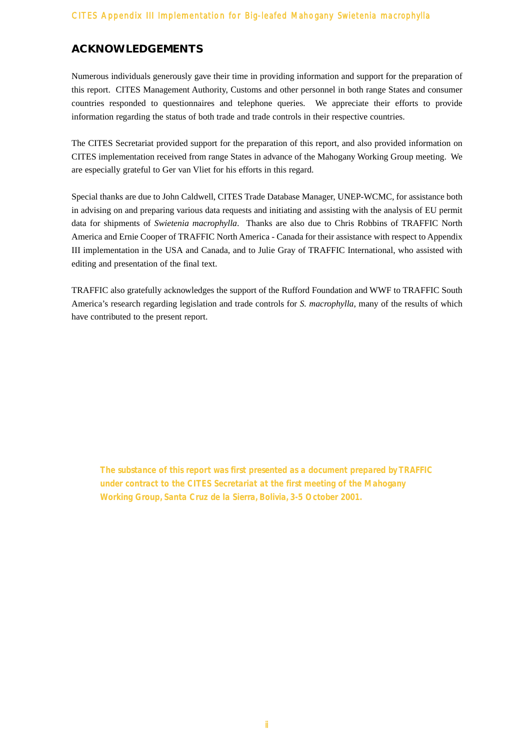## ACKNOWLEDGEMENTS

Numerous individuals generously gave their time in providing information and support for the preparation of this report. CITES Management Authority, Customs and other personnel in both range States and consumer countries responded to questionnaires and telephone queries. We appreciate their efforts to provide information regarding the status of both trade and trade controls in their respective countries.

The CITES Secretariat provided support for the preparation of this report, and also provided information on CITES implementation received from range States in advance of the Mahogany Working Group meeting. We are especially grateful to Ger van Vliet for his efforts in this regard.

Special thanks are due to John Caldwell, CITES Trade Database Manager, UNEP-WCMC, for assistance both in advising on and preparing various data requests and initiating and assisting with the analysis of EU permit data for shipments of *Swietenia macrophylla*. Thanks are also due to Chris Robbins of TRAFFIC North America and Ernie Cooper of TRAFFIC North America - Canada for their assistance with respect to Appendix III implementation in the USA and Canada, and to Julie Gray of TRAFFIC International, who assisted with editing and presentation of the final text.

TRAFFIC also gratefully acknowledges the support of the Rufford Foundation and WWF to TRAFFIC South America's research regarding legislation and trade controls for *S. macrophylla*, many of the results of which have contributed to the present report.

**The substance of this report was first presented as a document prepared by TRAFFIC under contract to the CITES Secretariat at the first meeting of the Mahogany Working Group, Santa Cruz de la Sierra, Bolivia, 3-5 October 2001.**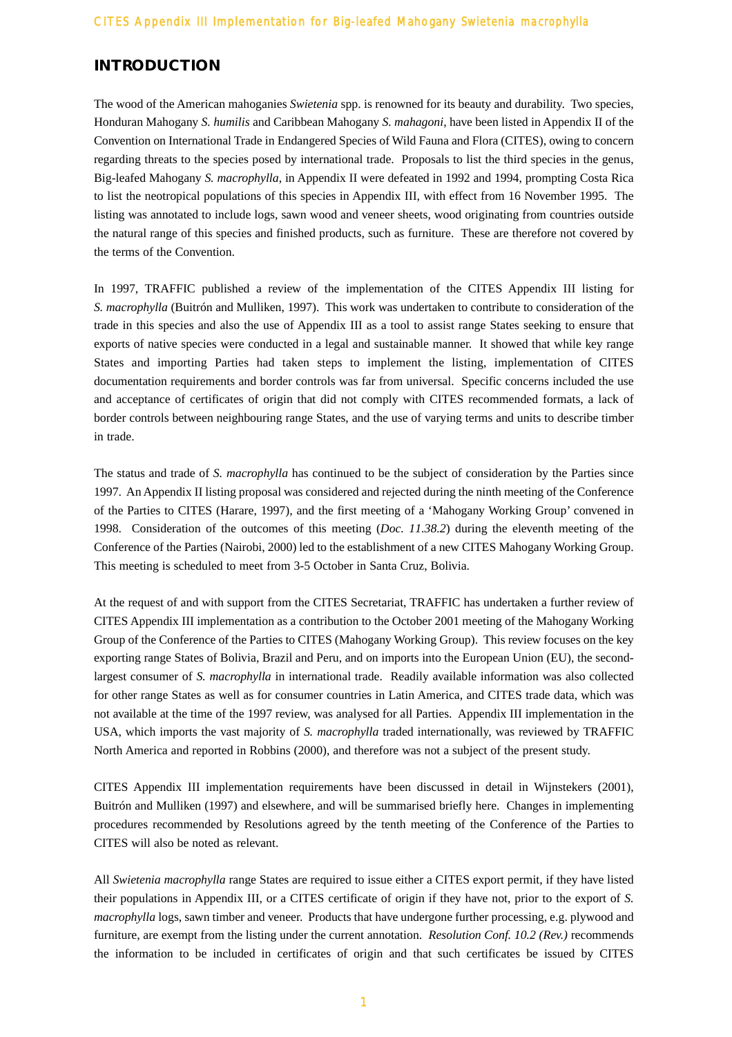## INTRODUCTION

The wood of the American mahoganies *Swietenia* spp. is renowned for its beauty and durability. Two species, Honduran Mahogany *S. humilis* and Caribbean Mahogany *S. mahagoni*, have been listed in Appendix II of the Convention on International Trade in Endangered Species of Wild Fauna and Flora (CITES), owing to concern regarding threats to the species posed by international trade. Proposals to list the third species in the genus, Big-leafed Mahogany *S. macrophylla*, in Appendix II were defeated in 1992 and 1994, prompting Costa Rica to list the neotropical populations of this species in Appendix III, with effect from 16 November 1995. The listing was annotated to include logs, sawn wood and veneer sheets, wood originating from countries outside the natural range of this species and finished products, such as furniture. These are therefore not covered by the terms of the Convention.

In 1997, TRAFFIC published a review of the implementation of the CITES Appendix III listing for *S. macrophylla* (Buitrón and Mulliken, 1997). This work was undertaken to contribute to consideration of the trade in this species and also the use of Appendix III as a tool to assist range States seeking to ensure that exports of native species were conducted in a legal and sustainable manner. It showed that while key range States and importing Parties had taken steps to implement the listing, implementation of CITES documentation requirements and border controls was far from universal. Specific concerns included the use and acceptance of certificates of origin that did not comply with CITES recommended formats, a lack of border controls between neighbouring range States, and the use of varying terms and units to describe timber in trade.

The status and trade of *S. macrophylla* has continued to be the subject of consideration by the Parties since 1997. An Appendix II listing proposal was considered and rejected during the ninth meeting of the Conference of the Parties to CITES (Harare, 1997), and the first meeting of a 'Mahogany Working Group' convened in 1998. Consideration of the outcomes of this meeting (*Doc. 11.38.2*) during the eleventh meeting of the Conference of the Parties (Nairobi, 2000) led to the establishment of a new CITES Mahogany Working Group. This meeting is scheduled to meet from 3-5 October in Santa Cruz, Bolivia.

At the request of and with support from the CITES Secretariat, TRAFFIC has undertaken a further review of CITES Appendix III implementation as a contribution to the October 2001 meeting of the Mahogany Working Group of the Conference of the Parties to CITES (Mahogany Working Group). This review focuses on the key exporting range States of Bolivia, Brazil and Peru, and on imports into the European Union (EU), the second-largest consumer of *S. macrophylla* in international trade. Readily available information was also collected for other range States as well as for consumer countries in Latin America, and CITES trade data, which was not available at the time of the 1997 review, was analysed for all Parties. Appendix III implementation in the USA, which imports the vast majority of *S. macrophylla* traded internationally, was reviewed by TRAFFIC North America and reported in Robbins (2000), and therefore was not a subject of the present study.

CITES Appendix III implementation requirements have been discussed in detail in Wijnstekers (2001), Buitrón and Mulliken (1997) and elsewhere, and will be summarised briefly here. Changes in implementing procedures recommended by Resolutions agreed by the tenth meeting of the Conference of the Parties to CITES will also be noted as relevant.

All *Swietenia macrophylla* range States are required to issue either a CITES export permit, if they have listed their populations in Appendix III, or a CITES certificate of origin if they have not, prior to the export of *S. macrophylla* logs, sawn timber and veneer. Products that have undergone further processing, e.g. plywood and furniture, are exempt from the listing under the current annotation. *Resolution Conf. 10.2 (Rev.)* recommends the information to be included in certificates of origin and that such certificates be issued by CITES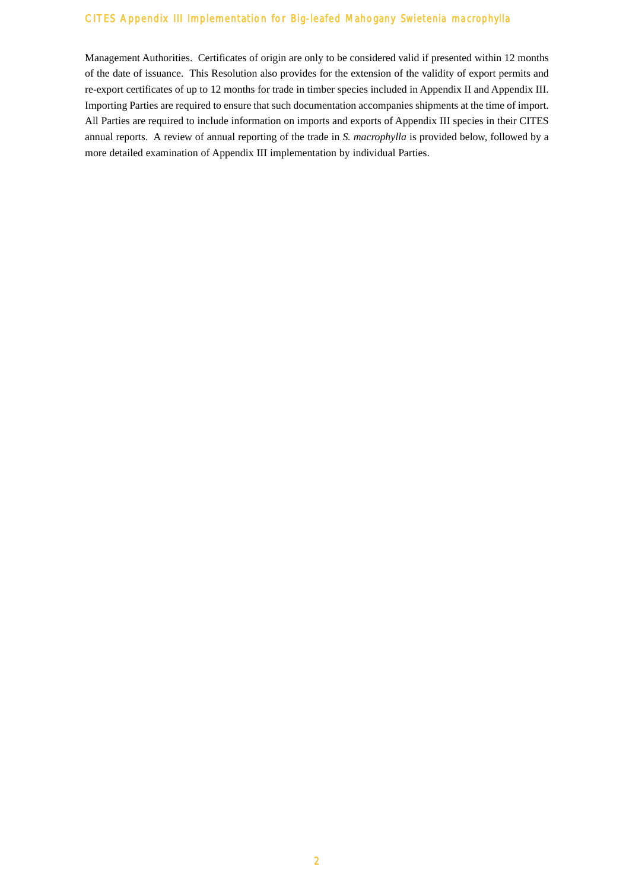Management Authorities. Certificates of origin are only to be considered valid if presented within 12 months of the date of issuance. This Resolution also provides for the extension of the validity of export permits and re-export certificates of up to 12 months for trade in timber species included in Appendix II and Appendix III. Importing Parties are required to ensure that such documentation accompanies shipments at the time of import. All Parties are required to include information on imports and exports of Appendix III species in their CITES annual reports. A review of annual reporting of the trade in *S. macrophylla* is provided below, followed by a more detailed examination of Appendix III implementation by individual Parties.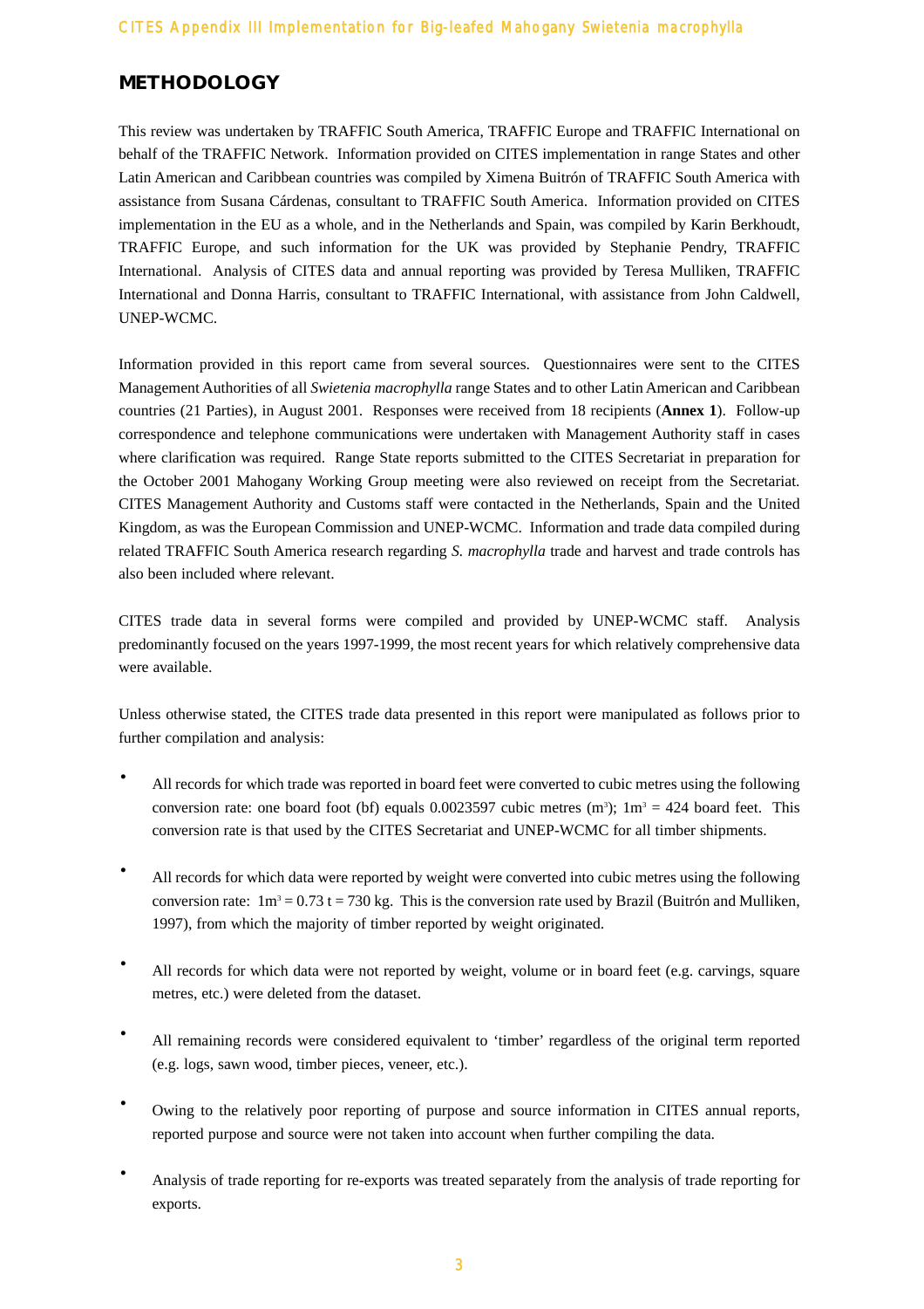## METHODOLOGY

This review was undertaken by TRAFFIC South America, TRAFFIC Europe and TRAFFIC International on behalf of the TRAFFIC Network. Information provided on CITES implementation in range States and other Latin American and Caribbean countries was compiled by Ximena Buitrón of TRAFFIC South America with assistance from Susana Cárdenas, consultant to TRAFFIC South America. Information provided on CITES implementation in the EU as a whole, and in the Netherlands and Spain, was compiled by Karin Berkhoudt, TRAFFIC Europe, and such information for the UK was provided by Stephanie Pendry, TRAFFIC International. Analysis of CITES data and annual reporting was provided by Teresa Mulliken, TRAFFIC International and Donna Harris, consultant to TRAFFIC International, with assistance from John Caldwell, UNEP-WCMC.

Information provided in this report came from several sources. Questionnaires were sent to the CITES Management Authorities of all *Swietenia macrophylla* range States and to other Latin American and Caribbean countries (21 Parties), in August 2001. Responses were received from 18 recipients (**Annex 1**). Follow-up correspondence and telephone communications were undertaken with Management Authority staff in cases where clarification was required. Range State reports submitted to the CITES Secretariat in preparation for the October 2001 Mahogany Working Group meeting were also reviewed on receipt from the Secretariat. CITES Management Authority and Customs staff were contacted in the Netherlands, Spain and the United Kingdom, as was the European Commission and UNEP-WCMC. Information and trade data compiled during related TRAFFIC South America research regarding *S. macrophylla* trade and harvest and trade controls has also been included where relevant.

CITES trade data in several forms were compiled and provided by UNEP-WCMC staff. Analysis predominantly focused on the years 1997-1999, the most recent years for which relatively comprehensive data were available.

Unless otherwise stated, the CITES trade data presented in this report were manipulated as follows prior to further compilation and analysis:

- All records for which trade was reported in board feet were converted to cubic metres using the following conversion rate: one board foot (bf) equals 0.0023597 cubic metres ($m^3$); $1m^3$ = 424 board feet. This conversion rate is that used by the CITES Secretariat and UNEP-WCMC for all timber shipments.

- All records for which data were reported by weight were converted into cubic metres using the following conversion rate: $1m^3$ = 0.73 t = 730 kg. This is the conversion rate used by Brazil (Buitrón and Mulliken, 1997), from which the majority of timber reported by weight originated.

- All records for which data were not reported by weight, volume or in board feet (e.g. carvings, square metres, etc.) were deleted from the dataset.

- All remaining records were considered equivalent to 'timber' regardless of the original term reported (e.g. logs, sawn wood, timber pieces, veneer, etc.).

- Owing to the relatively poor reporting of purpose and source information in CITES annual reports, reported purpose and source were not taken into account when further compiling the data.

- Analysis of trade reporting for re-exports was treated separately from the analysis of trade reporting for exports.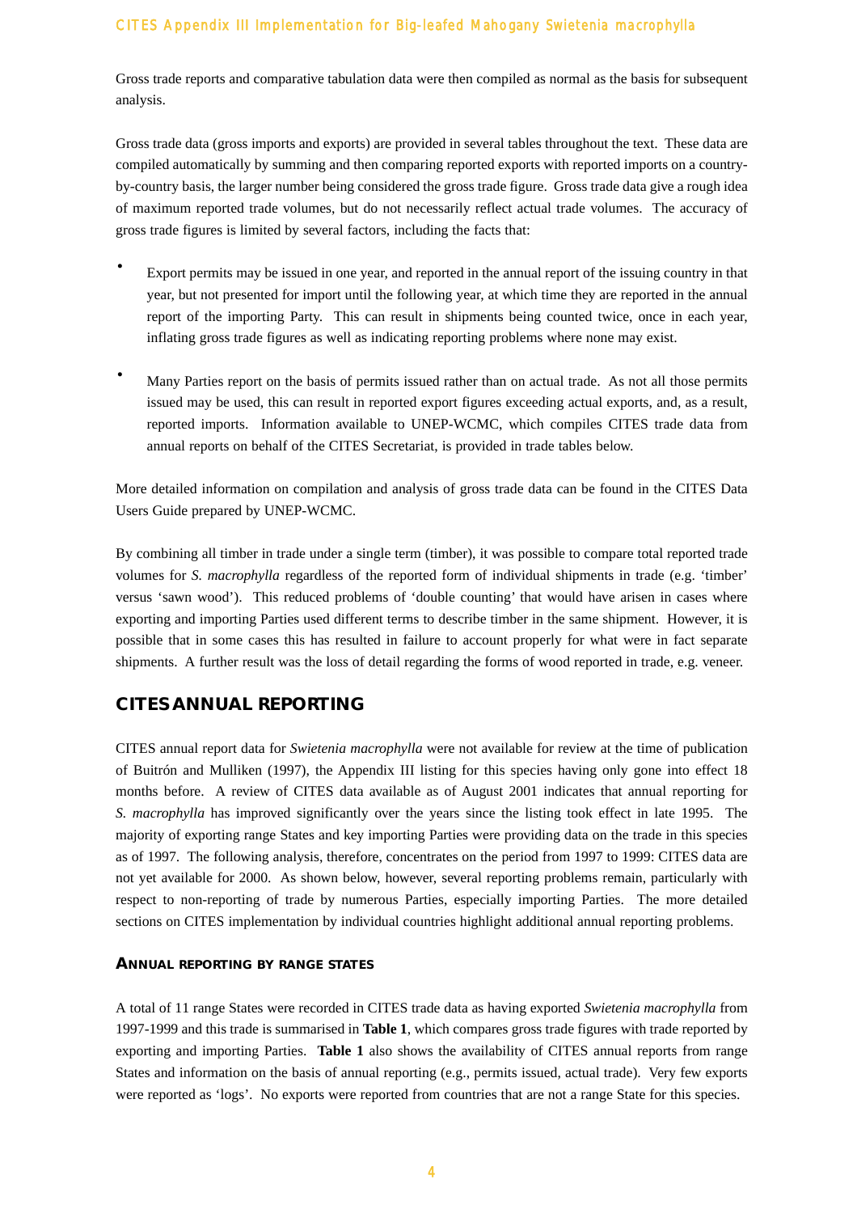Gross trade reports and comparative tabulation data were then compiled as normal as the basis for subsequent analysis.

Gross trade data (gross imports and exports) are provided in several tables throughout the text. These data are compiled automatically by summing and then comparing reported exports with reported imports on a country-by-country basis, the larger number being considered the gross trade figure. Gross trade data give a rough idea of maximum reported trade volumes, but do not necessarily reflect actual trade volumes. The accuracy of gross trade figures is limited by several factors, including the facts that:

- Export permits may be issued in one year, and reported in the annual report of the issuing country in that year, but not presented for import until the following year, at which time they are reported in the annual report of the importing Party. This can result in shipments being counted twice, once in each year, inflating gross trade figures as well as indicating reporting problems where none may exist.

- Many Parties report on the basis of permits issued rather than on actual trade. As not all those permits issued may be used, this can result in reported export figures exceeding actual exports, and, as a result, reported imports. Information available to UNEP-WCMC, which compiles CITES trade data from annual reports on behalf of the CITES Secretariat, is provided in trade tables below.

More detailed information on compilation and analysis of gross trade data can be found in the CITES Data Users Guide prepared by UNEP-WCMC.

By combining all timber in trade under a single term (timber), it was possible to compare total reported trade volumes for *S. macrophylla* regardless of the reported form of individual shipments in trade (e.g. 'timber' versus 'sawn wood'). This reduced problems of 'double counting' that would have arisen in cases where exporting and importing Parties used different terms to describe timber in the same shipment. However, it is possible that in some cases this has resulted in failure to account properly for what were in fact separate shipments. A further result was the loss of detail regarding the forms of wood reported in trade, e.g. veneer.

## CITES ANNUAL REPORTING

CITES annual report data for *Swietenia macrophylla* were not available for review at the time of publication of Buitrón and Mulliken (1997), the Appendix III listing for this species having only gone into effect 18 months before. A review of CITES data available as of August 2001 indicates that annual reporting for *S. macrophylla* has improved significantly over the years since the listing took effect in late 1995. The majority of exporting range States and key importing Parties were providing data on the trade in this species as of 1997. The following analysis, therefore, concentrates on the period from 1997 to 1999: CITES data are not yet available for 2000. As shown below, however, several reporting problems remain, particularly with respect to non-reporting of trade by numerous Parties, especially importing Parties. The more detailed sections on CITES implementation by individual countries highlight additional annual reporting problems.

### ANNUAL REPORTING BY RANGE STATES

A total of 11 range States were recorded in CITES trade data as having exported *Swietenia macrophylla* from 1997-1999 and this trade is summarised in **Table 1**, which compares gross trade figures with trade reported by exporting and importing Parties. **Table 1** also shows the availability of CITES annual reports from range States and information on the basis of annual reporting (e.g., permits issued, actual trade). Very few exports were reported as 'logs'. No exports were reported from countries that are not a range State for this species.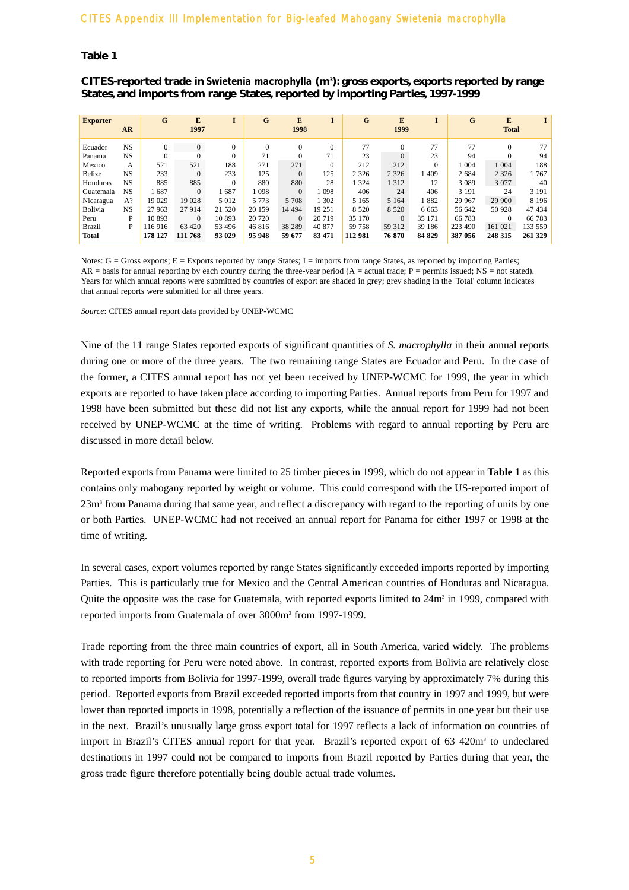**Table 1**

**CITES-reported trade in *Swietenia macrophylla* ($m^3$): gross exports, exports reported by range States, and imports from range States, reported by importing Parties, 1997-1999**

| Exporter | AR | G | E | I | G | E | I | G | E | I | G | E | I |
|---|---|---|---|---|---|---|---|---|---|---|---|---|---|
| | | | 1997 | | | 1998 | | | 1999 | | | Total | |
| Ecuador | NS | 0 | 0 | 0 | 0 | 0 | 0 | 77 | 0 | 77 | 77 | 0 | 77 |
| Panama | NS | 0 | 0 | 0 | 71 | 0 | 71 | 23 | 0 | 23 | 94 | 0 | 94 |
| Mexico | A | 521 | 521 | 188 | 271 | 271 | 0 | 212 | 212 | 0 | 1 004 | 1 004 | 188 |
| Belize | NS | 233 | 0 | 233 | 125 | 0 | 125 | 2 326 | 2 326 | 1 409 | 2 684 | 2 326 | 1 767 |
| Honduras | NS | 885 | 885 | 0 | 880 | 880 | 28 | 1 324 | 1 312 | 12 | 3 089 | 3 077 | 40 |
| Guatemala | NS | 1 687 | 0 | 1 687 | 1 098 | 0 | 1 098 | 406 | 24 | 406 | 3 191 | 24 | 3 191 |
| Nicaragua | A? | 19 029 | 19 028 | 5 012 | 5 773 | 5 708 | 1 302 | 5 165 | 5 164 | 1 882 | 29 967 | 29 900 | 8 196 |
| Bolivia | NS | 27 963 | 27 914 | 21 520 | 20 159 | 14 494 | 19 251 | 8 520 | 8 520 | 6 663 | 56 642 | 50 928 | 47 434 |
| Peru | P | 10 893 | 0 | 10 893 | 20 720 | 0 | 20 719 | 35 170 | 0 | 35 171 | 66 783 | 0 | 66 783 |
| Brazil | P | 116 916 | 63 420 | 53 496 | 46 816 | 38 289 | 40 877 | 59 758 | 59 312 | 39 186 | 223 490 | 161 021 | 133 559 |
| **Total** | | **178 127** | **111 768** | **93 029** | **95 948** | **59 677** | **83 471** | **112 981** | **76 870** | **84 829** | **387 056** | **248 315** | **261 329** |

Notes: G = Gross exports; E = Exports reported by range States; I = imports from range States, as reported by importing Parties; AR = basis for annual reporting by each country during the three-year period (A = actual trade; P = permits issued; NS = not stated). Years for which annual reports were submitted by countries of export are shaded in grey; grey shading in the 'Total' column indicates that annual reports were submitted for all three years.

*Source*: CITES annual report data provided by UNEP-WCMC

Nine of the 11 range States reported exports of significant quantities of *S. macrophylla* in their annual reports during one or more of the three years. The two remaining range States are Ecuador and Peru. In the case of the former, a CITES annual report has not yet been received by UNEP-WCMC for 1999, the year in which exports are reported to have taken place according to importing Parties. Annual reports from Peru for 1997 and 1998 have been submitted but these did not list any exports, while the annual report for 1999 had not been received by UNEP-WCMC at the time of writing. Problems with regard to annual reporting by Peru are discussed in more detail below.

Reported exports from Panama were limited to 25 timber pieces in 1999, which do not appear in **Table 1** as this contains only mahogany reported by weight or volume. This could correspond with the US-reported import of $23m^3$ from Panama during that same year, and reflect a discrepancy with regard to the reporting of units by one or both Parties. UNEP-WCMC had not received an annual report for Panama for either 1997 or 1998 at the time of writing.

In several cases, export volumes reported by range States significantly exceeded imports reported by importing Parties. This is particularly true for Mexico and the Central American countries of Honduras and Nicaragua. Quite the opposite was the case for Guatemala, with reported exports limited to $24m^3$ in 1999, compared with reported imports from Guatemala of over $3000m^3$ from 1997-1999.

Trade reporting from the three main countries of export, all in South America, varied widely. The problems with trade reporting for Peru were noted above. In contrast, reported exports from Bolivia are relatively close to reported imports from Bolivia for 1997-1999, overall trade figures varying by approximately 7% during this period. Reported exports from Brazil exceeded reported imports from that country in 1997 and 1999, but were lower than reported imports in 1998, potentially a reflection of the issuance of permits in one year but their use in the next. Brazil's unusually large gross export total for 1997 reflects a lack of information on countries of import in Brazil's CITES annual report for that year. Brazil's reported export of 63 $420m^3$ to undeclared destinations in 1997 could not be compared to imports from Brazil reported by Parties during that year, the gross trade figure therefore potentially being double actual trade volumes.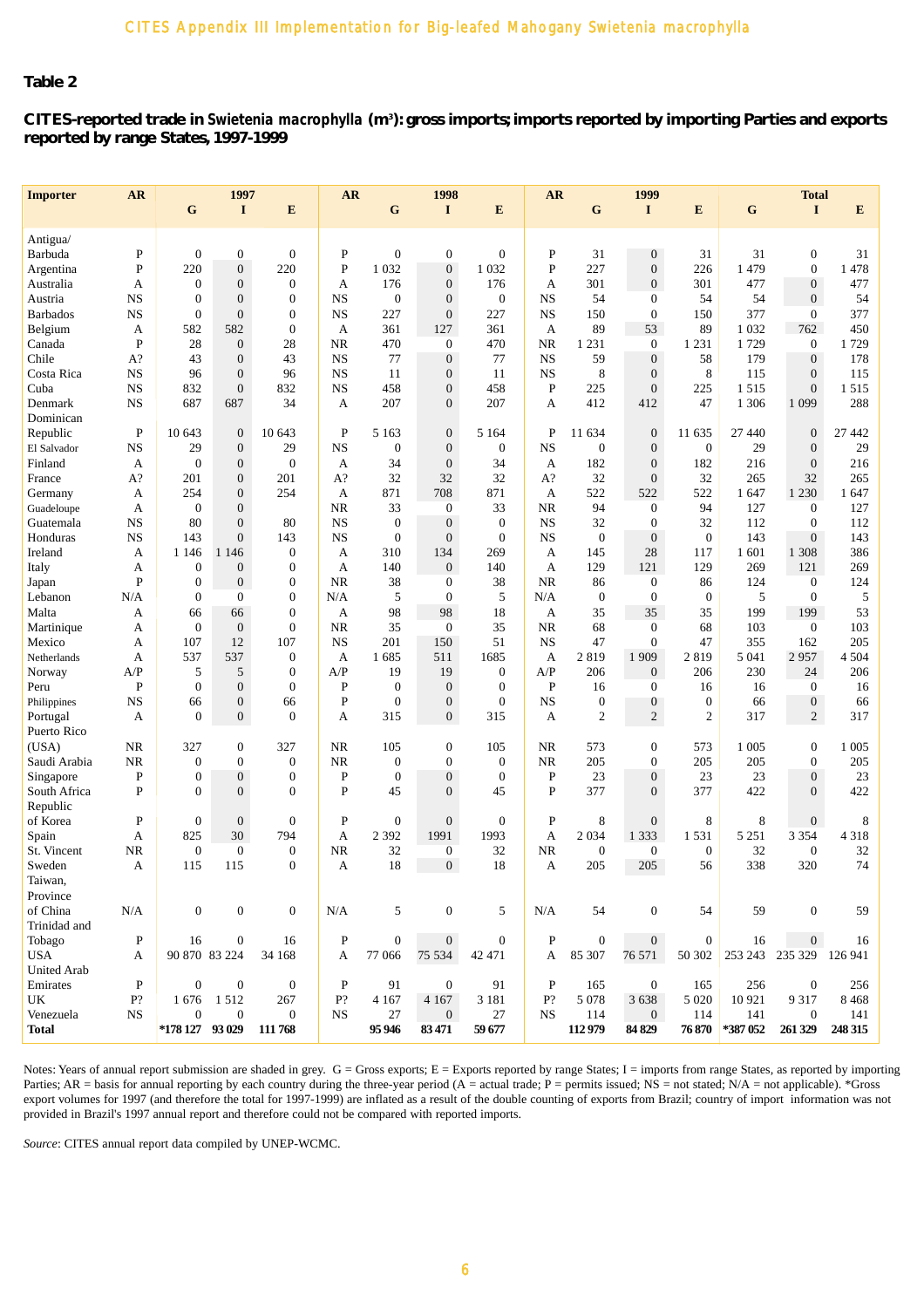## Table 2

### CITES-reported trade in *Swietenia macrophylla* ($m^3$): gross imports; imports reported by importing Parties and exports reported by range States, 1997-1999

| Importer | AR | 1997 G | 1997 I | 1997 E | AR | 1998 G | 1998 I | 1998 E | AR | 1999 G | 1999 I | 1999 E | Total G | Total I | Total E |
|---|---|---|---|---|---|---|---|---|---|---|---|---|---|---|---|
| Antigua/ Barbuda | P | 0 | 0 | 0 | P | 0 | 0 | 0 | P | 31 | 0 | 31 | 31 | 0 | 31 |
| Argentina | P | 220 | 0 | 220 | P | 1 032 | 0 | 1 032 | P | 227 | 0 | 226 | 1 479 | 0 | 1 478 |
| Australia | A | 0 | 0 | 0 | A | 176 | 0 | 176 | A | 301 | 0 | 301 | 477 | 0 | 477 |
| Austria | NS | 0 | 0 | 0 | NS | 0 | 0 | 0 | NS | 54 | 0 | 54 | 54 | 0 | 54 |
| Barbados | NS | 0 | 0 | 0 | NS | 227 | 0 | 227 | NS | 150 | 0 | 150 | 377 | 0 | 377 |
| Belgium | A | 582 | 582 | 0 | A | 361 | 127 | 361 | A | 89 | 53 | 89 | 1 032 | 762 | 450 |
| Canada | P | 28 | 0 | 28 | NR | 470 | 0 | 470 | NR | 1 231 | 0 | 1 231 | 1 729 | 0 | 1 729 |
| Chile | A? | 43 | 0 | 43 | NS | 77 | 0 | 77 | NS | 59 | 0 | 58 | 179 | 0 | 178 |
| Costa Rica | NS | 96 | 0 | 96 | NS | 11 | 0 | 11 | NS | 8 | 0 | 8 | 115 | 0 | 115 |
| Cuba | NS | 832 | 0 | 832 | NS | 458 | 0 | 458 | P | 225 | 0 | 225 | 1 515 | 0 | 1 515 |
| Denmark | NS | 687 | 687 | 34 | A | 207 | 0 | 207 | A | 412 | 412 | 47 | 1 306 | 1 099 | 288 |
| Dominican Republic | P | 10 643 | 0 | 10 643 | P | 5 163 | 0 | 5 164 | P | 11 634 | 0 | 11 635 | 27 440 | 0 | 27 442 |
| El Salvador | NS | 29 | 0 | 29 | NS | 0 | 0 | 0 | NS | 0 | 0 | 0 | 29 | 0 | 29 |
| Finland | A | 0 | 0 | 0 | A | 34 | 0 | 34 | A | 182 | 0 | 182 | 216 | 0 | 216 |
| France | A? | 201 | 0 | 201 | A? | 32 | 32 | 32 | A? | 32 | 0 | 32 | 265 | 32 | 265 |
| Germany | A | 254 | 0 | 254 | A | 871 | 708 | 871 | A | 522 | 522 | 522 | 1 647 | 1 230 | 1 647 |
| Guadeloupe | A | 0 | 0 | | NR | 33 | 0 | 33 | NR | 94 | 0 | 94 | 127 | 0 | 127 |
| Guatemala | NS | 80 | 0 | 80 | NS | 0 | 0 | 0 | NS | 32 | 0 | 32 | 112 | 0 | 112 |
| Honduras | NS | 143 | 0 | 143 | NS | 0 | 0 | 0 | NS | 0 | 0 | 0 | 143 | 0 | 143 |
| Ireland | A | 1 146 | 1 146 | 0 | A | 310 | 134 | 269 | A | 145 | 28 | 117 | 1 601 | 1 308 | 386 |
| Italy | A | 0 | 0 | 0 | A | 140 | 0 | 140 | A | 129 | 121 | 129 | 269 | 121 | 269 |
| Japan | P | 0 | 0 | 0 | NR | 38 | 0 | 38 | NR | 86 | 0 | 86 | 124 | 0 | 124 |
| Lebanon | N/A | 0 | 0 | 0 | N/A | 5 | 0 | 5 | N/A | 0 | 0 | 0 | 5 | 0 | 5 |
| Malta | A | 66 | 66 | 0 | A | 98 | 98 | 18 | A | 35 | 35 | 35 | 199 | 199 | 53 |
| Martinique | A | 0 | 0 | 0 | NR | 35 | 0 | 35 | NR | 68 | 0 | 68 | 103 | 0 | 103 |
| Mexico | A | 107 | 12 | 107 | NS | 201 | 150 | 51 | NS | 47 | 0 | 47 | 355 | 162 | 205 |
| Netherlands | A | 537 | 537 | 0 | A | 1 685 | 511 | 1685 | A | 2 819 | 1 909 | 2 819 | 5 041 | 2 957 | 4 504 |
| Norway | A/P | 5 | 5 | 0 | A/P | 19 | 19 | 0 | A/P | 206 | 0 | 206 | 230 | 24 | 206 |
| Peru | P | 0 | 0 | 0 | P | 0 | 0 | 0 | P | 16 | 0 | 16 | 16 | 0 | 16 |
| Philippines | NS | 66 | 0 | 66 | P | 0 | 0 | 0 | NS | 0 | 0 | 0 | 66 | 0 | 66 |
| Portugal | A | 0 | 0 | 0 | A | 315 | 0 | 315 | A | 2 | 2 | 2 | 317 | 2 | 317 |
| Puerto Rico (USA) | NR | 327 | 0 | 327 | NR | 105 | 0 | 105 | NR | 573 | 0 | 573 | 1 005 | 0 | 1 005 |
| Saudi Arabia | NR | 0 | 0 | 0 | NR | 0 | 0 | 0 | NR | 205 | 0 | 205 | 205 | 0 | 205 |
| Singapore | P | 0 | 0 | 0 | P | 0 | 0 | 0 | P | 23 | 0 | 23 | 23 | 0 | 23 |
| South Africa | P | 0 | 0 | 0 | P | 45 | 0 | 45 | P | 377 | 0 | 377 | 422 | 0 | 422 |
| Republic of Korea | P | 0 | 0 | 0 | P | 0 | 0 | 0 | P | 8 | 0 | 8 | 8 | 0 | 8 |
| Spain | A | 825 | 30 | 794 | A | 2 392 | 1991 | 1993 | A | 2 034 | 1 333 | 1 531 | 5 251 | 3 354 | 4 318 |
| St. Vincent | NR | 0 | 0 | 0 | NR | 32 | 0 | 32 | NR | 0 | 0 | 0 | 32 | 0 | 32 |
| Sweden | A | 115 | 115 | 0 | A | 18 | 0 | 18 | A | 205 | 205 | 56 | 338 | 320 | 74 |
| Taiwan, Province of China | N/A | 0 | 0 | 0 | N/A | 5 | 0 | 5 | N/A | 54 | 0 | 54 | 59 | 0 | 59 |
| Trinidad and Tobago | P | 16 | 0 | 16 | P | 0 | 0 | 0 | P | 0 | 0 | 0 | 16 | 0 | 16 |
| USA | A | 90 870 | 83 224 | 34 168 | A | 77 066 | 75 534 | 42 471 | A | 85 307 | 76 571 | 50 302 | 253 243 | 235 329 | 126 941 |
| United Arab Emirates | P | 0 | 0 | 0 | P | 91 | 0 | 91 | P | 165 | 0 | 165 | 256 | 0 | 256 |
| UK | P? | 1 676 | 1 512 | 267 | P? | 4 167 | 4 167 | 3 181 | P? | 5 078 | 3 638 | 5 020 | 10 921 | 9 317 | 8 468 |
| Venezuela | NS | 0 | 0 | 0 | NS | 27 | 0 | 27 | NS | 114 | 0 | 114 | 141 | 0 | 141 |
| **Total** | | **\*178 127** | **93 029** | **111 768** | | **95 946** | **83 471** | **59 677** | | **112 979** | **84 829** | **76 870** | **\*387 052** | **261 329** | **248 315** |

Notes: Years of annual report submission are shaded in grey. G = Gross exports; E = Exports reported by range States; I = imports from range States, as reported by importing Parties; AR = basis for annual reporting by each country during the three-year period (A = actual trade; P = permits issued; NS = not stated; N/A = not applicable). *Gross export volumes for 1997 (and therefore the total for 1997-1999) are inflated as a result of the double counting of exports from Brazil; country of import information was not provided in Brazil's 1997 annual report and therefore could not be compared with reported imports.

*Source*: CITES annual report data compiled by UNEP-WCMC.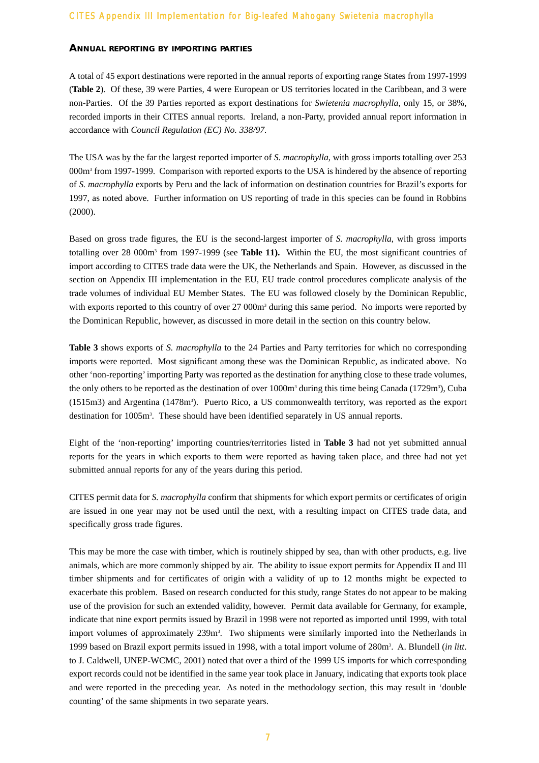## ANNUAL REPORTING BY IMPORTING PARTIES

A total of 45 export destinations were reported in the annual reports of exporting range States from 1997-1999 (**Table 2**). Of these, 39 were Parties, 4 were European or US territories located in the Caribbean, and 3 were non-Parties. Of the 39 Parties reported as export destinations for *Swietenia macrophylla*, only 15, or 38%, recorded imports in their CITES annual reports. Ireland, a non-Party, provided annual report information in accordance with *Council Regulation (EC) No. 338/97*.

The USA was by the far the largest reported importer of *S. macrophylla*, with gross imports totalling over 253 000m$^3$ from 1997-1999. Comparison with reported exports to the USA is hindered by the absence of reporting of *S. macrophylla* exports by Peru and the lack of information on destination countries for Brazil's exports for 1997, as noted above. Further information on US reporting of trade in this species can be found in Robbins (2000).

Based on gross trade figures, the EU is the second-largest importer of *S. macrophylla*, with gross imports totalling over 28 000m$^3$ from 1997-1999 (see **Table 11).** Within the EU, the most significant countries of import according to CITES trade data were the UK, the Netherlands and Spain. However, as discussed in the section on Appendix III implementation in the EU, EU trade control procedures complicate analysis of the trade volumes of individual EU Member States. The EU was followed closely by the Dominican Republic, with exports reported to this country of over 27 000m$^3$ during this same period. No imports were reported by the Dominican Republic, however, as discussed in more detail in the section on this country below.

**Table 3** shows exports of *S. macrophylla* to the 24 Parties and Party territories for which no corresponding imports were reported. Most significant among these was the Dominican Republic, as indicated above. No other 'non-reporting' importing Party was reported as the destination for anything close to these trade volumes, the only others to be reported as the destination of over 1000m$^3$ during this time being Canada (1729m$^3$), Cuba (1515m3) and Argentina (1478m$^3$). Puerto Rico, a US commonwealth territory, was reported as the export destination for 1005m$^3$. These should have been identified separately in US annual reports.

Eight of the 'non-reporting' importing countries/territories listed in **Table 3** had not yet submitted annual reports for the years in which exports to them were reported as having taken place, and three had not yet submitted annual reports for any of the years during this period.

CITES permit data for *S. macrophylla* confirm that shipments for which export permits or certificates of origin are issued in one year may not be used until the next, with a resulting impact on CITES trade data, and specifically gross trade figures.

This may be more the case with timber, which is routinely shipped by sea, than with other products, e.g. live animals, which are more commonly shipped by air. The ability to issue export permits for Appendix II and III timber shipments and for certificates of origin with a validity of up to 12 months might be expected to exacerbate this problem. Based on research conducted for this study, range States do not appear to be making use of the provision for such an extended validity, however. Permit data available for Germany, for example, indicate that nine export permits issued by Brazil in 1998 were not reported as imported until 1999, with total import volumes of approximately 239m$^3$. Two shipments were similarly imported into the Netherlands in 1999 based on Brazil export permits issued in 1998, with a total import volume of 280m$^3$. A. Blundell (*in litt*. to J. Caldwell, UNEP-WCMC, 2001) noted that over a third of the 1999 US imports for which corresponding export records could not be identified in the same year took place in January, indicating that exports took place and were reported in the preceding year. As noted in the methodology section, this may result in 'double counting' of the same shipments in two separate years.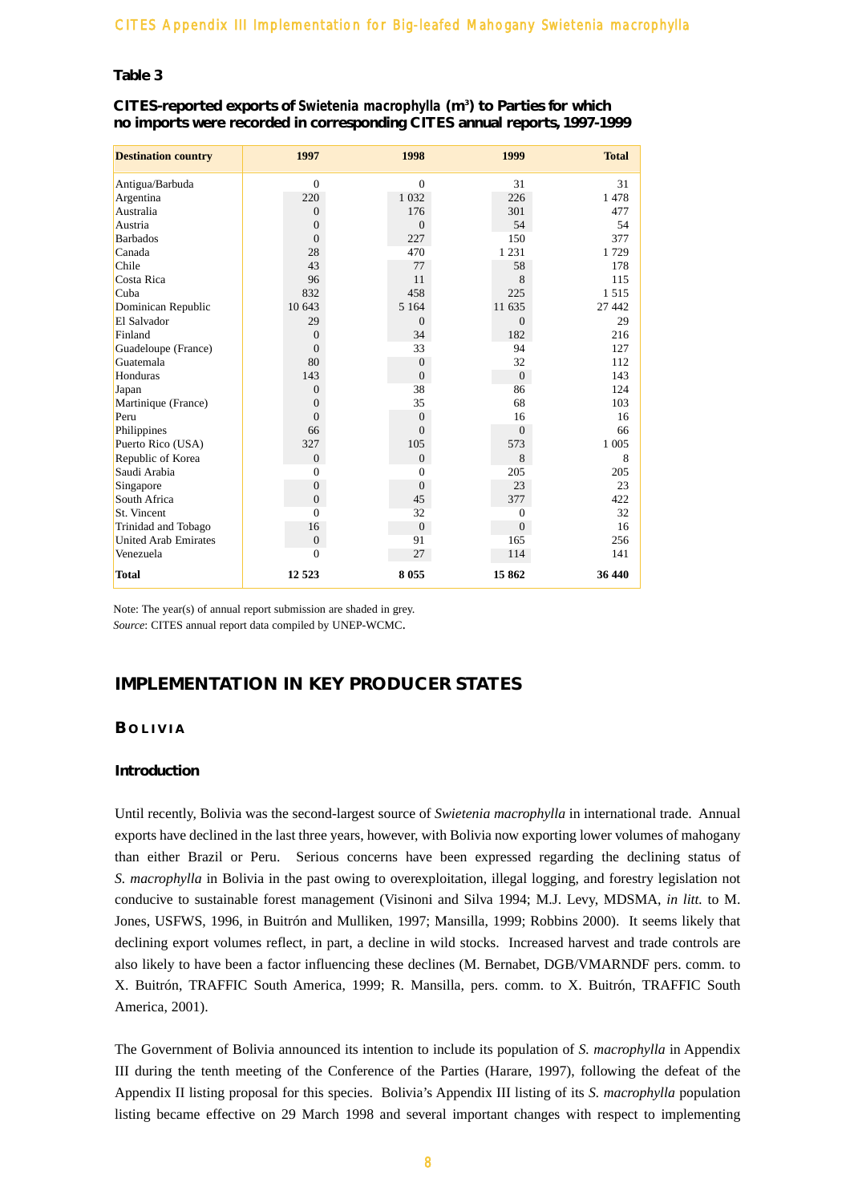**Table 3**

**CITES-reported exports of *Swietenia macrophylla* (m³) to Parties for which no imports were recorded in corresponding CITES annual reports, 1997-1999**

| Destination country | 1997 | 1998 | 1999 | Total |
|---|---|---|---|---|
| Antigua/Barbuda | 0 | 0 | 31 | 31 |
| Argentina | 220 | 1 032 | 226 | 1 478 |
| Australia | 0 | 176 | 301 | 477 |
| Austria | 0 | 0 | 54 | 54 |
| Barbados | 0 | 227 | 150 | 377 |
| Canada | 28 | 470 | 1 231 | 1 729 |
| Chile | 43 | 77 | 58 | 178 |
| Costa Rica | 96 | 11 | 8 | 115 |
| Cuba | 832 | 458 | 225 | 1 515 |
| Dominican Republic | 10 643 | 5 164 | 11 635 | 27 442 |
| El Salvador | 29 | 0 | 0 | 29 |
| Finland | 0 | 34 | 182 | 216 |
| Guadeloupe (France) | 0 | 33 | 94 | 127 |
| Guatemala | 80 | 0 | 32 | 112 |
| Honduras | 143 | 0 | 0 | 143 |
| Japan | 0 | 38 | 86 | 124 |
| Martinique (France) | 0 | 35 | 68 | 103 |
| Peru | 0 | 0 | 16 | 16 |
| Philippines | 66 | 0 | 0 | 66 |
| Puerto Rico (USA) | 327 | 105 | 573 | 1 005 |
| Republic of Korea | 0 | 0 | 8 | 8 |
| Saudi Arabia | 0 | 0 | 205 | 205 |
| Singapore | 0 | 0 | 23 | 23 |
| South Africa | 0 | 45 | 377 | 422 |
| St. Vincent | 0 | 32 | 0 | 32 |
| Trinidad and Tobago | 16 | 0 | 0 | 16 |
| United Arab Emirates | 0 | 91 | 165 | 256 |
| Venezuela | 0 | 27 | 114 | 141 |
| **Total** | **12 523** | **8 055** | **15 862** | **36 440** |

Note: The year(s) of annual report submission are shaded in grey.
*Source*: CITES annual report data compiled by UNEP-WCMC.

## IMPLEMENTATION IN KEY PRODUCER STATES

### BOLIVIA

#### Introduction

Until recently, Bolivia was the second-largest source of *Swietenia macrophylla* in international trade. Annual exports have declined in the last three years, however, with Bolivia now exporting lower volumes of mahogany than either Brazil or Peru. Serious concerns have been expressed regarding the declining status of *S. macrophylla* in Bolivia in the past owing to overexploitation, illegal logging, and forestry legislation not conducive to sustainable forest management (Visinoni and Silva 1994; M.J. Levy, MDSMA, *in litt.* to M. Jones, USFWS, 1996, in Buitrón and Mulliken, 1997; Mansilla, 1999; Robbins 2000). It seems likely that declining export volumes reflect, in part, a decline in wild stocks. Increased harvest and trade controls are also likely to have been a factor influencing these declines (M. Bernabet, DGB/VMARNDF pers. comm. to X. Buitrón, TRAFFIC South America, 1999; R. Mansilla, pers. comm. to X. Buitrón, TRAFFIC South America, 2001).

The Government of Bolivia announced its intention to include its population of *S. macrophylla* in Appendix III during the tenth meeting of the Conference of the Parties (Harare, 1997), following the defeat of the Appendix II listing proposal for this species. Bolivia's Appendix III listing of its *S. macrophylla* population listing became effective on 29 March 1998 and several important changes with respect to implementing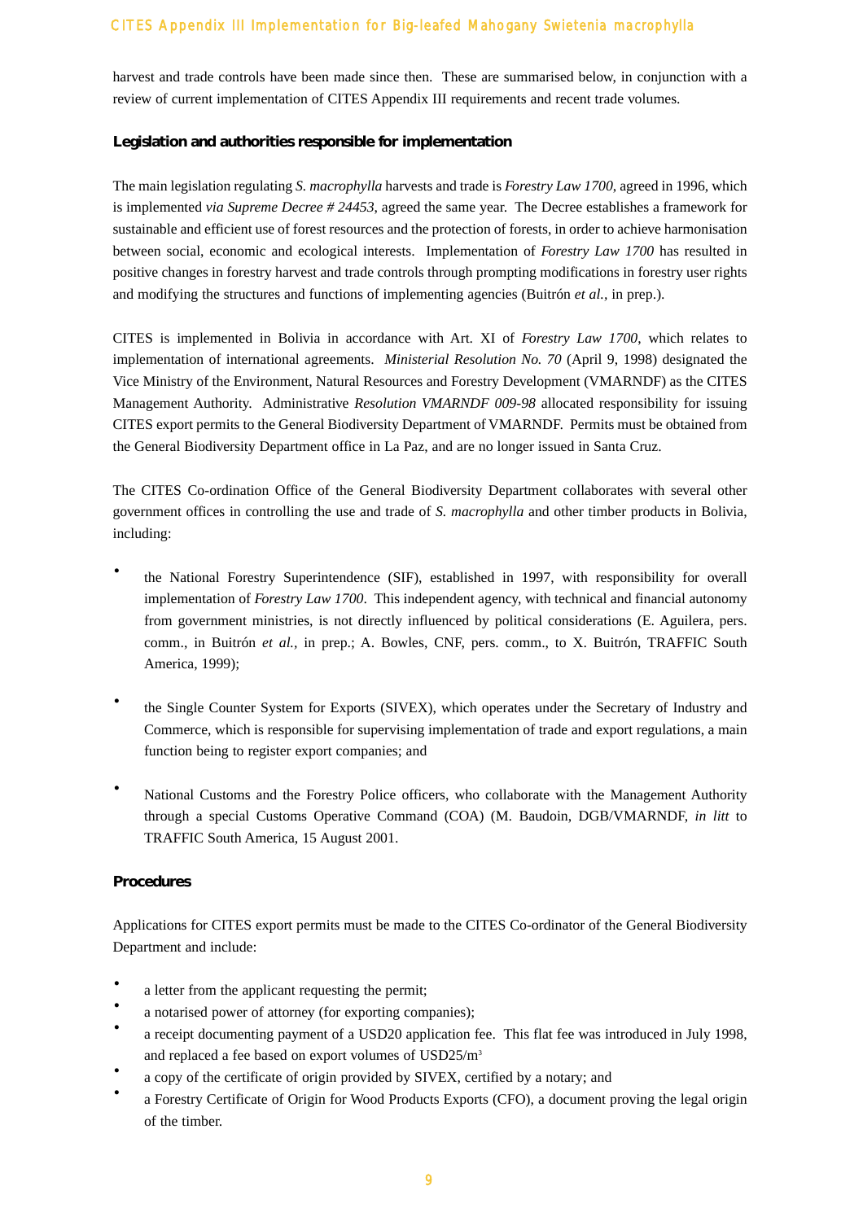harvest and trade controls have been made since then. These are summarised below, in conjunction with a review of current implementation of CITES Appendix III requirements and recent trade volumes.

**Legislation and authorities responsible for implementation**

The main legislation regulating *S. macrophylla* harvests and trade is *Forestry Law 1700*, agreed in 1996, which is implemented *via Supreme Decree # 24453*, agreed the same year. The Decree establishes a framework for sustainable and efficient use of forest resources and the protection of forests, in order to achieve harmonisation between social, economic and ecological interests. Implementation of *Forestry Law 1700* has resulted in positive changes in forestry harvest and trade controls through prompting modifications in forestry user rights and modifying the structures and functions of implementing agencies (Buitrón *et al.*, in prep.).

CITES is implemented in Bolivia in accordance with Art. XI of *Forestry Law 1700*, which relates to implementation of international agreements. *Ministerial Resolution No. 70* (April 9, 1998) designated the Vice Ministry of the Environment, Natural Resources and Forestry Development (VMARNDF) as the CITES Management Authority. Administrative *Resolution VMARNDF 009-98* allocated responsibility for issuing CITES export permits to the General Biodiversity Department of VMARNDF. Permits must be obtained from the General Biodiversity Department office in La Paz, and are no longer issued in Santa Cruz.

The CITES Co-ordination Office of the General Biodiversity Department collaborates with several other government offices in controlling the use and trade of *S. macrophylla* and other timber products in Bolivia, including:

- the National Forestry Superintendence (SIF), established in 1997, with responsibility for overall implementation of *Forestry Law 1700*. This independent agency, with technical and financial autonomy from government ministries, is not directly influenced by political considerations (E. Aguilera, pers. comm., in Buitrón *et al.*, in prep.; A. Bowles, CNF, pers. comm., to X. Buitrón, TRAFFIC South America, 1999);

- the Single Counter System for Exports (SIVEX), which operates under the Secretary of Industry and Commerce, which is responsible for supervising implementation of trade and export regulations, a main function being to register export companies; and

- National Customs and the Forestry Police officers, who collaborate with the Management Authority through a special Customs Operative Command (COA) (M. Baudoin, DGB/VMARNDF, *in litt* to TRAFFIC South America, 15 August 2001.

**Procedures**

Applications for CITES export permits must be made to the CITES Co-ordinator of the General Biodiversity Department and include:

- a letter from the applicant requesting the permit;
- a notarised power of attorney (for exporting companies);
- a receipt documenting payment of a USD20 application fee. This flat fee was introduced in July 1998, and replaced a fee based on export volumes of USD25/$m^3$
- a copy of the certificate of origin provided by SIVEX, certified by a notary; and
- a Forestry Certificate of Origin for Wood Products Exports (CFO), a document proving the legal origin of the timber.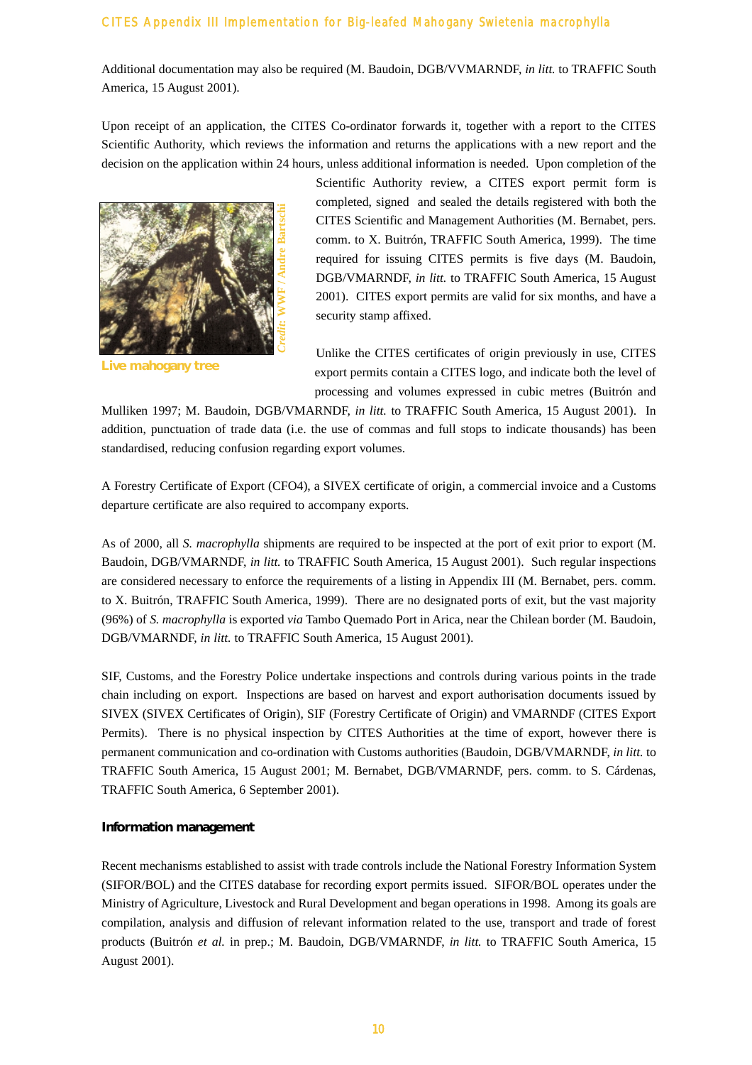Additional documentation may also be required (M. Baudoin, DGB/VVMARNDF, *in litt.* to TRAFFIC South America, 15 August 2001).

Upon receipt of an application, the CITES Co-ordinator forwards it, together with a report to the CITES Scientific Authority, which reviews the information and returns the applications with a new report and the decision on the application within 24 hours, unless additional information is needed. Upon completion of the Scientific Authority review, a CITES export permit form is completed, signed and sealed the details registered with both the CITES Scientific and Management Authorities (M. Bernabet, pers. comm. to X. Buitrón, TRAFFIC South America, 1999). The time required for issuing CITES permits is five days (M. Baudoin, DGB/VMARNDF, *in litt.* to TRAFFIC South America, 15 August 2001). CITES export permits are valid for six months, and have a security stamp affixed.

Credit: WWF / Andre Bartschi

Live mahogany tree

Unlike the CITES certificates of origin previously in use, CITES export permits contain a CITES logo, and indicate both the level of processing and volumes expressed in cubic metres (Buitrón and Mulliken 1997; M. Baudoin, DGB/VMARNDF, *in litt.* to TRAFFIC South America, 15 August 2001). In addition, punctuation of trade data (i.e. the use of commas and full stops to indicate thousands) has been standardised, reducing confusion regarding export volumes.

A Forestry Certificate of Export (CFO4), a SIVEX certificate of origin, a commercial invoice and a Customs departure certificate are also required to accompany exports.

As of 2000, all *S. macrophylla* shipments are required to be inspected at the port of exit prior to export (M. Baudoin, DGB/VMARNDF, *in litt.* to TRAFFIC South America, 15 August 2001). Such regular inspections are considered necessary to enforce the requirements of a listing in Appendix III (M. Bernabet, pers. comm. to X. Buitrón, TRAFFIC South America, 1999). There are no designated ports of exit, but the vast majority (96%) of *S. macrophylla* is exported *via* Tambo Quemado Port in Arica, near the Chilean border (M. Baudoin, DGB/VMARNDF, *in litt.* to TRAFFIC South America, 15 August 2001).

SIF, Customs, and the Forestry Police undertake inspections and controls during various points in the trade chain including on export. Inspections are based on harvest and export authorisation documents issued by SIVEX (SIVEX Certificates of Origin), SIF (Forestry Certificate of Origin) and VMARNDF (CITES Export Permits). There is no physical inspection by CITES Authorities at the time of export, however there is permanent communication and co-ordination with Customs authorities (Baudoin, DGB/VMARNDF, *in litt.* to TRAFFIC South America, 15 August 2001; M. Bernabet, DGB/VMARNDF, pers. comm. to S. Cárdenas, TRAFFIC South America, 6 September 2001).

### Information management

Recent mechanisms established to assist with trade controls include the National Forestry Information System (SIFOR/BOL) and the CITES database for recording export permits issued. SIFOR/BOL operates under the Ministry of Agriculture, Livestock and Rural Development and began operations in 1998. Among its goals are compilation, analysis and diffusion of relevant information related to the use, transport and trade of forest products (Buitrón *et al.* in prep.; M. Baudoin, DGB/VMARNDF, *in litt.* to TRAFFIC South America, 15 August 2001).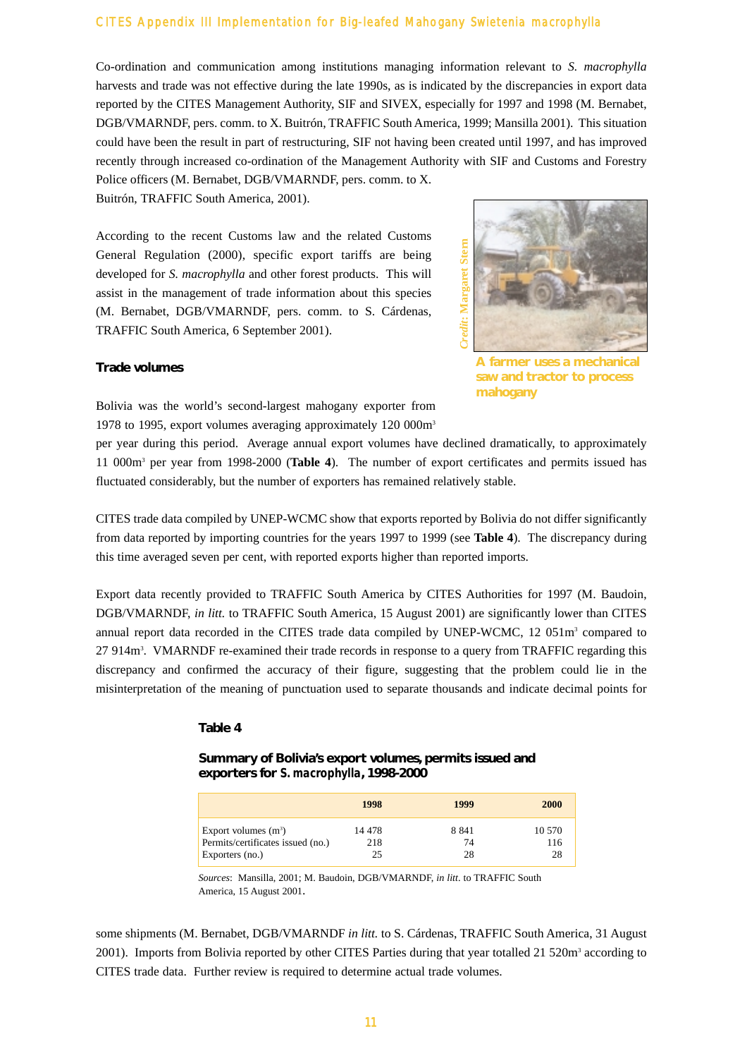Co-ordination and communication among institutions managing information relevant to *S. macrophylla* harvests and trade was not effective during the late 1990s, as is indicated by the discrepancies in export data reported by the CITES Management Authority, SIF and SIVEX, especially for 1997 and 1998 (M. Bernabet, DGB/VMARNDF, pers. comm. to X. Buitrón, TRAFFIC South America, 1999; Mansilla 2001). This situation could have been the result in part of restructuring, SIF not having been created until 1997, and has improved recently through increased co-ordination of the Management Authority with SIF and Customs and Forestry Police officers (M. Bernabet, DGB/VMARNDF, pers. comm. to X. Buitrón, TRAFFIC South America, 2001).

According to the recent Customs law and the related Customs General Regulation (2000), specific export tariffs are being developed for *S. macrophylla* and other forest products. This will assist in the management of trade information about this species (M. Bernabet, DGB/VMARNDF, pers. comm. to S. Cárdenas, TRAFFIC South America, 6 September 2001).

Credit: Margaret Stern

**A farmer uses a mechanical saw and tractor to process mahogany**

### Trade volumes

Bolivia was the world's second-largest mahogany exporter from 1978 to 1995, export volumes averaging approximately 120 000m³ per year during this period. Average annual export volumes have declined dramatically, to approximately 11 000m³ per year from 1998-2000 (**Table 4**). The number of export certificates and permits issued has fluctuated considerably, but the number of exporters has remained relatively stable.

CITES trade data compiled by UNEP-WCMC show that exports reported by Bolivia do not differ significantly from data reported by importing countries for the years 1997 to 1999 (see **Table 4**). The discrepancy during this time averaged seven per cent, with reported exports higher than reported imports.

Export data recently provided to TRAFFIC South America by CITES Authorities for 1997 (M. Baudoin, DGB/VMARNDF, *in litt.* to TRAFFIC South America, 15 August 2001) are significantly lower than CITES annual report data recorded in the CITES trade data compiled by UNEP-WCMC, 12 051m³ compared to 27 914m³. VMARNDF re-examined their trade records in response to a query from TRAFFIC regarding this discrepancy and confirmed the accuracy of their figure, suggesting that the problem could lie in the misinterpretation of the meaning of punctuation used to separate thousands and indicate decimal points for some shipments (M. Bernabet, DGB/VMARNDF *in litt.* to S. Cárdenas, TRAFFIC South America, 31 August 2001). Imports from Bolivia reported by other CITES Parties during that year totalled 21 520m³ according to CITES trade data. Further review is required to determine actual trade volumes.

**Table 4**

**Summary of Bolivia's export volumes, permits issued and exporters for *S. macrophylla*, 1998-2000**

| | 1998 | 1999 | 2000 |
|---|---|---|---|
| Export volumes (m³) | 14 478 | 8 841 | 10 570 |
| Permits/certificates issued (no.) | 218 | 74 | 116 |
| Exporters (no.) | 25 | 28 | 28 |

*Sources*: Mansilla, 2001; M. Baudoin, DGB/VMARNDF, *in litt.* to TRAFFIC South America, 15 August 2001.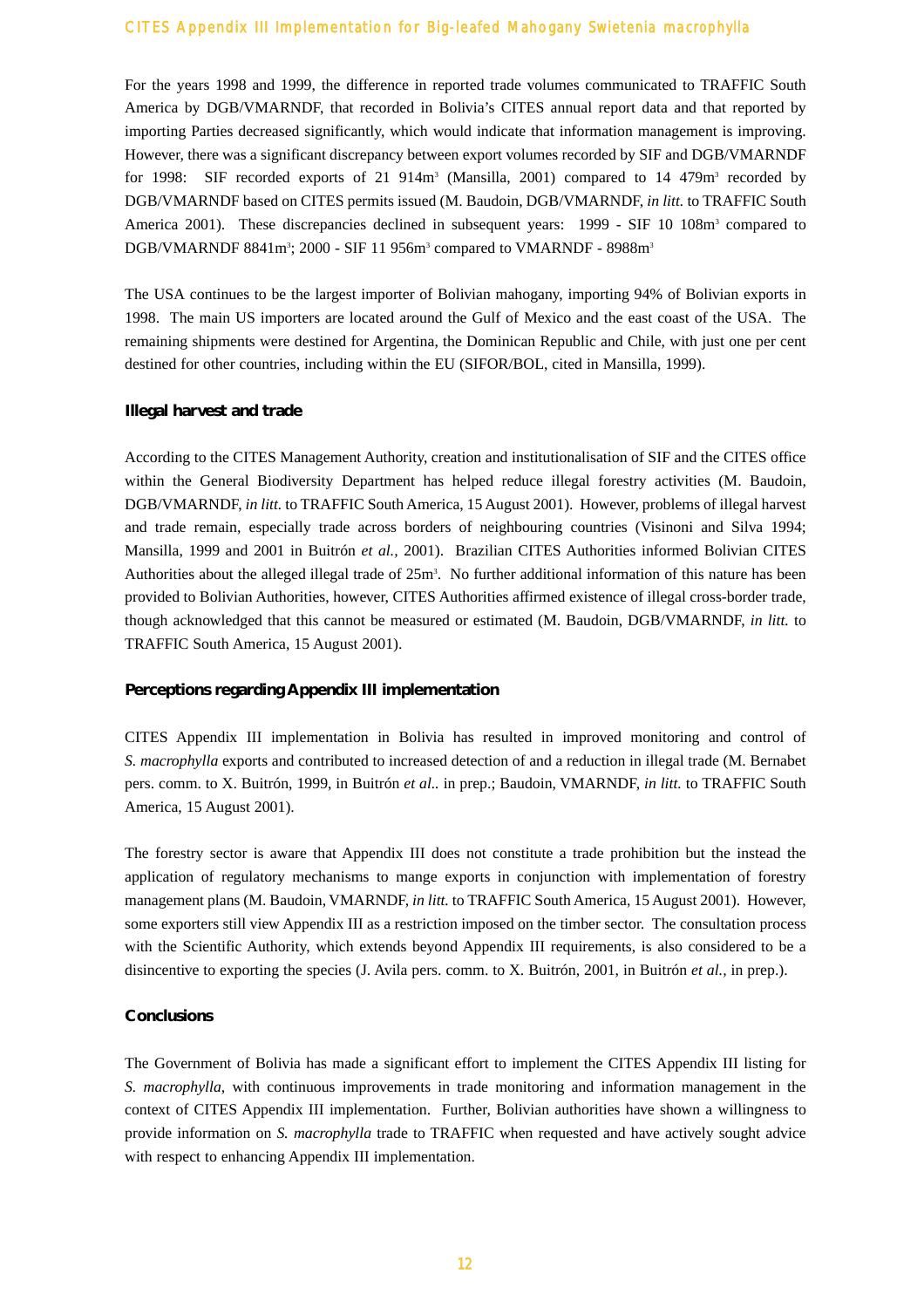For the years 1998 and 1999, the difference in reported trade volumes communicated to TRAFFIC South America by DGB/VMARNDF, that recorded in Bolivia's CITES annual report data and that reported by importing Parties decreased significantly, which would indicate that information management is improving. However, there was a significant discrepancy between export volumes recorded by SIF and DGB/VMARNDF for 1998: SIF recorded exports of 21 914m$^3$ (Mansilla, 2001) compared to 14 479m$^3$ recorded by DGB/VMARNDF based on CITES permits issued (M. Baudoin, DGB/VMARNDF, *in litt.* to TRAFFIC South America 2001). These discrepancies declined in subsequent years: 1999 - SIF 10 108m$^3$ compared to DGB/VMARNDF 8841m$^3$; 2000 - SIF 11 956m$^3$ compared to VMARNDF - 8988m$^3$

The USA continues to be the largest importer of Bolivian mahogany, importing 94% of Bolivian exports in 1998. The main US importers are located around the Gulf of Mexico and the east coast of the USA. The remaining shipments were destined for Argentina, the Dominican Republic and Chile, with just one per cent destined for other countries, including within the EU (SIFOR/BOL, cited in Mansilla, 1999).

### Illegal harvest and trade

According to the CITES Management Authority, creation and institutionalisation of SIF and the CITES office within the General Biodiversity Department has helped reduce illegal forestry activities (M. Baudoin, DGB/VMARNDF, *in litt.* to TRAFFIC South America, 15 August 2001). However, problems of illegal harvest and trade remain, especially trade across borders of neighbouring countries (Visinoni and Silva 1994; Mansilla, 1999 and 2001 in Buitrón *et al.,* 2001). Brazilian CITES Authorities informed Bolivian CITES Authorities about the alleged illegal trade of 25m$^3$. No further additional information of this nature has been provided to Bolivian Authorities, however, CITES Authorities affirmed existence of illegal cross-border trade, though acknowledged that this cannot be measured or estimated (M. Baudoin, DGB/VMARNDF, *in litt.* to TRAFFIC South America, 15 August 2001).

### Perceptions regarding Appendix III implementation

CITES Appendix III implementation in Bolivia has resulted in improved monitoring and control of *S. macrophylla* exports and contributed to increased detection of and a reduction in illegal trade (M. Bernabet pers. comm. to X. Buitrón, 1999, in Buitrón *et al..* in prep.; Baudoin, VMARNDF, *in litt.* to TRAFFIC South America, 15 August 2001).

The forestry sector is aware that Appendix III does not constitute a trade prohibition but the instead the application of regulatory mechanisms to mange exports in conjunction with implementation of forestry management plans (M. Baudoin, VMARNDF, *in litt.* to TRAFFIC South America, 15 August 2001). However, some exporters still view Appendix III as a restriction imposed on the timber sector. The consultation process with the Scientific Authority, which extends beyond Appendix III requirements, is also considered to be a disincentive to exporting the species (J. Avila pers. comm. to X. Buitrón, 2001, in Buitrón *et al.*, in prep.).

### Conclusions

The Government of Bolivia has made a significant effort to implement the CITES Appendix III listing for *S. macrophylla*, with continuous improvements in trade monitoring and information management in the context of CITES Appendix III implementation. Further, Bolivian authorities have shown a willingness to provide information on *S. macrophylla* trade to TRAFFIC when requested and have actively sought advice with respect to enhancing Appendix III implementation.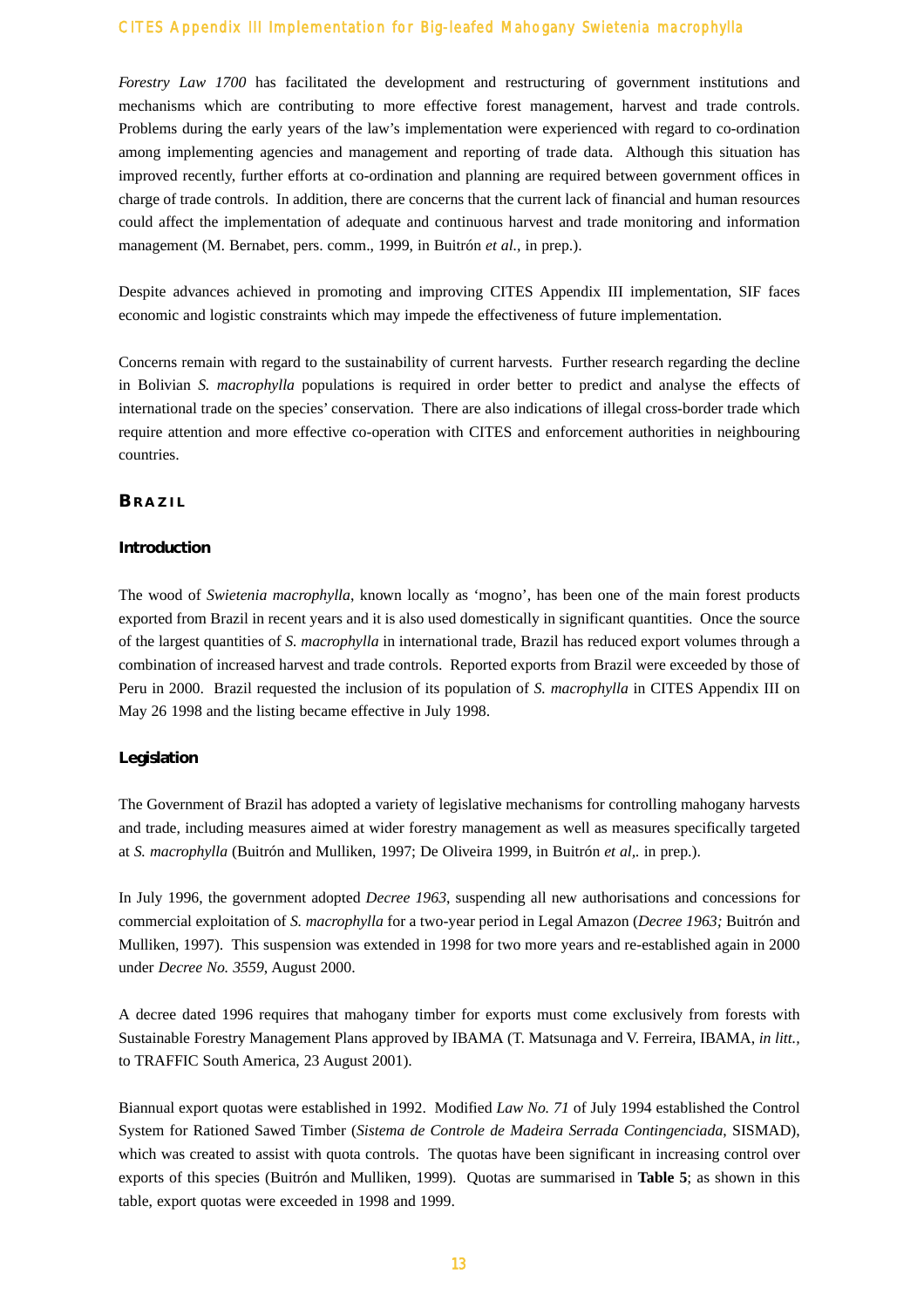*Forestry Law 1700* has facilitated the development and restructuring of government institutions and mechanisms which are contributing to more effective forest management, harvest and trade controls. Problems during the early years of the law's implementation were experienced with regard to co-ordination among implementing agencies and management and reporting of trade data. Although this situation has improved recently, further efforts at co-ordination and planning are required between government offices in charge of trade controls. In addition, there are concerns that the current lack of financial and human resources could affect the implementation of adequate and continuous harvest and trade monitoring and information management (M. Bernabet, pers. comm., 1999, in Buitrón *et al.,* in prep.).

Despite advances achieved in promoting and improving CITES Appendix III implementation, SIF faces economic and logistic constraints which may impede the effectiveness of future implementation.

Concerns remain with regard to the sustainability of current harvests. Further research regarding the decline in Bolivian *S. macrophylla* populations is required in order better to predict and analyse the effects of international trade on the species' conservation. There are also indications of illegal cross-border trade which require attention and more effective co-operation with CITES and enforcement authorities in neighbouring countries.

## BRAZIL

### Introduction

The wood of *Swietenia macrophylla*, known locally as 'mogno', has been one of the main forest products exported from Brazil in recent years and it is also used domestically in significant quantities. Once the source of the largest quantities of *S. macrophylla* in international trade, Brazil has reduced export volumes through a combination of increased harvest and trade controls. Reported exports from Brazil were exceeded by those of Peru in 2000. Brazil requested the inclusion of its population of *S. macrophylla* in CITES Appendix III on May 26 1998 and the listing became effective in July 1998.

### Legislation

The Government of Brazil has adopted a variety of legislative mechanisms for controlling mahogany harvests and trade, including measures aimed at wider forestry management as well as measures specifically targeted at *S. macrophylla* (Buitrón and Mulliken, 1997; De Oliveira 1999, in Buitrón *et al,.* in prep.).

In July 1996, the government adopted *Decree 1963*, suspending all new authorisations and concessions for commercial exploitation of *S. macrophylla* for a two-year period in Legal Amazon (*Decree 1963;* Buitrón and Mulliken, 1997). This suspension was extended in 1998 for two more years and re-established again in 2000 under *Decree No. 3559*, August 2000.

A decree dated 1996 requires that mahogany timber for exports must come exclusively from forests with Sustainable Forestry Management Plans approved by IBAMA (T. Matsunaga and V. Ferreira, IBAMA, *in litt.,* to TRAFFIC South America, 23 August 2001).

Biannual export quotas were established in 1992. Modified *Law No. 71* of July 1994 established the Control System for Rationed Sawed Timber (*Sistema de Controle de Madeira Serrada Contingenciada*, SISMAD), which was created to assist with quota controls. The quotas have been significant in increasing control over exports of this species (Buitrón and Mulliken, 1999). Quotas are summarised in **Table 5**; as shown in this table, export quotas were exceeded in 1998 and 1999.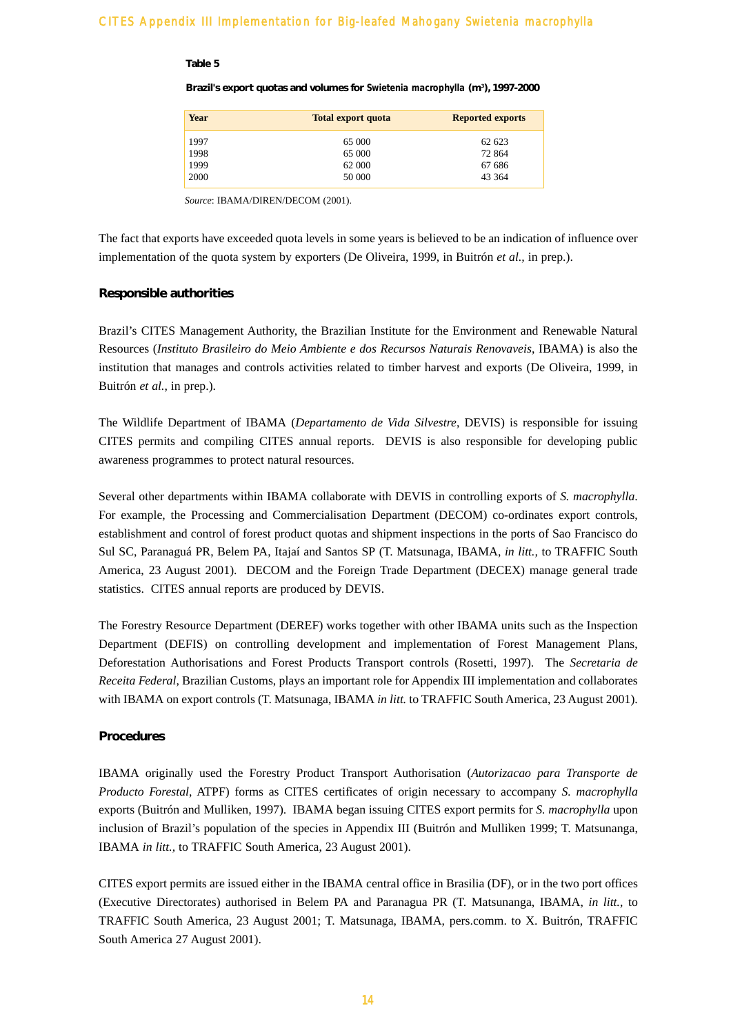**Table 5**

**Brazil's export quotas and volumes for *Swietenia macrophylla* ($m^3$), 1997-2000**

| Year | Total export quota | Reported exports |
|---|---|---|
| 1997 | 65 000 | 62 623 |
| 1998 | 65 000 | 72 864 |
| 1999 | 62 000 | 67 686 |
| 2000 | 50 000 | 43 364 |

*Source*: IBAMA/DIREN/DECOM (2001).

The fact that exports have exceeded quota levels in some years is believed to be an indication of influence over implementation of the quota system by exporters (De Oliveira, 1999, in Buitrón *et al.,* in prep.).

## Responsible authorities

Brazil's CITES Management Authority, the Brazilian Institute for the Environment and Renewable Natural Resources (*Instituto Brasileiro do Meio Ambiente e dos Recursos Naturais Renovaveis*, IBAMA) is also the institution that manages and controls activities related to timber harvest and exports (De Oliveira, 1999, in Buitrón *et al.,* in prep.).

The Wildlife Department of IBAMA (*Departamento de Vida Silvestre*, DEVIS) is responsible for issuing CITES permits and compiling CITES annual reports. DEVIS is also responsible for developing public awareness programmes to protect natural resources.

Several other departments within IBAMA collaborate with DEVIS in controlling exports of *S. macrophylla*. For example, the Processing and Commercialisation Department (DECOM) co-ordinates export controls, establishment and control of forest product quotas and shipment inspections in the ports of Sao Francisco do Sul SC, Paranaguá PR, Belem PA, Itajaí and Santos SP (T. Matsunaga, IBAMA, *in litt.,* to TRAFFIC South America, 23 August 2001). DECOM and the Foreign Trade Department (DECEX) manage general trade statistics. CITES annual reports are produced by DEVIS.

The Forestry Resource Department (DEREF) works together with other IBAMA units such as the Inspection Department (DEFIS) on controlling development and implementation of Forest Management Plans, Deforestation Authorisations and Forest Products Transport controls (Rosetti, 1997). The *Secretaria de Receita Federal*, Brazilian Customs, plays an important role for Appendix III implementation and collaborates with IBAMA on export controls (T. Matsunaga, IBAMA *in litt.* to TRAFFIC South America, 23 August 2001).

## Procedures

IBAMA originally used the Forestry Product Transport Authorisation (*Autorizacao para Transporte de Producto Forestal*, ATPF) forms as CITES certificates of origin necessary to accompany *S. macrophylla* exports (Buitrón and Mulliken, 1997). IBAMA began issuing CITES export permits for *S. macrophylla* upon inclusion of Brazil's population of the species in Appendix III (Buitrón and Mulliken 1999; T. Matsunanga, IBAMA *in litt.,* to TRAFFIC South America, 23 August 2001).

CITES export permits are issued either in the IBAMA central office in Brasilia (DF), or in the two port offices (Executive Directorates) authorised in Belem PA and Paranagua PR (T. Matsunanga, IBAMA, *in litt.,* to TRAFFIC South America, 23 August 2001; T. Matsunaga, IBAMA, pers.comm. to X. Buitrón, TRAFFIC South America 27 August 2001).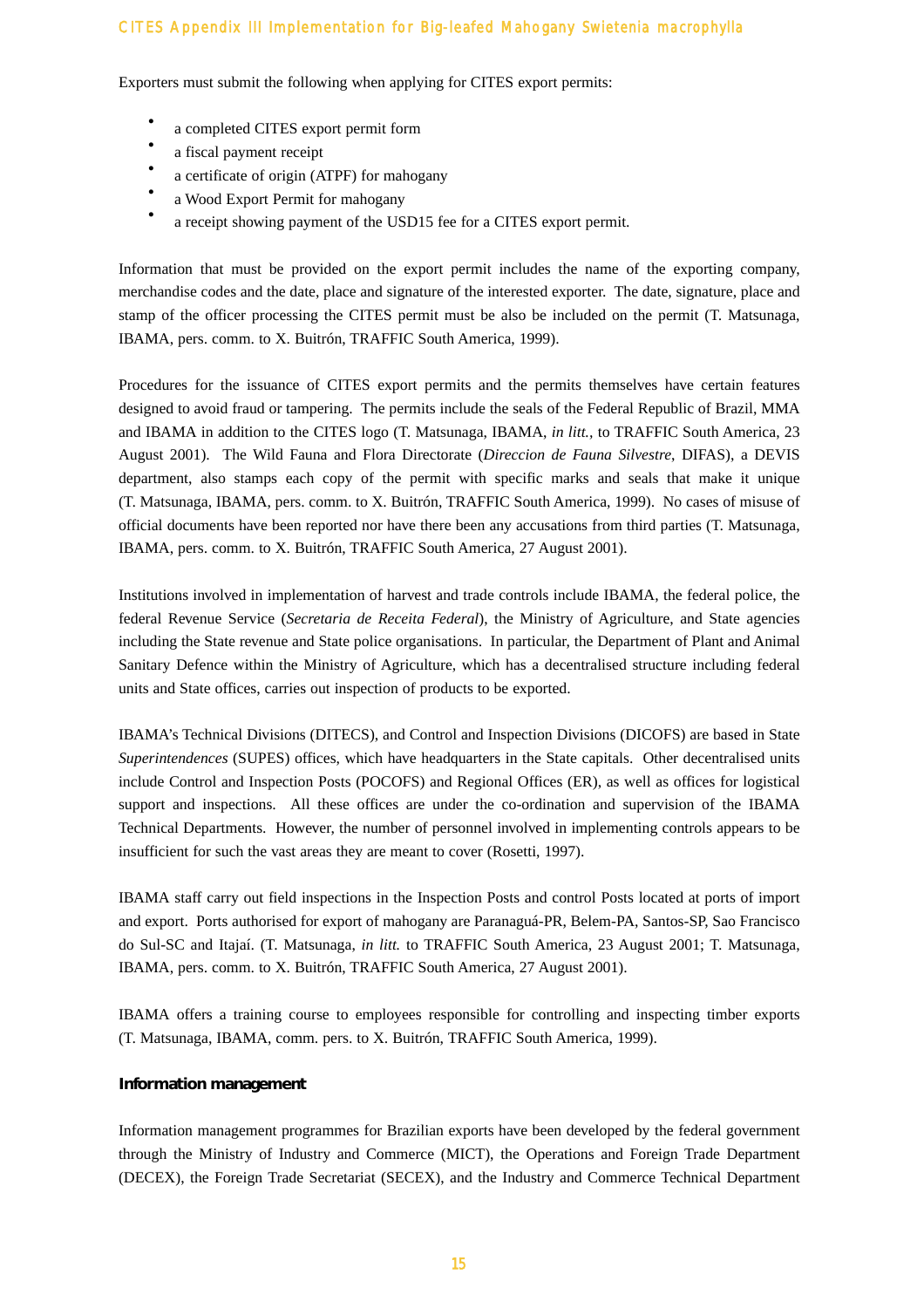Exporters must submit the following when applying for CITES export permits:

- a completed CITES export permit form
- a fiscal payment receipt
- a certificate of origin (ATPF) for mahogany
- a Wood Export Permit for mahogany
- a receipt showing payment of the USD15 fee for a CITES export permit.

Information that must be provided on the export permit includes the name of the exporting company, merchandise codes and the date, place and signature of the interested exporter. The date, signature, place and stamp of the officer processing the CITES permit must be also be included on the permit (T. Matsunaga, IBAMA, pers. comm. to X. Buitrón, TRAFFIC South America, 1999).

Procedures for the issuance of CITES export permits and the permits themselves have certain features designed to avoid fraud or tampering. The permits include the seals of the Federal Republic of Brazil, MMA and IBAMA in addition to the CITES logo (T. Matsunaga, IBAMA, *in litt.*, to TRAFFIC South America, 23 August 2001). The Wild Fauna and Flora Directorate (*Direccion de Fauna Silvestre*, DIFAS), a DEVIS department, also stamps each copy of the permit with specific marks and seals that make it unique (T. Matsunaga, IBAMA, pers. comm. to X. Buitrón, TRAFFIC South America, 1999). No cases of misuse of official documents have been reported nor have there been any accusations from third parties (T. Matsunaga, IBAMA, pers. comm. to X. Buitrón, TRAFFIC South America, 27 August 2001).

Institutions involved in implementation of harvest and trade controls include IBAMA, the federal police, the federal Revenue Service (*Secretaria de Receita Federal*), the Ministry of Agriculture, and State agencies including the State revenue and State police organisations. In particular, the Department of Plant and Animal Sanitary Defence within the Ministry of Agriculture, which has a decentralised structure including federal units and State offices, carries out inspection of products to be exported.

IBAMA's Technical Divisions (DITECS), and Control and Inspection Divisions (DICOFS) are based in State *Superintendences* (SUPES) offices, which have headquarters in the State capitals. Other decentralised units include Control and Inspection Posts (POCOFS) and Regional Offices (ER), as well as offices for logistical support and inspections. All these offices are under the co-ordination and supervision of the IBAMA Technical Departments. However, the number of personnel involved in implementing controls appears to be insufficient for such the vast areas they are meant to cover (Rosetti, 1997).

IBAMA staff carry out field inspections in the Inspection Posts and control Posts located at ports of import and export. Ports authorised for export of mahogany are Paranaguá-PR, Belem-PA, Santos-SP, Sao Francisco do Sul-SC and Itajaí. (T. Matsunaga, *in litt.* to TRAFFIC South America, 23 August 2001; T. Matsunaga, IBAMA, pers. comm. to X. Buitrón, TRAFFIC South America, 27 August 2001).

IBAMA offers a training course to employees responsible for controlling and inspecting timber exports (T. Matsunaga, IBAMA, comm. pers. to X. Buitrón, TRAFFIC South America, 1999).

#### Information management

Information management programmes for Brazilian exports have been developed by the federal government through the Ministry of Industry and Commerce (MICT), the Operations and Foreign Trade Department (DECEX), the Foreign Trade Secretariat (SECEX), and the Industry and Commerce Technical Department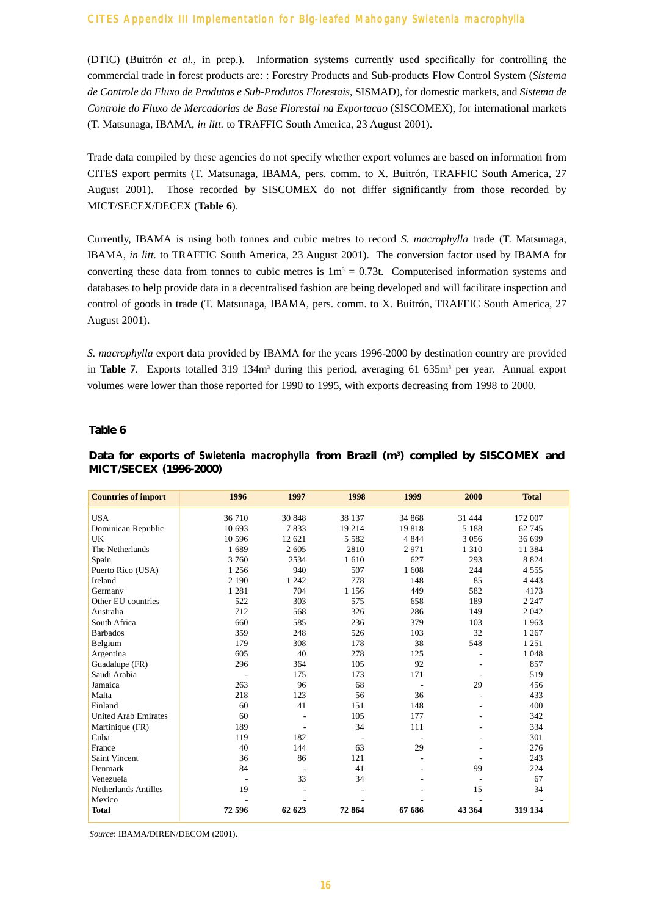(DTIC) (Buitrón *et al.*, in prep.). Information systems currently used specifically for controlling the commercial trade in forest products are: : Forestry Products and Sub-products Flow Control System (*Sistema de Controle do Fluxo de Produtos e Sub-Produtos Florestais*, SISMAD), for domestic markets, and *Sistema de Controle do Fluxo de Mercadorias de Base Florestal na Exportacao* (SISCOMEX), for international markets (T. Matsunaga, IBAMA, *in litt.* to TRAFFIC South America, 23 August 2001).

Trade data compiled by these agencies do not specify whether export volumes are based on information from CITES export permits (T. Matsunaga, IBAMA, pers. comm. to X. Buitrón, TRAFFIC South America, 27 August 2001). Those recorded by SISCOMEX do not differ significantly from those recorded by MICT/SECEX/DECEX (**Table 6**).

Currently, IBAMA is using both tonnes and cubic metres to record *S. macrophylla* trade (T. Matsunaga, IBAMA, *in litt.* to TRAFFIC South America, 23 August 2001). The conversion factor used by IBAMA for converting these data from tonnes to cubic metres is $1m^3 = 0.73t$. Computerised information systems and databases to help provide data in a decentralised fashion are being developed and will facilitate inspection and control of goods in trade (T. Matsunaga, IBAMA, pers. comm. to X. Buitrón, TRAFFIC South America, 27 August 2001).

*S. macrophylla* export data provided by IBAMA for the years 1996-2000 by destination country are provided in **Table 7**. Exports totalled 319 134$m^3$ during this period, averaging 61 635$m^3$ per year. Annual export volumes were lower than those reported for 1990 to 1995, with exports decreasing from 1998 to 2000.

**Table 6**

**Data for exports of *Swietenia macrophylla* from Brazil ($m^3$) compiled by SISCOMEX and MICT/SECEX (1996-2000)**

| Countries of import | 1996 | 1997 | 1998 | 1999 | 2000 | Total |
|---|---|---|---|---|---|---|
| USA | 36 710 | 30 848 | 38 137 | 34 868 | 31 444 | 172 007 |
| Dominican Republic | 10 693 | 7 833 | 19 214 | 19 818 | 5 188 | 62 745 |
| UK | 10 596 | 12 621 | 5 582 | 4 844 | 3 056 | 36 699 |
| The Netherlands | 1 689 | 2 605 | 2810 | 2 971 | 1 310 | 11 384 |
| Spain | 3 760 | 2534 | 1 610 | 627 | 293 | 8 824 |
| Puerto Rico (USA) | 1 256 | 940 | 507 | 1 608 | 244 | 4 555 |
| Ireland | 2 190 | 1 242 | 778 | 148 | 85 | 4 443 |
| Germany | 1 281 | 704 | 1 156 | 449 | 582 | 4173 |
| Other EU countries | 522 | 303 | 575 | 658 | 189 | 2 247 |
| Australia | 712 | 568 | 326 | 286 | 149 | 2 042 |
| South Africa | 660 | 585 | 236 | 379 | 103 | 1 963 |
| Barbados | 359 | 248 | 526 | 103 | 32 | 1 267 |
| Belgium | 179 | 308 | 178 | 38 | 548 | 1 251 |
| Argentina | 605 | 40 | 278 | 125 | - | 1 048 |
| Guadalupe (FR) | 296 | 364 | 105 | 92 | - | 857 |
| Saudi Arabia | - | 175 | 173 | 171 | - | 519 |
| Jamaica | 263 | 96 | 68 | - | 29 | 456 |
| Malta | 218 | 123 | 56 | 36 | - | 433 |
| Finland | 60 | 41 | 151 | 148 | - | 400 |
| United Arab Emirates | 60 | - | 105 | 177 | - | 342 |
| Martinique (FR) | 189 | - | 34 | 111 | - | 334 |
| Cuba | 119 | 182 | - | - | - | 301 |
| France | 40 | 144 | 63 | 29 | - | 276 |
| Saint Vincent | 36 | 86 | 121 | - | - | 243 |
| Denmark | 84 | - | 41 | - | 99 | 224 |
| Venezuela | - | 33 | 34 | - | - | 67 |
| Netherlands Antilles | 19 | - | - | - | 15 | 34 |
| Mexico | - | - | - | - | - | - |
| **Total** | **72 596** | **62 623** | **72 864** | **67 686** | **43 364** | **319 134** |

*Source*: IBAMA/DIREN/DECOM (2001).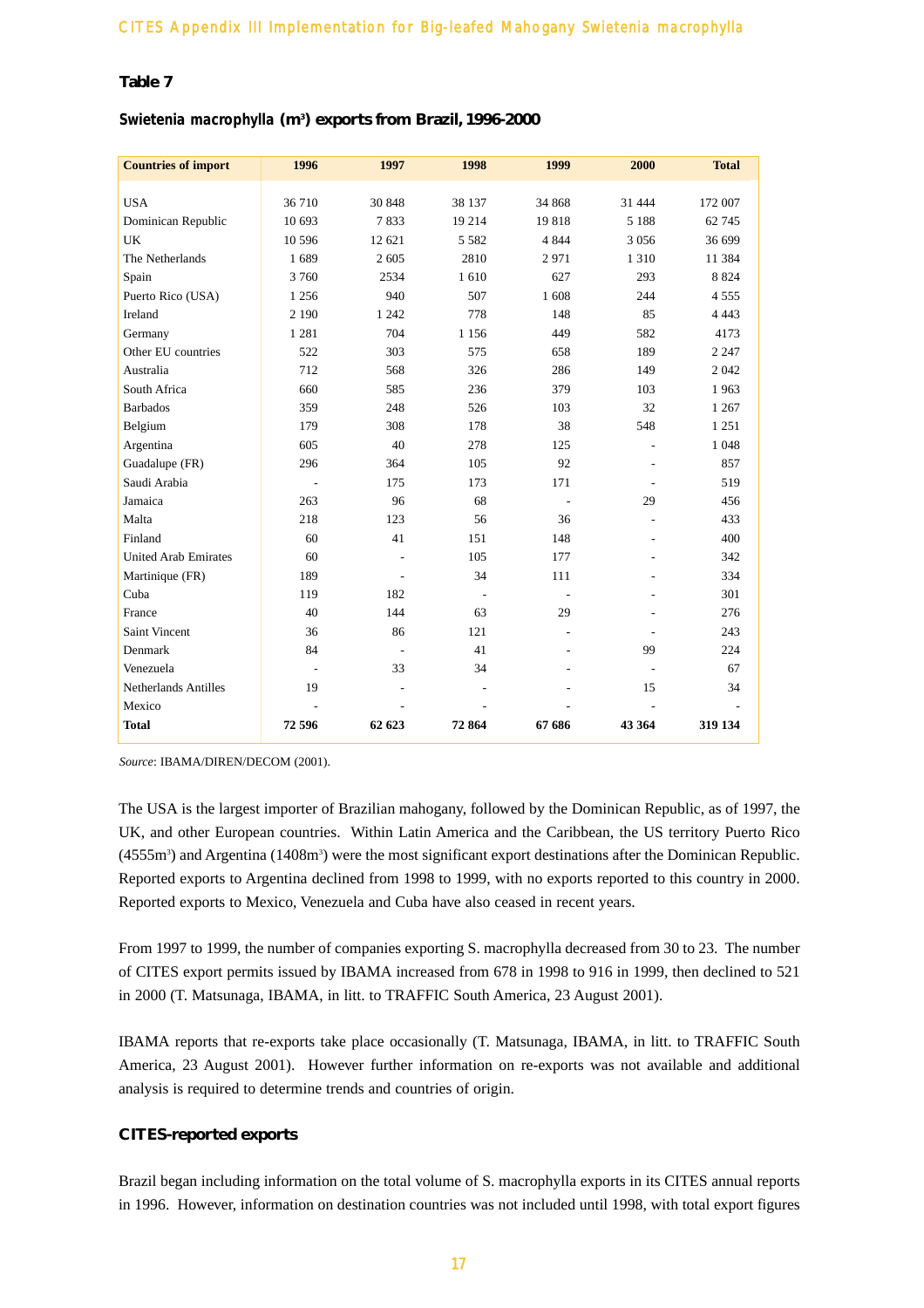**Table 7**

**Swietenia macrophylla ($m^3$) exports from Brazil, 1996-2000**

| Countries of import | 1996 | 1997 | 1998 | 1999 | 2000 | Total |
|---|---|---|---|---|---|---|
| USA | 36 710 | 30 848 | 38 137 | 34 868 | 31 444 | 172 007 |
| Dominican Republic | 10 693 | 7 833 | 19 214 | 19 818 | 5 188 | 62 745 |
| UK | 10 596 | 12 621 | 5 582 | 4 844 | 3 056 | 36 699 |
| The Netherlands | 1 689 | 2 605 | 2810 | 2 971 | 1 310 | 11 384 |
| Spain | 3 760 | 2534 | 1 610 | 627 | 293 | 8 824 |
| Puerto Rico (USA) | 1 256 | 940 | 507 | 1 608 | 244 | 4 555 |
| Ireland | 2 190 | 1 242 | 778 | 148 | 85 | 4 443 |
| Germany | 1 281 | 704 | 1 156 | 449 | 582 | 4173 |
| Other EU countries | 522 | 303 | 575 | 658 | 189 | 2 247 |
| Australia | 712 | 568 | 326 | 286 | 149 | 2 042 |
| South Africa | 660 | 585 | 236 | 379 | 103 | 1 963 |
| Barbados | 359 | 248 | 526 | 103 | 32 | 1 267 |
| Belgium | 179 | 308 | 178 | 38 | 548 | 1 251 |
| Argentina | 605 | 40 | 278 | 125 | - | 1 048 |
| Guadalupe (FR) | 296 | 364 | 105 | 92 | - | 857 |
| Saudi Arabia | - | 175 | 173 | 171 | - | 519 |
| Jamaica | 263 | 96 | 68 | - | 29 | 456 |
| Malta | 218 | 123 | 56 | 36 | - | 433 |
| Finland | 60 | 41 | 151 | 148 | - | 400 |
| United Arab Emirates | 60 | - | 105 | 177 | - | 342 |
| Martinique (FR) | 189 | - | 34 | 111 | - | 334 |
| Cuba | 119 | 182 | - | - | - | 301 |
| France | 40 | 144 | 63 | 29 | - | 276 |
| Saint Vincent | 36 | 86 | 121 | - | - | 243 |
| Denmark | 84 | - | 41 | - | 99 | 224 |
| Venezuela | - | 33 | 34 | - | - | 67 |
| Netherlands Antilles | 19 | - | - | - | 15 | 34 |
| Mexico | - | - | - | - | - | - |
| **Total** | **72 596** | **62 623** | **72 864** | **67 686** | **43 364** | **319 134** |

*Source*: IBAMA/DIREN/DECOM (2001).

The USA is the largest importer of Brazilian mahogany, followed by the Dominican Republic, as of 1997, the UK, and other European countries. Within Latin America and the Caribbean, the US territory Puerto Rico (4555$m^3$) and Argentina (1408$m^3$) were the most significant export destinations after the Dominican Republic. Reported exports to Argentina declined from 1998 to 1999, with no exports reported to this country in 2000. Reported exports to Mexico, Venezuela and Cuba have also ceased in recent years.

From 1997 to 1999, the number of companies exporting S. macrophylla decreased from 30 to 23. The number of CITES export permits issued by IBAMA increased from 678 in 1998 to 916 in 1999, then declined to 521 in 2000 (T. Matsunaga, IBAMA, in litt. to TRAFFIC South America, 23 August 2001).

IBAMA reports that re-exports take place occasionally (T. Matsunaga, IBAMA, in litt. to TRAFFIC South America, 23 August 2001). However further information on re-exports was not available and additional analysis is required to determine trends and countries of origin.

### CITES-reported exports

Brazil began including information on the total volume of S. macrophylla exports in its CITES annual reports in 1996. However, information on destination countries was not included until 1998, with total export figures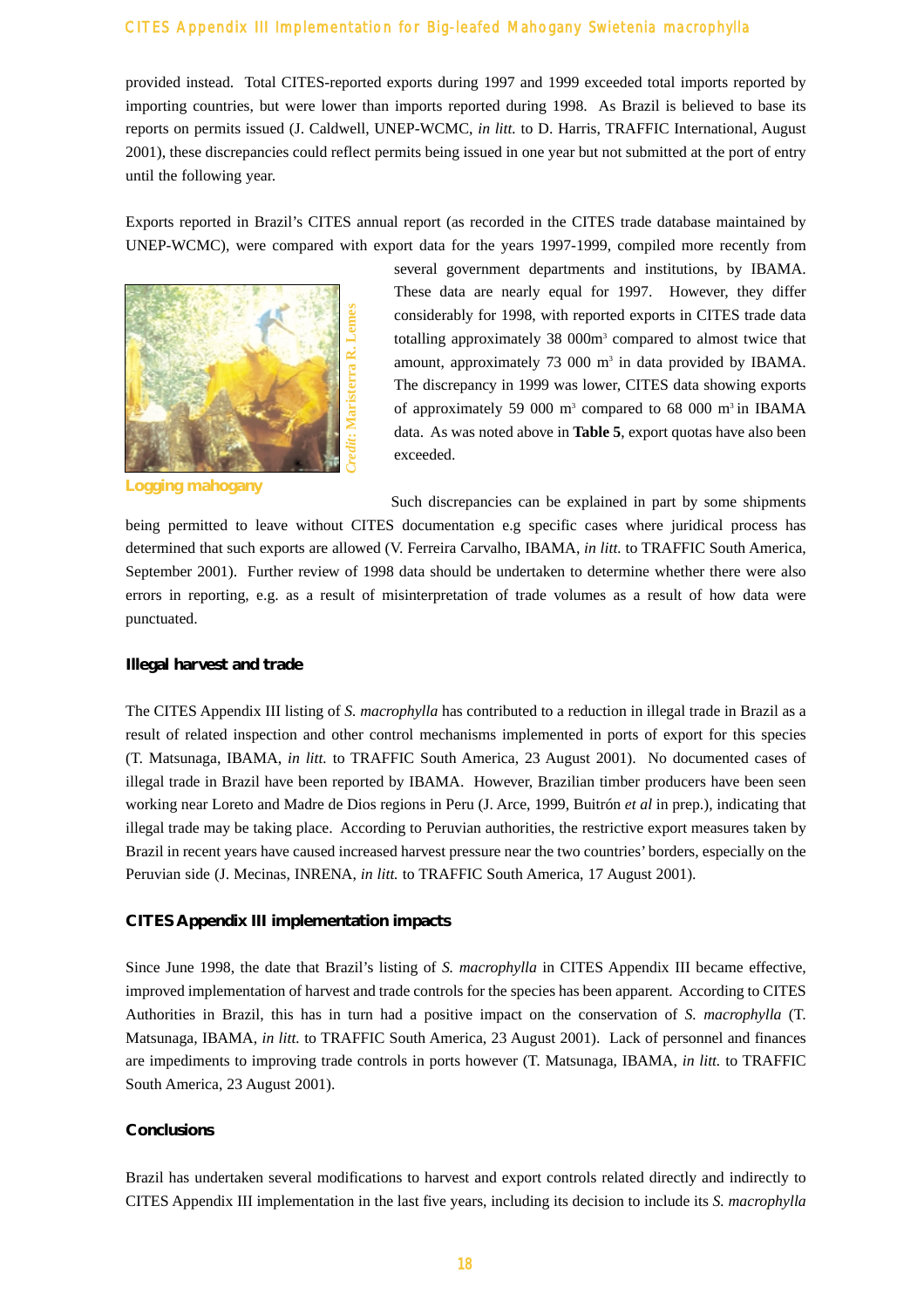provided instead. Total CITES-reported exports during 1997 and 1999 exceeded total imports reported by importing countries, but were lower than imports reported during 1998. As Brazil is believed to base its reports on permits issued (J. Caldwell, UNEP-WCMC, *in litt.* to D. Harris, TRAFFIC International, August 2001), these discrepancies could reflect permits being issued in one year but not submitted at the port of entry until the following year.

Exports reported in Brazil's CITES annual report (as recorded in the CITES trade database maintained by UNEP-WCMC), were compared with export data for the years 1997-1999, compiled more recently from several government departments and institutions, by IBAMA. These data are nearly equal for 1997. However, they differ considerably for 1998, with reported exports in CITES trade data totalling approximately 38 000m$^3$ compared to almost twice that amount, approximately 73 000 m$^3$ in data provided by IBAMA. The discrepancy in 1999 was lower, CITES data showing exports of approximately 59 000 m$^3$ compared to 68 000 m$^3$ in IBAMA data. As was noted above in **Table 5**, export quotas have also been exceeded.

*Credit: Maristerra R. Lemes*

Logging mahogany

Such discrepancies can be explained in part by some shipments being permitted to leave without CITES documentation e.g specific cases where juridical process has determined that such exports are allowed (V. Ferreira Carvalho, IBAMA, *in litt.* to TRAFFIC South America, September 2001). Further review of 1998 data should be undertaken to determine whether there were also errors in reporting, e.g. as a result of misinterpretation of trade volumes as a result of how data were punctuated.

### Illegal harvest and trade

The CITES Appendix III listing of *S. macrophylla* has contributed to a reduction in illegal trade in Brazil as a result of related inspection and other control mechanisms implemented in ports of export for this species (T. Matsunaga, IBAMA, *in litt.* to TRAFFIC South America, 23 August 2001). No documented cases of illegal trade in Brazil have been reported by IBAMA. However, Brazilian timber producers have been seen working near Loreto and Madre de Dios regions in Peru (J. Arce, 1999, Buitrón *et al* in prep.), indicating that illegal trade may be taking place. According to Peruvian authorities, the restrictive export measures taken by Brazil in recent years have caused increased harvest pressure near the two countries' borders, especially on the Peruvian side (J. Mecinas, INRENA, *in litt.* to TRAFFIC South America, 17 August 2001).

### CITES Appendix III implementation impacts

Since June 1998, the date that Brazil's listing of *S. macrophylla* in CITES Appendix III became effective, improved implementation of harvest and trade controls for the species has been apparent. According to CITES Authorities in Brazil, this has in turn had a positive impact on the conservation of *S. macrophylla* (T. Matsunaga, IBAMA, *in litt.* to TRAFFIC South America, 23 August 2001). Lack of personnel and finances are impediments to improving trade controls in ports however (T. Matsunaga, IBAMA, *in litt.* to TRAFFIC South America, 23 August 2001).

### Conclusions

Brazil has undertaken several modifications to harvest and export controls related directly and indirectly to CITES Appendix III implementation in the last five years, including its decision to include its *S. macrophylla*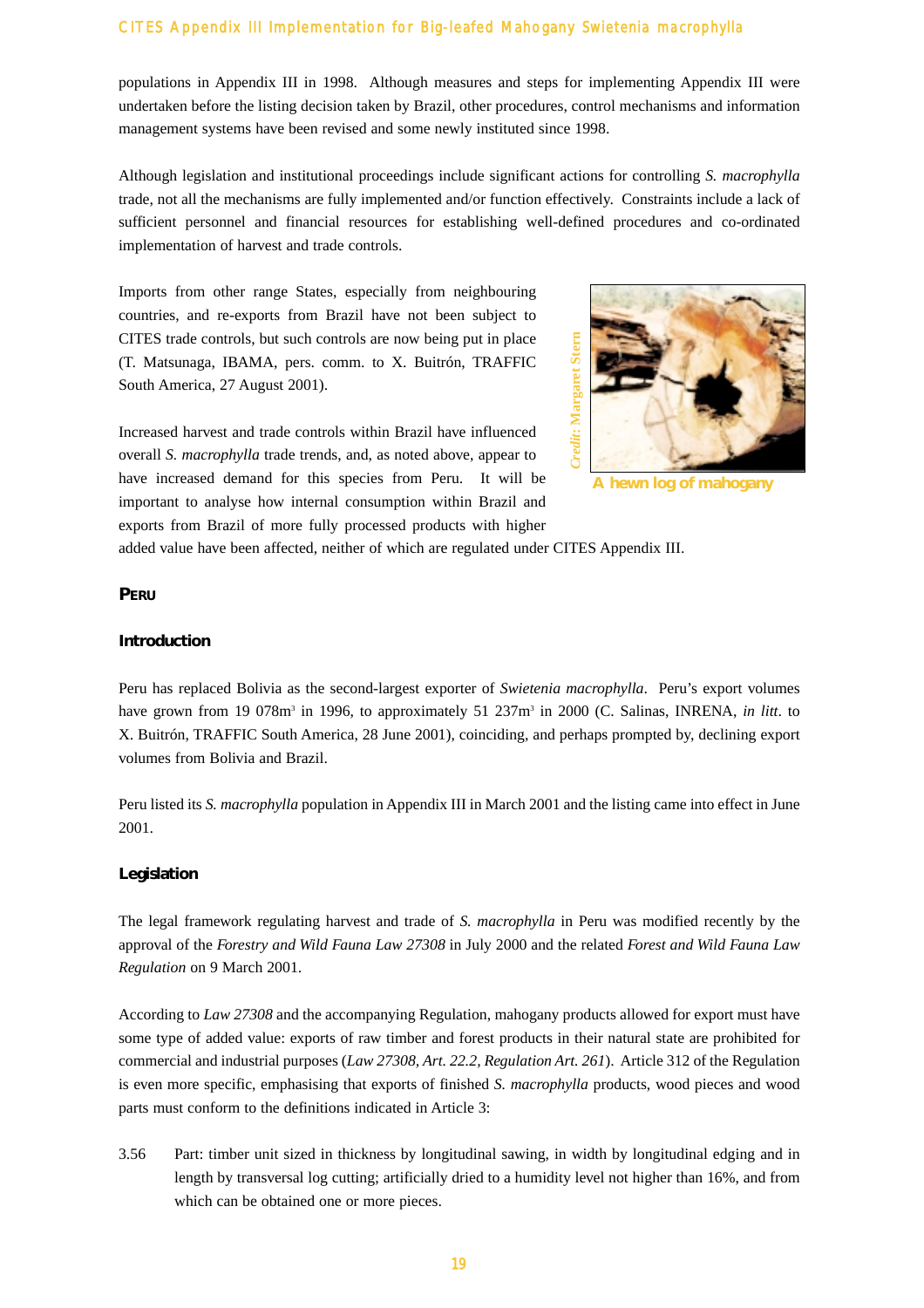populations in Appendix III in 1998. Although measures and steps for implementing Appendix III were undertaken before the listing decision taken by Brazil, other procedures, control mechanisms and information management systems have been revised and some newly instituted since 1998.

Although legislation and institutional proceedings include significant actions for controlling *S. macrophylla* trade, not all the mechanisms are fully implemented and/or function effectively. Constraints include a lack of sufficient personnel and financial resources for establishing well-defined procedures and co-ordinated implementation of harvest and trade controls.

Imports from other range States, especially from neighbouring countries, and re-exports from Brazil have not been subject to CITES trade controls, but such controls are now being put in place (T. Matsunaga, IBAMA, pers. comm. to X. Buitrón, TRAFFIC South America, 27 August 2001).

*Credit: Margaret Stern*

A hewn log of mahogany

Increased harvest and trade controls within Brazil have influenced overall *S. macrophylla* trade trends, and, as noted above, appear to have increased demand for this species from Peru. It will be important to analyse how internal consumption within Brazil and exports from Brazil of more fully processed products with higher added value have been affected, neither of which are regulated under CITES Appendix III.

## PERU

### Introduction

Peru has replaced Bolivia as the second-largest exporter of *Swietenia macrophylla*. Peru's export volumes have grown from 19 078m$^3$ in 1996, to approximately 51 237m$^3$ in 2000 (C. Salinas, INRENA, *in litt*. to X. Buitrón, TRAFFIC South America, 28 June 2001), coinciding, and perhaps prompted by, declining export volumes from Bolivia and Brazil.

Peru listed its *S. macrophylla* population in Appendix III in March 2001 and the listing came into effect in June 2001.

### Legislation

The legal framework regulating harvest and trade of *S. macrophylla* in Peru was modified recently by the approval of the *Forestry and Wild Fauna Law 27308* in July 2000 and the related *Forest and Wild Fauna Law Regulation* on 9 March 2001.

According to *Law 27308* and the accompanying Regulation, mahogany products allowed for export must have some type of added value: exports of raw timber and forest products in their natural state are prohibited for commercial and industrial purposes (*Law 27308, Art. 22.2, Regulation Art. 261*). Article 312 of the Regulation is even more specific, emphasising that exports of finished *S. macrophylla* products, wood pieces and wood parts must conform to the definitions indicated in Article 3:

3.56 Part: timber unit sized in thickness by longitudinal sawing, in width by longitudinal edging and in length by transversal log cutting; artificially dried to a humidity level not higher than 16%, and from which can be obtained one or more pieces.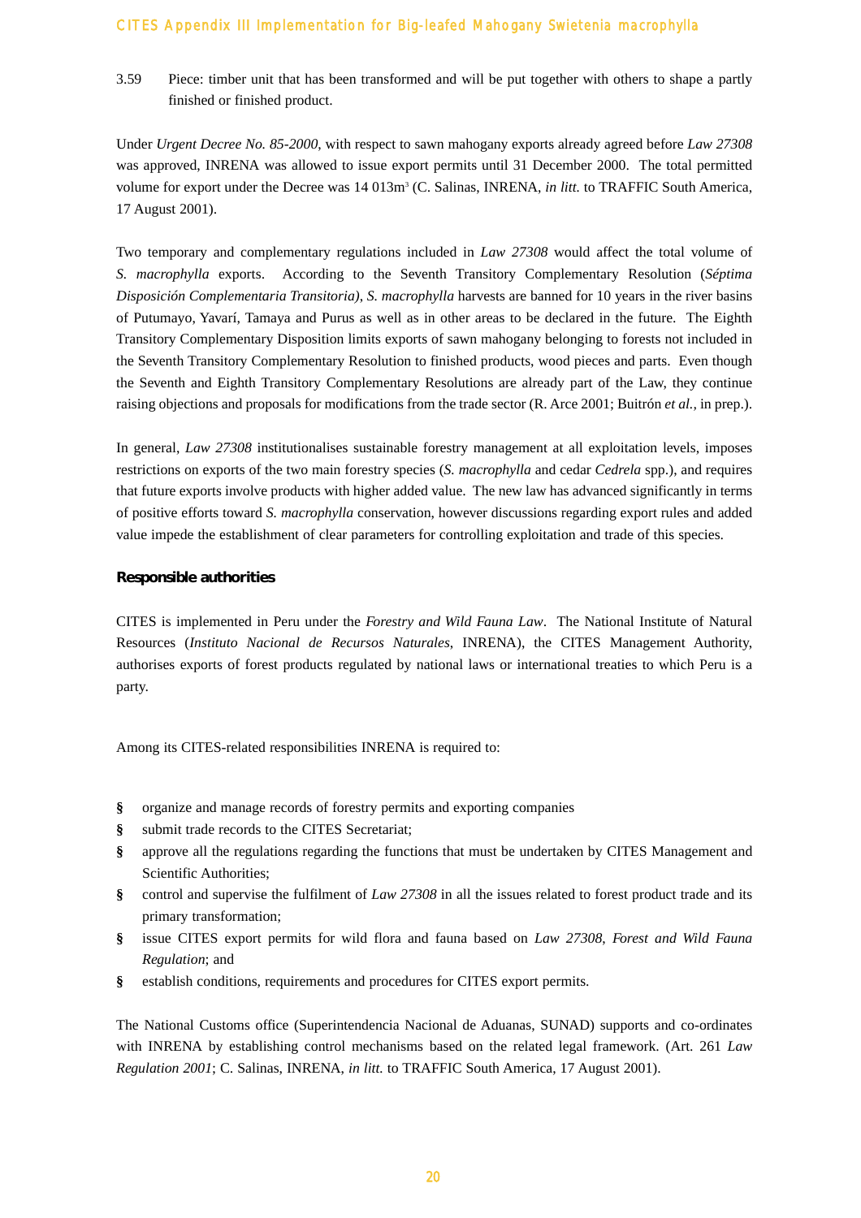3.59 Piece: timber unit that has been transformed and will be put together with others to shape a partly finished or finished product.

Under *Urgent Decree No. 85-2000*, with respect to sawn mahogany exports already agreed before *Law 27308* was approved, INRENA was allowed to issue export permits until 31 December 2000. The total permitted volume for export under the Decree was 14 013m$^3$ (C. Salinas, INRENA, *in litt.* to TRAFFIC South America, 17 August 2001).

Two temporary and complementary regulations included in *Law 27308* would affect the total volume of *S. macrophylla* exports. According to the Seventh Transitory Complementary Resolution (*Séptima Disposición Complementaria Transitoria)*, *S. macrophylla* harvests are banned for 10 years in the river basins of Putumayo, Yavarí, Tamaya and Purus as well as in other areas to be declared in the future. The Eighth Transitory Complementary Disposition limits exports of sawn mahogany belonging to forests not included in the Seventh Transitory Complementary Resolution to finished products, wood pieces and parts. Even though the Seventh and Eighth Transitory Complementary Resolutions are already part of the Law, they continue raising objections and proposals for modifications from the trade sector (R. Arce 2001; Buitrón *et al.*, in prep.).

In general, *Law 27308* institutionalises sustainable forestry management at all exploitation levels, imposes restrictions on exports of the two main forestry species (*S. macrophylla* and cedar *Cedrela* spp.), and requires that future exports involve products with higher added value. The new law has advanced significantly in terms of positive efforts toward *S. macrophylla* conservation, however discussions regarding export rules and added value impede the establishment of clear parameters for controlling exploitation and trade of this species.

**Responsible authorities**

CITES is implemented in Peru under the *Forestry and Wild Fauna Law*. The National Institute of Natural Resources (*Instituto Nacional de Recursos Naturales*, INRENA), the CITES Management Authority, authorises exports of forest products regulated by national laws or international treaties to which Peru is a party.

Among its CITES-related responsibilities INRENA is required to:

- organize and manage records of forestry permits and exporting companies
- submit trade records to the CITES Secretariat;
- approve all the regulations regarding the functions that must be undertaken by CITES Management and Scientific Authorities;
- control and supervise the fulfilment of *Law 27308* in all the issues related to forest product trade and its primary transformation;
- issue CITES export permits for wild flora and fauna based on *Law 27308*, *Forest and Wild Fauna Regulation*; and
- establish conditions, requirements and procedures for CITES export permits.

The National Customs office (Superintendencia Nacional de Aduanas, SUNAD) supports and co-ordinates with INRENA by establishing control mechanisms based on the related legal framework. (Art. 261 *Law Regulation 2001*; C. Salinas, INRENA, *in litt.* to TRAFFIC South America, 17 August 2001).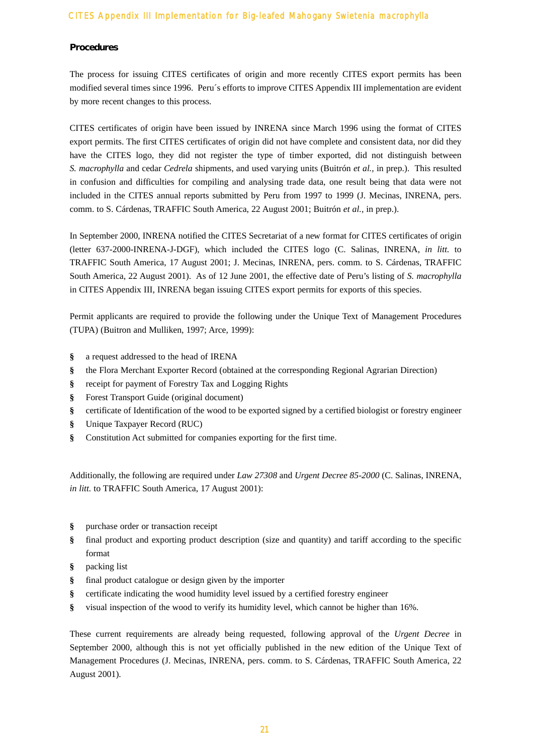**Procedures**

The process for issuing CITES certificates of origin and more recently CITES export permits has been modified several times since 1996. Peru´s efforts to improve CITES Appendix III implementation are evident by more recent changes to this process.

CITES certificates of origin have been issued by INRENA since March 1996 using the format of CITES export permits. The first CITES certificates of origin did not have complete and consistent data, nor did they have the CITES logo, they did not register the type of timber exported, did not distinguish between *S. macrophylla* and cedar *Cedrela* shipments, and used varying units (Buitrón *et al.*, in prep.). This resulted in confusion and difficulties for compiling and analysing trade data, one result being that data were not included in the CITES annual reports submitted by Peru from 1997 to 1999 (J. Mecinas, INRENA, pers. comm. to S. Cárdenas, TRAFFIC South America, 22 August 2001; Buitrón *et al.*, in prep.).

In September 2000, INRENA notified the CITES Secretariat of a new format for CITES certificates of origin (letter 637-2000-INRENA-J-DGF), which included the CITES logo (C. Salinas, INRENA, *in litt.* to TRAFFIC South America, 17 August 2001; J. Mecinas, INRENA, pers. comm. to S. Cárdenas, TRAFFIC South America, 22 August 2001). As of 12 June 2001, the effective date of Peru's listing of *S. macrophylla* in CITES Appendix III, INRENA began issuing CITES export permits for exports of this species.

Permit applicants are required to provide the following under the Unique Text of Management Procedures (TUPA) (Buitron and Mulliken, 1997; Arce, 1999):

- a request addressed to the head of IRENA
- the Flora Merchant Exporter Record (obtained at the corresponding Regional Agrarian Direction)
- receipt for payment of Forestry Tax and Logging Rights
- Forest Transport Guide (original document)
- certificate of Identification of the wood to be exported signed by a certified biologist or forestry engineer
- Unique Taxpayer Record (RUC)
- Constitution Act submitted for companies exporting for the first time.

Additionally, the following are required under *Law 27308* and *Urgent Decree 85-2000* (C. Salinas, INRENA, *in litt.* to TRAFFIC South America, 17 August 2001):

- purchase order or transaction receipt
- final product and exporting product description (size and quantity) and tariff according to the specific format
- packing list
- final product catalogue or design given by the importer
- certificate indicating the wood humidity level issued by a certified forestry engineer
- visual inspection of the wood to verify its humidity level, which cannot be higher than 16%.

These current requirements are already being requested, following approval of the *Urgent Decree* in September 2000, although this is not yet officially published in the new edition of the Unique Text of Management Procedures (J. Mecinas, INRENA, pers. comm. to S. Cárdenas, TRAFFIC South America, 22 August 2001).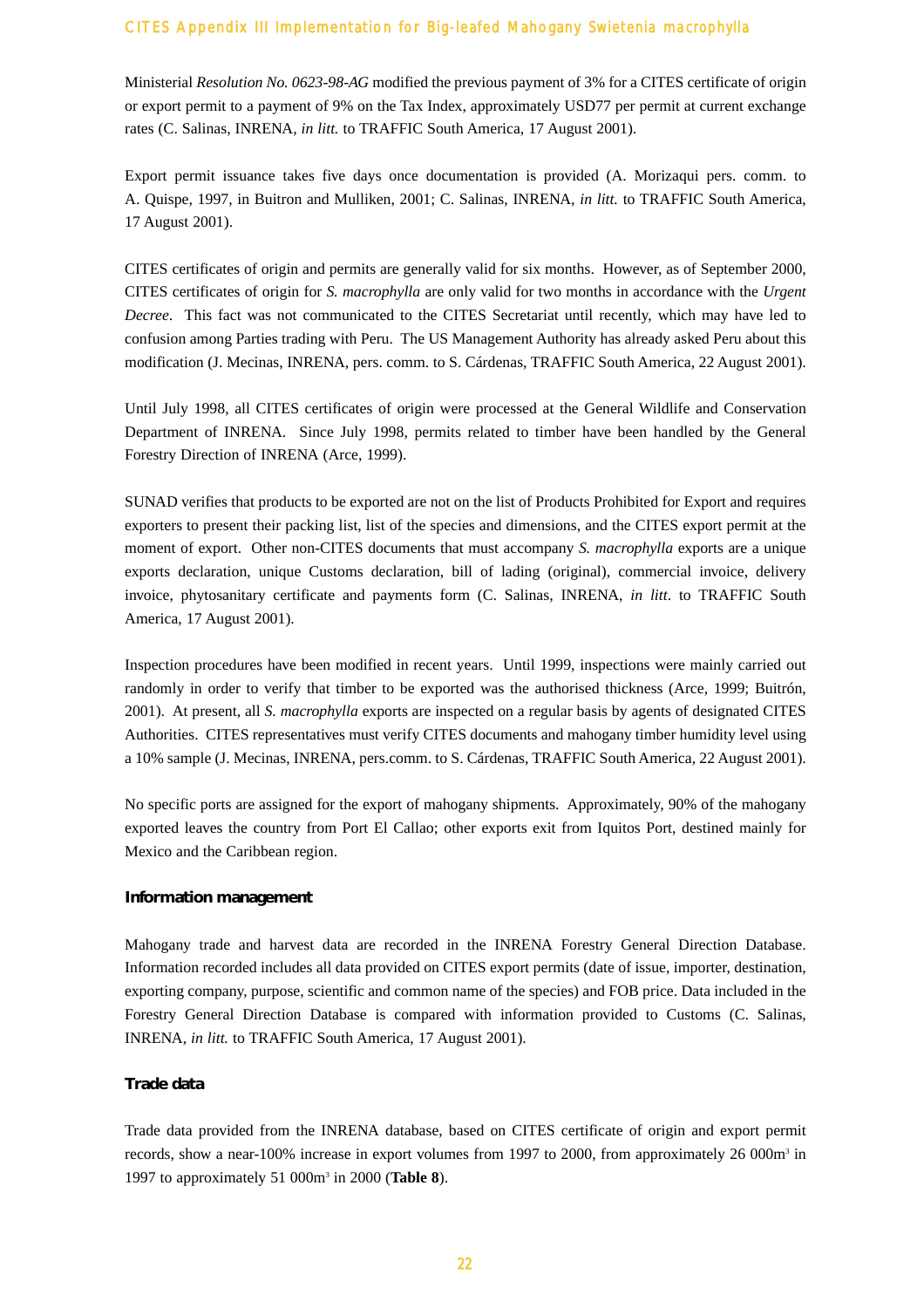Ministerial *Resolution No. 0623-98-AG* modified the previous payment of 3% for a CITES certificate of origin or export permit to a payment of 9% on the Tax Index, approximately USD77 per permit at current exchange rates (C. Salinas, INRENA, *in litt.* to TRAFFIC South America, 17 August 2001).

Export permit issuance takes five days once documentation is provided (A. Morizaqui pers. comm. to A. Quispe, 1997, in Buitron and Mulliken, 2001; C. Salinas, INRENA, *in litt.* to TRAFFIC South America, 17 August 2001).

CITES certificates of origin and permits are generally valid for six months. However, as of September 2000, CITES certificates of origin for *S. macrophylla* are only valid for two months in accordance with the *Urgent Decree*. This fact was not communicated to the CITES Secretariat until recently, which may have led to confusion among Parties trading with Peru. The US Management Authority has already asked Peru about this modification (J. Mecinas, INRENA, pers. comm. to S. Cárdenas, TRAFFIC South America, 22 August 2001).

Until July 1998, all CITES certificates of origin were processed at the General Wildlife and Conservation Department of INRENA. Since July 1998, permits related to timber have been handled by the General Forestry Direction of INRENA (Arce, 1999).

SUNAD verifies that products to be exported are not on the list of Products Prohibited for Export and requires exporters to present their packing list, list of the species and dimensions, and the CITES export permit at the moment of export. Other non-CITES documents that must accompany *S. macrophylla* exports are a unique exports declaration, unique Customs declaration, bill of lading (original), commercial invoice, delivery invoice, phytosanitary certificate and payments form (C. Salinas, INRENA, *in litt*. to TRAFFIC South America, 17 August 2001).

Inspection procedures have been modified in recent years. Until 1999, inspections were mainly carried out randomly in order to verify that timber to be exported was the authorised thickness (Arce, 1999; Buitrón, 2001). At present, all *S. macrophylla* exports are inspected on a regular basis by agents of designated CITES Authorities. CITES representatives must verify CITES documents and mahogany timber humidity level using a 10% sample (J. Mecinas, INRENA, pers.comm. to S. Cárdenas, TRAFFIC South America, 22 August 2001).

No specific ports are assigned for the export of mahogany shipments. Approximately, 90% of the mahogany exported leaves the country from Port El Callao; other exports exit from Iquitos Port, destined mainly for Mexico and the Caribbean region.

### Information management

Mahogany trade and harvest data are recorded in the INRENA Forestry General Direction Database. Information recorded includes all data provided on CITES export permits (date of issue, importer, destination, exporting company, purpose, scientific and common name of the species) and FOB price. Data included in the Forestry General Direction Database is compared with information provided to Customs (C. Salinas, INRENA, *in litt.* to TRAFFIC South America, 17 August 2001).

### Trade data

Trade data provided from the INRENA database, based on CITES certificate of origin and export permit records, show a near-100% increase in export volumes from 1997 to 2000, from approximately 26 000m$^3$ in 1997 to approximately 51 000m$^3$ in 2000 (**Table 8**).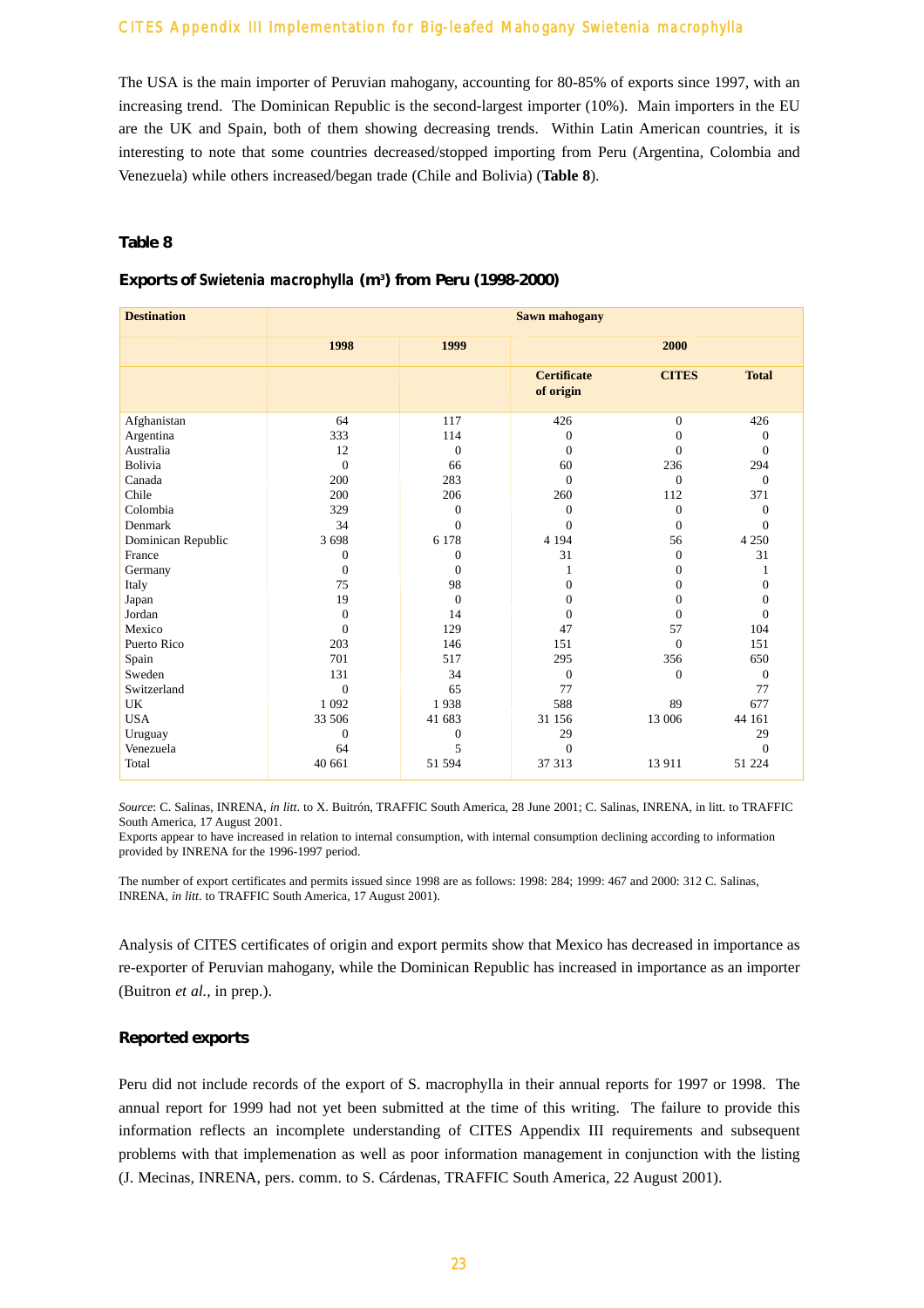The USA is the main importer of Peruvian mahogany, accounting for 80-85% of exports since 1997, with an increasing trend. The Dominican Republic is the second-largest importer (10%). Main importers in the EU are the UK and Spain, both of them showing decreasing trends. Within Latin American countries, it is interesting to note that some countries decreased/stopped importing from Peru (Argentina, Colombia and Venezuela) while others increased/began trade (Chile and Bolivia) (**Table 8**).

**Table 8**

**Exports of *Swietenia macrophylla* ($m^3$) from Peru (1998-2000)**

| Destination | Sawn mahogany | | | | |
|---|---|---|---|---|---|
| | 1998 | 1999 | 2000 | | |
| | | | Certificate of origin | CITES | Total |
| Afghanistan | 64 | 117 | 426 | 0 | 426 |
| Argentina | 333 | 114 | 0 | 0 | 0 |
| Australia | 12 | 0 | 0 | 0 | 0 |
| Bolivia | 0 | 66 | 60 | 236 | 294 |
| Canada | 200 | 283 | 0 | 0 | 0 |
| Chile | 200 | 206 | 260 | 112 | 371 |
| Colombia | 329 | 0 | 0 | 0 | 0 |
| Denmark | 34 | 0 | 0 | 0 | 0 |
| Dominican Republic | 3 698 | 6 178 | 4 194 | 56 | 4 250 |
| France | 0 | 0 | 31 | 0 | 31 |
| Germany | 0 | 0 | 1 | 0 | 1 |
| Italy | 75 | 98 | 0 | 0 | 0 |
| Japan | 19 | 0 | 0 | 0 | 0 |
| Jordan | 0 | 14 | 0 | 0 | 0 |
| Mexico | 0 | 129 | 47 | 57 | 104 |
| Puerto Rico | 203 | 146 | 151 | 0 | 151 |
| Spain | 701 | 517 | 295 | 356 | 650 |
| Sweden | 131 | 34 | 0 | 0 | 0 |
| Switzerland | 0 | 65 | 77 | | 77 |
| UK | 1 092 | 1 938 | 588 | 89 | 677 |
| USA | 33 506 | 41 683 | 31 156 | 13 006 | 44 161 |
| Uruguay | 0 | 0 | 29 | | 29 |
| Venezuela | 64 | 5 | 0 | | 0 |
| Total | 40 661 | 51 594 | 37 313 | 13 911 | 51 224 |

*Source*: C. Salinas, INRENA, *in litt*. to X. Buitrón, TRAFFIC South America, 28 June 2001; C. Salinas, INRENA, in litt. to TRAFFIC South America, 17 August 2001.
Exports appear to have increased in relation to internal consumption, with internal consumption declining according to information provided by INRENA for the 1996-1997 period.

The number of export certificates and permits issued since 1998 are as follows: 1998: 284; 1999: 467 and 2000: 312 C. Salinas, INRENA, *in litt*. to TRAFFIC South America, 17 August 2001).

Analysis of CITES certificates of origin and export permits show that Mexico has decreased in importance as re-exporter of Peruvian mahogany, while the Dominican Republic has increased in importance as an importer (Buitron *et al.,* in prep.).

## Reported exports

Peru did not include records of the export of S. macrophylla in their annual reports for 1997 or 1998. The annual report for 1999 had not yet been submitted at the time of this writing. The failure to provide this information reflects an incomplete understanding of CITES Appendix III requirements and subsequent problems with that implemenation as well as poor information management in conjunction with the listing (J. Mecinas, INRENA, pers. comm. to S. Cárdenas, TRAFFIC South America, 22 August 2001).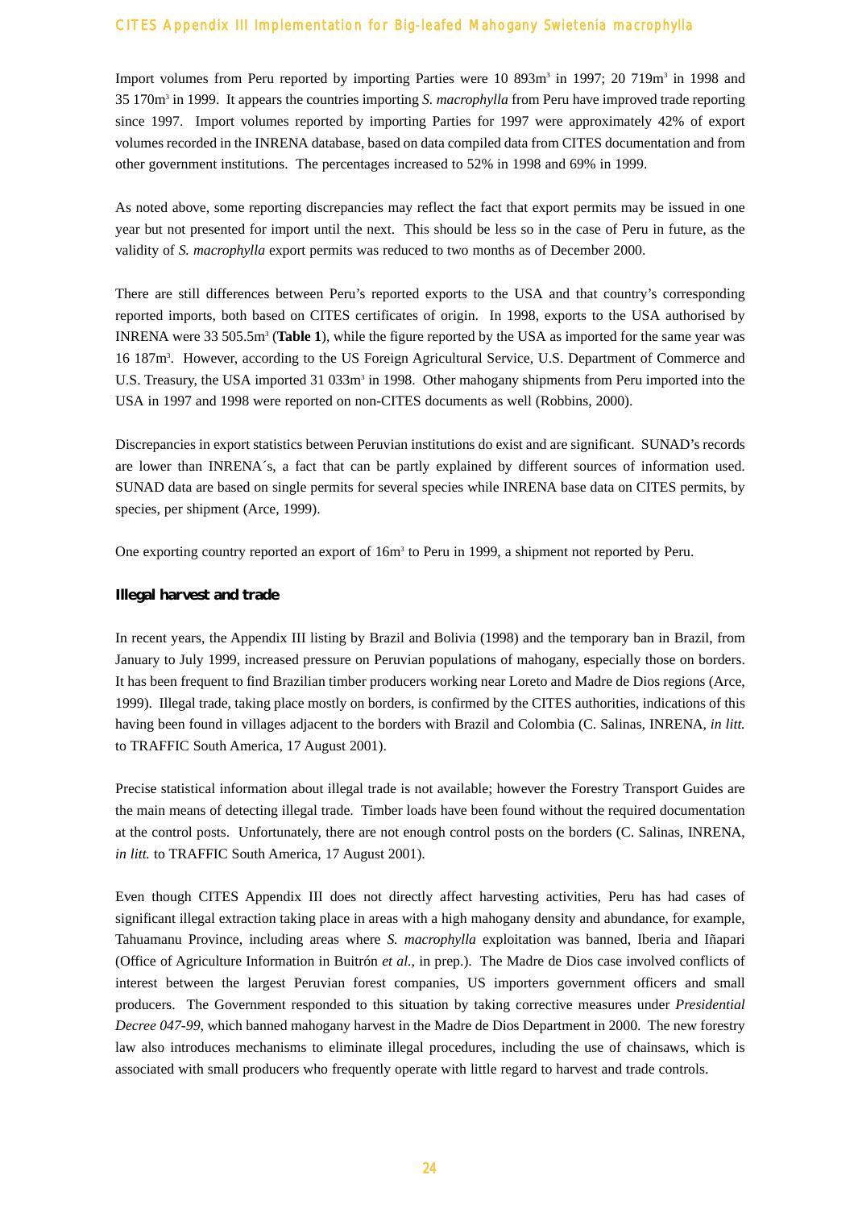Import volumes from Peru reported by importing Parties were 10 893m$^3$ in 1997; 20 719m$^3$ in 1998 and 35 170m$^3$ in 1999. It appears the countries importing *S. macrophylla* from Peru have improved trade reporting since 1997. Import volumes reported by importing Parties for 1997 were approximately 42% of export volumes recorded in the INRENA database, based on data compiled data from CITES documentation and from other government institutions. The percentages increased to 52% in 1998 and 69% in 1999.

As noted above, some reporting discrepancies may reflect the fact that export permits may be issued in one year but not presented for import until the next. This should be less so in the case of Peru in future, as the validity of *S. macrophylla* export permits was reduced to two months as of December 2000.

There are still differences between Peru's reported exports to the USA and that country's corresponding reported imports, both based on CITES certificates of origin. In 1998, exports to the USA authorised by INRENA were 33 505.5m$^3$ (**Table 1**), while the figure reported by the USA as imported for the same year was 16 187m$^3$. However, according to the US Foreign Agricultural Service, U.S. Department of Commerce and U.S. Treasury, the USA imported 31 033m$^3$ in 1998. Other mahogany shipments from Peru imported into the USA in 1997 and 1998 were reported on non-CITES documents as well (Robbins, 2000).

Discrepancies in export statistics between Peruvian institutions do exist and are significant. SUNAD's records are lower than INRENA´s, a fact that can be partly explained by different sources of information used. SUNAD data are based on single permits for several species while INRENA base data on CITES permits, by species, per shipment (Arce, 1999).

One exporting country reported an export of 16m$^3$ to Peru in 1999, a shipment not reported by Peru.

### Illegal harvest and trade

In recent years, the Appendix III listing by Brazil and Bolivia (1998) and the temporary ban in Brazil, from January to July 1999, increased pressure on Peruvian populations of mahogany, especially those on borders. It has been frequent to find Brazilian timber producers working near Loreto and Madre de Dios regions (Arce, 1999). Illegal trade, taking place mostly on borders, is confirmed by the CITES authorities, indications of this having been found in villages adjacent to the borders with Brazil and Colombia (C. Salinas, INRENA, *in litt.* to TRAFFIC South America, 17 August 2001).

Precise statistical information about illegal trade is not available; however the Forestry Transport Guides are the main means of detecting illegal trade. Timber loads have been found without the required documentation at the control posts. Unfortunately, there are not enough control posts on the borders (C. Salinas, INRENA, *in litt.* to TRAFFIC South America, 17 August 2001).

Even though CITES Appendix III does not directly affect harvesting activities, Peru has had cases of significant illegal extraction taking place in areas with a high mahogany density and abundance, for example, Tahuamanu Province, including areas where *S. macrophylla* exploitation was banned, Iberia and Iñapari (Office of Agriculture Information in Buitrón *et al.*, in prep.). The Madre de Dios case involved conflicts of interest between the largest Peruvian forest companies, US importers government officers and small producers. The Government responded to this situation by taking corrective measures under *Presidential Decree 047-99*, which banned mahogany harvest in the Madre de Dios Department in 2000. The new forestry law also introduces mechanisms to eliminate illegal procedures, including the use of chainsaws, which is associated with small producers who frequently operate with little regard to harvest and trade controls.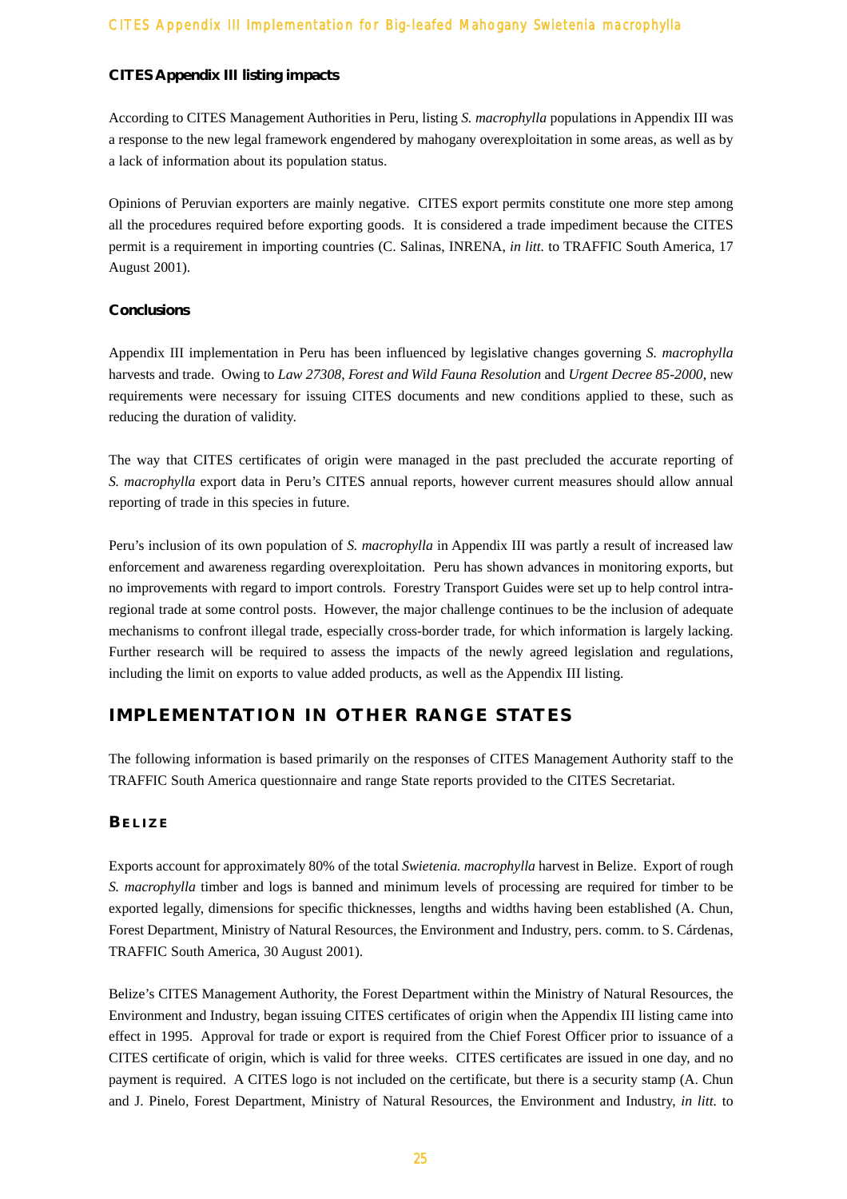**CITES Appendix III listing impacts**

According to CITES Management Authorities in Peru, listing *S. macrophylla* populations in Appendix III was a response to the new legal framework engendered by mahogany overexploitation in some areas, as well as by a lack of information about its population status.

Opinions of Peruvian exporters are mainly negative. CITES export permits constitute one more step among all the procedures required before exporting goods. It is considered a trade impediment because the CITES permit is a requirement in importing countries (C. Salinas, INRENA, *in litt.* to TRAFFIC South America, 17 August 2001).

**Conclusions**

Appendix III implementation in Peru has been influenced by legislative changes governing *S. macrophylla* harvests and trade. Owing to *Law 27308*, *Forest and Wild Fauna Resolution* and *Urgent Decree 85-2000*, new requirements were necessary for issuing CITES documents and new conditions applied to these, such as reducing the duration of validity.

The way that CITES certificates of origin were managed in the past precluded the accurate reporting of *S. macrophylla* export data in Peru's CITES annual reports, however current measures should allow annual reporting of trade in this species in future.

Peru's inclusion of its own population of *S. macrophylla* in Appendix III was partly a result of increased law enforcement and awareness regarding overexploitation. Peru has shown advances in monitoring exports, but no improvements with regard to import controls. Forestry Transport Guides were set up to help control intra-regional trade at some control posts. However, the major challenge continues to be the inclusion of adequate mechanisms to confront illegal trade, especially cross-border trade, for which information is largely lacking. Further research will be required to assess the impacts of the newly agreed legislation and regulations, including the limit on exports to value added products, as well as the Appendix III listing.

## IMPLEMENTATION IN OTHER RANGE STATES

The following information is based primarily on the responses of CITES Management Authority staff to the TRAFFIC South America questionnaire and range State reports provided to the CITES Secretariat.

### BELIZE

Exports account for approximately 80% of the total *Swietenia. macrophylla* harvest in Belize. Export of rough *S. macrophylla* timber and logs is banned and minimum levels of processing are required for timber to be exported legally, dimensions for specific thicknesses, lengths and widths having been established (A. Chun, Forest Department, Ministry of Natural Resources, the Environment and Industry, pers. comm. to S. Cárdenas, TRAFFIC South America, 30 August 2001).

Belize's CITES Management Authority, the Forest Department within the Ministry of Natural Resources, the Environment and Industry, began issuing CITES certificates of origin when the Appendix III listing came into effect in 1995. Approval for trade or export is required from the Chief Forest Officer prior to issuance of a CITES certificate of origin, which is valid for three weeks. CITES certificates are issued in one day, and no payment is required. A CITES logo is not included on the certificate, but there is a security stamp (A. Chun and J. Pinelo, Forest Department, Ministry of Natural Resources, the Environment and Industry, *in litt.* to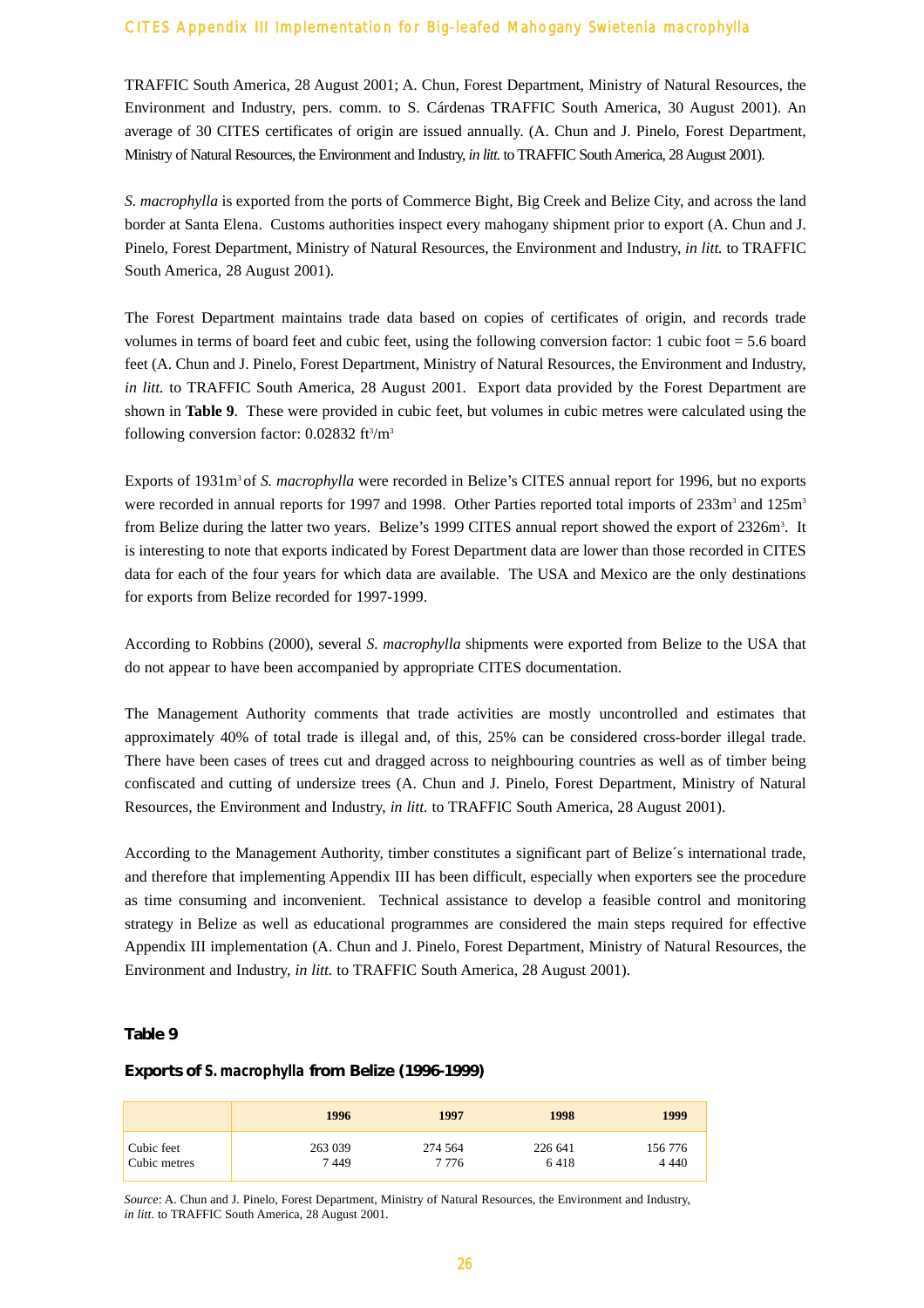TRAFFIC South America, 28 August 2001; A. Chun, Forest Department, Ministry of Natural Resources, the Environment and Industry, pers. comm. to S. Cárdenas TRAFFIC South America, 30 August 2001). An average of 30 CITES certificates of origin are issued annually. (A. Chun and J. Pinelo, Forest Department, Ministry of Natural Resources, the Environment and Industry, *in litt.* to TRAFFIC South America, 28 August 2001).

*S. macrophylla* is exported from the ports of Commerce Bight, Big Creek and Belize City, and across the land border at Santa Elena. Customs authorities inspect every mahogany shipment prior to export (A. Chun and J. Pinelo, Forest Department, Ministry of Natural Resources, the Environment and Industry, *in litt.* to TRAFFIC South America, 28 August 2001).

The Forest Department maintains trade data based on copies of certificates of origin, and records trade volumes in terms of board feet and cubic feet, using the following conversion factor: 1 cubic foot = 5.6 board feet (A. Chun and J. Pinelo, Forest Department, Ministry of Natural Resources, the Environment and Industry, *in litt.* to TRAFFIC South America, 28 August 2001. Export data provided by the Forest Department are shown in **Table 9**. These were provided in cubic feet, but volumes in cubic metres were calculated using the following conversion factor: 0.02832 $ft^3/m^3$

Exports of $1931m^3$ of *S. macrophylla* were recorded in Belize's CITES annual report for 1996, but no exports were recorded in annual reports for 1997 and 1998. Other Parties reported total imports of $233m^3$ and $125m^3$ from Belize during the latter two years. Belize's 1999 CITES annual report showed the export of $2326m^3$. It is interesting to note that exports indicated by Forest Department data are lower than those recorded in CITES data for each of the four years for which data are available. The USA and Mexico are the only destinations for exports from Belize recorded for 1997-1999.

According to Robbins (2000), several *S. macrophylla* shipments were exported from Belize to the USA that do not appear to have been accompanied by appropriate CITES documentation.

The Management Authority comments that trade activities are mostly uncontrolled and estimates that approximately 40% of total trade is illegal and, of this, 25% can be considered cross-border illegal trade. There have been cases of trees cut and dragged across to neighbouring countries as well as of timber being confiscated and cutting of undersize trees (A. Chun and J. Pinelo, Forest Department, Ministry of Natural Resources, the Environment and Industry, *in litt.* to TRAFFIC South America, 28 August 2001).

According to the Management Authority, timber constitutes a significant part of Belize´s international trade, and therefore that implementing Appendix III has been difficult, especially when exporters see the procedure as time consuming and inconvenient. Technical assistance to develop a feasible control and monitoring strategy in Belize as well as educational programmes are considered the main steps required for effective Appendix III implementation (A. Chun and J. Pinelo, Forest Department, Ministry of Natural Resources, the Environment and Industry, *in litt.* to TRAFFIC South America, 28 August 2001).

**Table 9**

**Exports of *S. macrophylla* from Belize (1996-1999)**

| | 1996 | 1997 | 1998 | 1999 |
|---|---|---|---|---|
| Cubic feet | 263 039 | 274 564 | 226 641 | 156 776 |
| Cubic metres | 7 449 | 7 776 | 6 418 | 4 440 |

*Source*: A. Chun and J. Pinelo, Forest Department, Ministry of Natural Resources, the Environment and Industry, *in litt*. to TRAFFIC South America, 28 August 2001.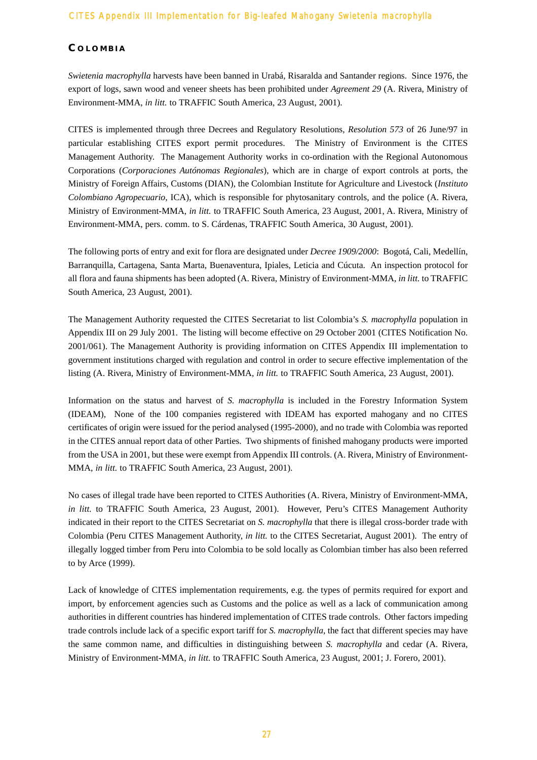## COLOMBIA

*Swietenia macrophylla* harvests have been banned in Urabá, Risaralda and Santander regions. Since 1976, the export of logs, sawn wood and veneer sheets has been prohibited under *Agreement 29* (A. Rivera, Ministry of Environment-MMA, *in litt.* to TRAFFIC South America, 23 August, 2001).

CITES is implemented through three Decrees and Regulatory Resolutions, *Resolution 573* of 26 June/97 in particular establishing CITES export permit procedures. The Ministry of Environment is the CITES Management Authority. The Management Authority works in co-ordination with the Regional Autonomous Corporations (*Corporaciones Autónomas Regionales*), which are in charge of export controls at ports, the Ministry of Foreign Affairs, Customs (DIAN), the Colombian Institute for Agriculture and Livestock (*Instituto Colombiano Agropecuario*, ICA), which is responsible for phytosanitary controls, and the police (A. Rivera, Ministry of Environment-MMA, *in litt.* to TRAFFIC South America, 23 August, 2001, A. Rivera, Ministry of Environment-MMA, pers. comm. to S. Cárdenas, TRAFFIC South America, 30 August, 2001).

The following ports of entry and exit for flora are designated under *Decree 1909/2000*: Bogotá, Cali, Medellín, Barranquilla, Cartagena, Santa Marta, Buenaventura, Ipiales, Leticia and Cúcuta. An inspection protocol for all flora and fauna shipments has been adopted (A. Rivera, Ministry of Environment-MMA, *in litt.* to TRAFFIC South America, 23 August, 2001).

The Management Authority requested the CITES Secretariat to list Colombia's *S. macrophylla* population in Appendix III on 29 July 2001. The listing will become effective on 29 October 2001 (CITES Notification No. 2001/061). The Management Authority is providing information on CITES Appendix III implementation to government institutions charged with regulation and control in order to secure effective implementation of the listing (A. Rivera, Ministry of Environment-MMA, *in litt.* to TRAFFIC South America, 23 August, 2001).

Information on the status and harvest of *S. macrophylla* is included in the Forestry Information System (IDEAM), None of the 100 companies registered with IDEAM has exported mahogany and no CITES certificates of origin were issued for the period analysed (1995-2000), and no trade with Colombia was reported in the CITES annual report data of other Parties. Two shipments of finished mahogany products were imported from the USA in 2001, but these were exempt from Appendix III controls. (A. Rivera, Ministry of Environment-MMA, *in litt.* to TRAFFIC South America, 23 August, 2001).

No cases of illegal trade have been reported to CITES Authorities (A. Rivera, Ministry of Environment-MMA, *in litt.* to TRAFFIC South America, 23 August, 2001). However, Peru's CITES Management Authority indicated in their report to the CITES Secretariat on *S. macrophylla* that there is illegal cross-border trade with Colombia (Peru CITES Management Authority, *in litt.* to the CITES Secretariat, August 2001). The entry of illegally logged timber from Peru into Colombia to be sold locally as Colombian timber has also been referred to by Arce (1999).

Lack of knowledge of CITES implementation requirements, e.g. the types of permits required for export and import, by enforcement agencies such as Customs and the police as well as a lack of communication among authorities in different countries has hindered implementation of CITES trade controls. Other factors impeding trade controls include lack of a specific export tariff for *S. macrophylla*, the fact that different species may have the same common name, and difficulties in distinguishing between *S. macrophylla* and cedar (A. Rivera, Ministry of Environment-MMA, *in litt.* to TRAFFIC South America, 23 August, 2001; J. Forero, 2001).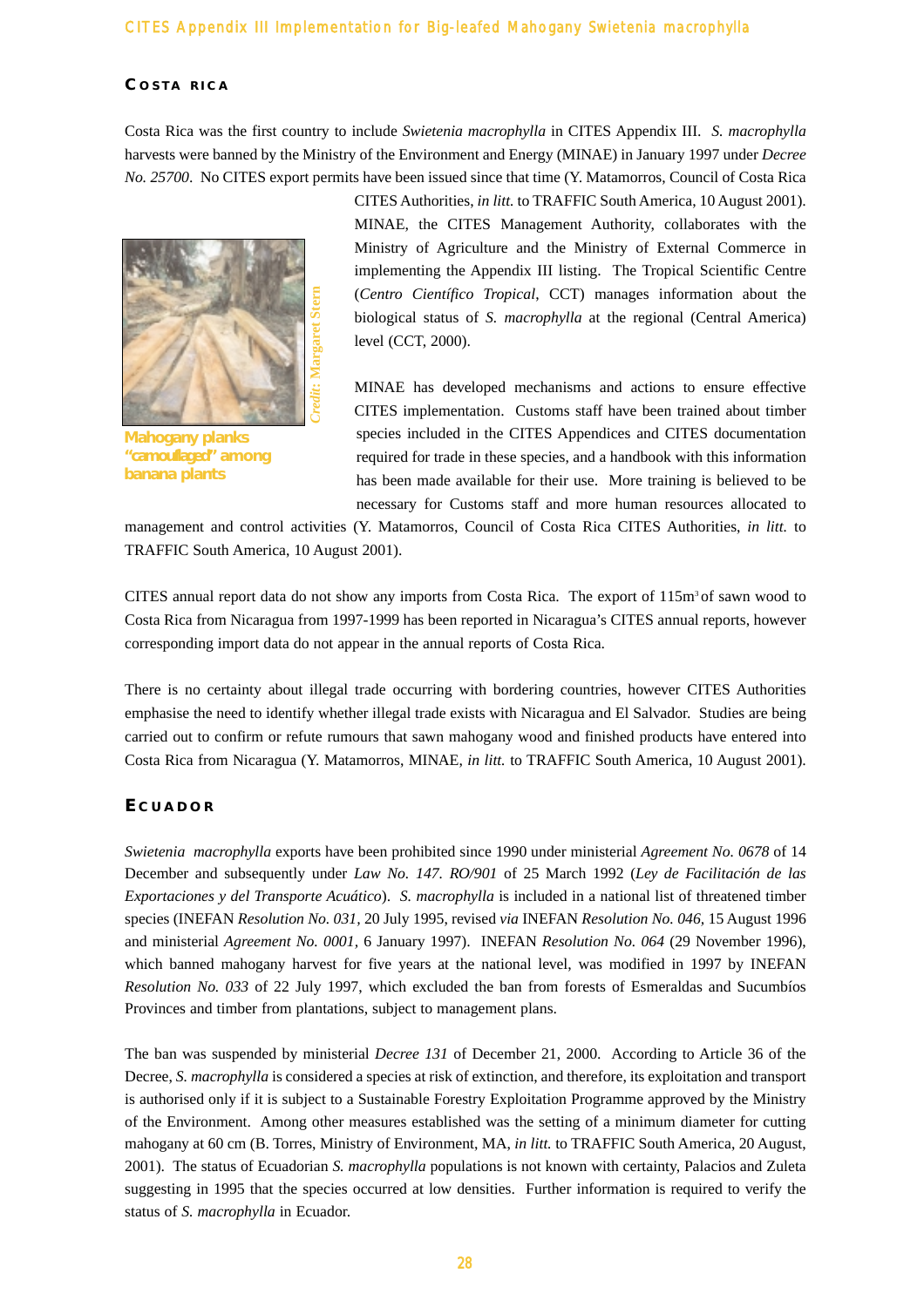## Costa Rica

Costa Rica was the first country to include *Swietenia macrophylla* in CITES Appendix III. *S. macrophylla* harvests were banned by the Ministry of the Environment and Energy (MINAE) in January 1997 under *Decree No. 25700*. No CITES export permits have been issued since that time (Y. Matamorros, Council of Costa Rica CITES Authorities, *in litt.* to TRAFFIC South America, 10 August 2001). MINAE, the CITES Management Authority, collaborates with the Ministry of Agriculture and the Ministry of External Commerce in implementing the Appendix III listing. The Tropical Scientific Centre (*Centro Científico Tropical*, CCT) manages information about the biological status of *S. macrophylla* at the regional (Central America) level (CCT, 2000).

Mahogany planks "camouflaged" among banana plants

*Credit: Margaret Stern*

MINAE has developed mechanisms and actions to ensure effective CITES implementation. Customs staff have been trained about timber species included in the CITES Appendices and CITES documentation required for trade in these species, and a handbook with this information has been made available for their use. More training is believed to be necessary for Customs staff and more human resources allocated to management and control activities (Y. Matamorros, Council of Costa Rica CITES Authorities, *in litt.* to TRAFFIC South America, 10 August 2001).

CITES annual report data do not show any imports from Costa Rica. The export of 115m$^3$ of sawn wood to Costa Rica from Nicaragua from 1997-1999 has been reported in Nicaragua's CITES annual reports, however corresponding import data do not appear in the annual reports of Costa Rica.

There is no certainty about illegal trade occurring with bordering countries, however CITES Authorities emphasise the need to identify whether illegal trade exists with Nicaragua and El Salvador. Studies are being carried out to confirm or refute rumours that sawn mahogany wood and finished products have entered into Costa Rica from Nicaragua (Y. Matamorros, MINAE, *in litt.* to TRAFFIC South America, 10 August 2001).

## Ecuador

*Swietenia macrophylla* exports have been prohibited since 1990 under ministerial *Agreement No. 0678* of 14 December and subsequently under *Law No. 147. RO/901* of 25 March 1992 (*Ley de Facilitación de las Exportaciones y del Transporte Acuático*). *S. macrophylla* is included in a national list of threatened timber species (INEFAN *Resolution No. 031*, 20 July 1995, revised *via* INEFAN *Resolution No. 046*, 15 August 1996 and ministerial *Agreement No. 0001*, 6 January 1997). INEFAN *Resolution No. 064* (29 November 1996), which banned mahogany harvest for five years at the national level, was modified in 1997 by INEFAN *Resolution No. 033* of 22 July 1997, which excluded the ban from forests of Esmeraldas and Sucumbíos Provinces and timber from plantations, subject to management plans.

The ban was suspended by ministerial *Decree 131* of December 21, 2000. According to Article 36 of the Decree, *S. macrophylla* is considered a species at risk of extinction, and therefore, its exploitation and transport is authorised only if it is subject to a Sustainable Forestry Exploitation Programme approved by the Ministry of the Environment. Among other measures established was the setting of a minimum diameter for cutting mahogany at 60 cm (B. Torres, Ministry of Environment, MA, *in litt.* to TRAFFIC South America, 20 August, 2001). The status of Ecuadorian *S. macrophylla* populations is not known with certainty, Palacios and Zuleta suggesting in 1995 that the species occurred at low densities. Further information is required to verify the status of *S. macrophylla* in Ecuador.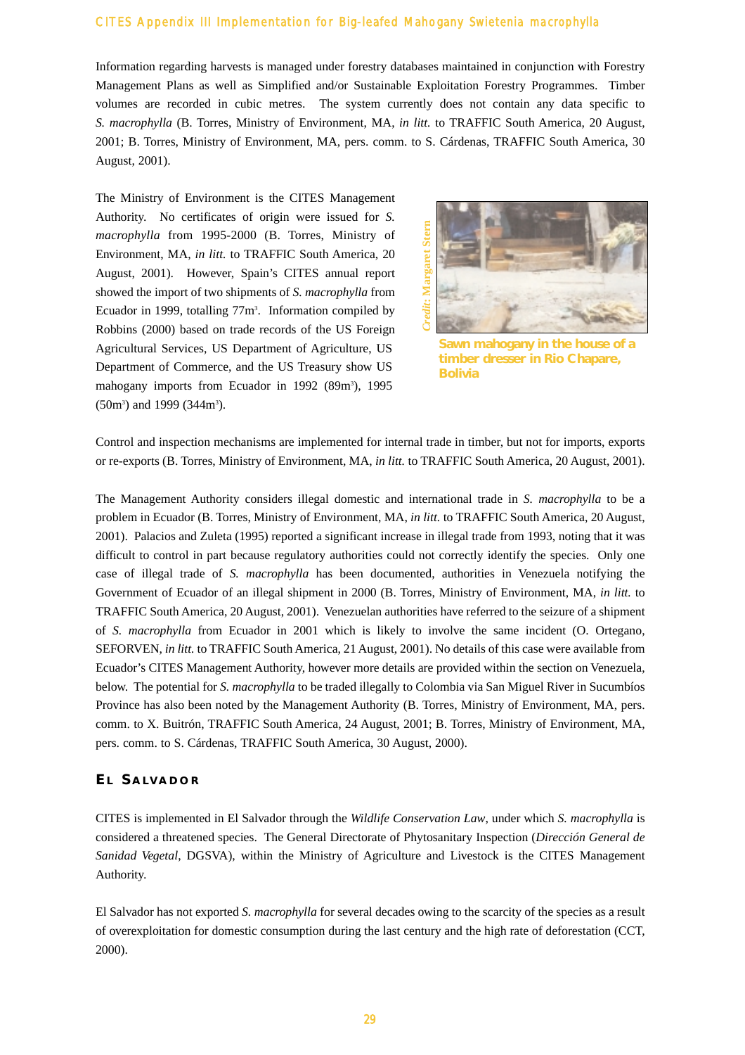Information regarding harvests is managed under forestry databases maintained in conjunction with Forestry Management Plans as well as Simplified and/or Sustainable Exploitation Forestry Programmes. Timber volumes are recorded in cubic metres. The system currently does not contain any data specific to *S. macrophylla* (B. Torres, Ministry of Environment, MA, *in litt.* to TRAFFIC South America, 20 August, 2001; B. Torres, Ministry of Environment, MA, pers. comm. to S. Cárdenas, TRAFFIC South America, 30 August, 2001).

The Ministry of Environment is the CITES Management Authority. No certificates of origin were issued for *S. macrophylla* from 1995-2000 (B. Torres, Ministry of Environment, MA, *in litt.* to TRAFFIC South America, 20 August, 2001). However, Spain's CITES annual report showed the import of two shipments of *S. macrophylla* from Ecuador in 1999, totalling 77m³. Information compiled by Robbins (2000) based on trade records of the US Foreign Agricultural Services, US Department of Agriculture, US Department of Commerce, and the US Treasury show US mahogany imports from Ecuador in 1992 (89m³), 1995 (50m³) and 1999 (344m³).

*Credit: Margaret Stern*

**Sawn mahogany in the house of a timber dresser in Rio Chapare, Bolivia**

Control and inspection mechanisms are implemented for internal trade in timber, but not for imports, exports or re-exports (B. Torres, Ministry of Environment, MA, *in litt.* to TRAFFIC South America, 20 August, 2001).

The Management Authority considers illegal domestic and international trade in *S. macrophylla* to be a problem in Ecuador (B. Torres, Ministry of Environment, MA, *in litt.* to TRAFFIC South America, 20 August, 2001). Palacios and Zuleta (1995) reported a significant increase in illegal trade from 1993, noting that it was difficult to control in part because regulatory authorities could not correctly identify the species. Only one case of illegal trade of *S. macrophylla* has been documented, authorities in Venezuela notifying the Government of Ecuador of an illegal shipment in 2000 (B. Torres, Ministry of Environment, MA, *in litt.* to TRAFFIC South America, 20 August, 2001). Venezuelan authorities have referred to the seizure of a shipment of *S. macrophylla* from Ecuador in 2001 which is likely to involve the same incident (O. Ortegano, SEFORVEN, *in litt.* to TRAFFIC South America, 21 August, 2001). No details of this case were available from Ecuador's CITES Management Authority, however more details are provided within the section on Venezuela, below. The potential for *S. macrophylla* to be traded illegally to Colombia via San Miguel River in Sucumbíos Province has also been noted by the Management Authority (B. Torres, Ministry of Environment, MA, pers. comm. to X. Buitrón, TRAFFIC South America, 24 August, 2001; B. Torres, Ministry of Environment, MA, pers. comm. to S. Cárdenas, TRAFFIC South America, 30 August, 2000).

## El Salvador

CITES is implemented in El Salvador through the *Wildlife Conservation Law*, under which *S. macrophylla* is considered a threatened species. The General Directorate of Phytosanitary Inspection (*Dirección General de Sanidad Vegetal*, DGSVA), within the Ministry of Agriculture and Livestock is the CITES Management Authority.

El Salvador has not exported *S. macrophylla* for several decades owing to the scarcity of the species as a result of overexploitation for domestic consumption during the last century and the high rate of deforestation (CCT, 2000).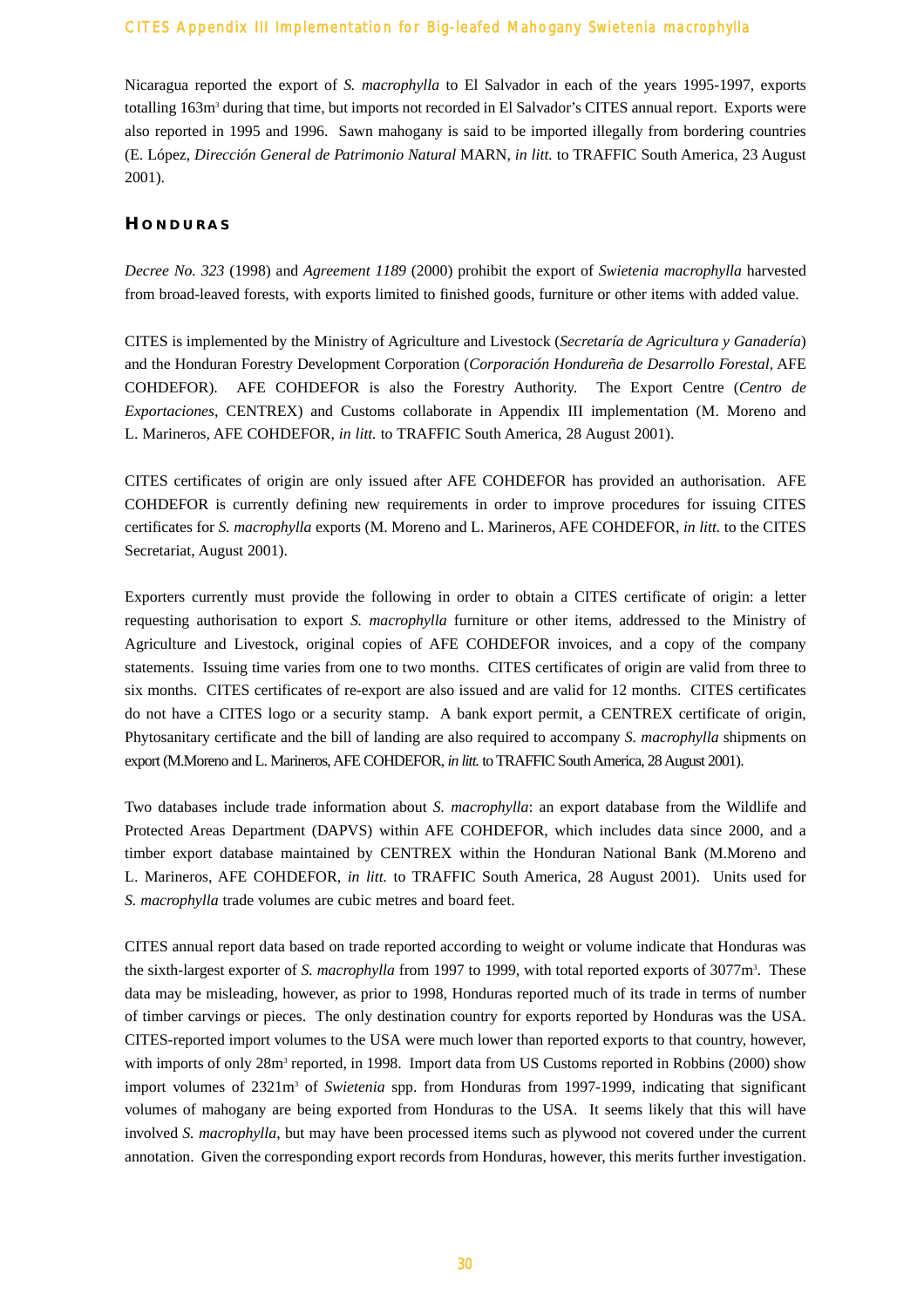Nicaragua reported the export of *S. macrophylla* to El Salvador in each of the years 1995-1997, exports totalling 163m$^3$ during that time, but imports not recorded in El Salvador's CITES annual report. Exports were also reported in 1995 and 1996. Sawn mahogany is said to be imported illegally from bordering countries (E. López, *Dirección General de Patrimonio Natural* MARN, *in litt.* to TRAFFIC South America, 23 August 2001).

## HONDURAS

*Decree No. 323* (1998) and *Agreement 1189* (2000) prohibit the export of *Swietenia macrophylla* harvested from broad-leaved forests, with exports limited to finished goods, furniture or other items with added value.

CITES is implemented by the Ministry of Agriculture and Livestock (*Secretaría de Agricultura y Ganadería*) and the Honduran Forestry Development Corporation (*Corporación Hondureña de Desarrollo Forestal*, AFE COHDEFOR). AFE COHDEFOR is also the Forestry Authority. The Export Centre (*Centro de Exportaciones*, CENTREX) and Customs collaborate in Appendix III implementation (M. Moreno and L. Marineros, AFE COHDEFOR, *in litt.* to TRAFFIC South America, 28 August 2001).

CITES certificates of origin are only issued after AFE COHDEFOR has provided an authorisation. AFE COHDEFOR is currently defining new requirements in order to improve procedures for issuing CITES certificates for *S. macrophylla* exports (M. Moreno and L. Marineros, AFE COHDEFOR, *in litt.* to the CITES Secretariat, August 2001).

Exporters currently must provide the following in order to obtain a CITES certificate of origin: a letter requesting authorisation to export *S. macrophylla* furniture or other items, addressed to the Ministry of Agriculture and Livestock, original copies of AFE COHDEFOR invoices, and a copy of the company statements. Issuing time varies from one to two months. CITES certificates of origin are valid from three to six months. CITES certificates of re-export are also issued and are valid for 12 months. CITES certificates do not have a CITES logo or a security stamp. A bank export permit, a CENTREX certificate of origin, Phytosanitary certificate and the bill of landing are also required to accompany *S. macrophylla* shipments on export (M.Moreno and L. Marineros, AFE COHDEFOR, *in litt.* to TRAFFIC South America, 28 August 2001).

Two databases include trade information about *S. macrophylla*: an export database from the Wildlife and Protected Areas Department (DAPVS) within AFE COHDEFOR, which includes data since 2000, and a timber export database maintained by CENTREX within the Honduran National Bank (M.Moreno and L. Marineros, AFE COHDEFOR, *in litt.* to TRAFFIC South America, 28 August 2001). Units used for *S. macrophylla* trade volumes are cubic metres and board feet.

CITES annual report data based on trade reported according to weight or volume indicate that Honduras was the sixth-largest exporter of *S. macrophylla* from 1997 to 1999, with total reported exports of 3077m$^3$. These data may be misleading, however, as prior to 1998, Honduras reported much of its trade in terms of number of timber carvings or pieces. The only destination country for exports reported by Honduras was the USA. CITES-reported import volumes to the USA were much lower than reported exports to that country, however, with imports of only 28m$^3$ reported, in 1998. Import data from US Customs reported in Robbins (2000) show import volumes of 2321m$^3$ of *Swietenia* spp. from Honduras from 1997-1999, indicating that significant volumes of mahogany are being exported from Honduras to the USA. It seems likely that this will have involved *S. macrophylla*, but may have been processed items such as plywood not covered under the current annotation. Given the corresponding export records from Honduras, however, this merits further investigation.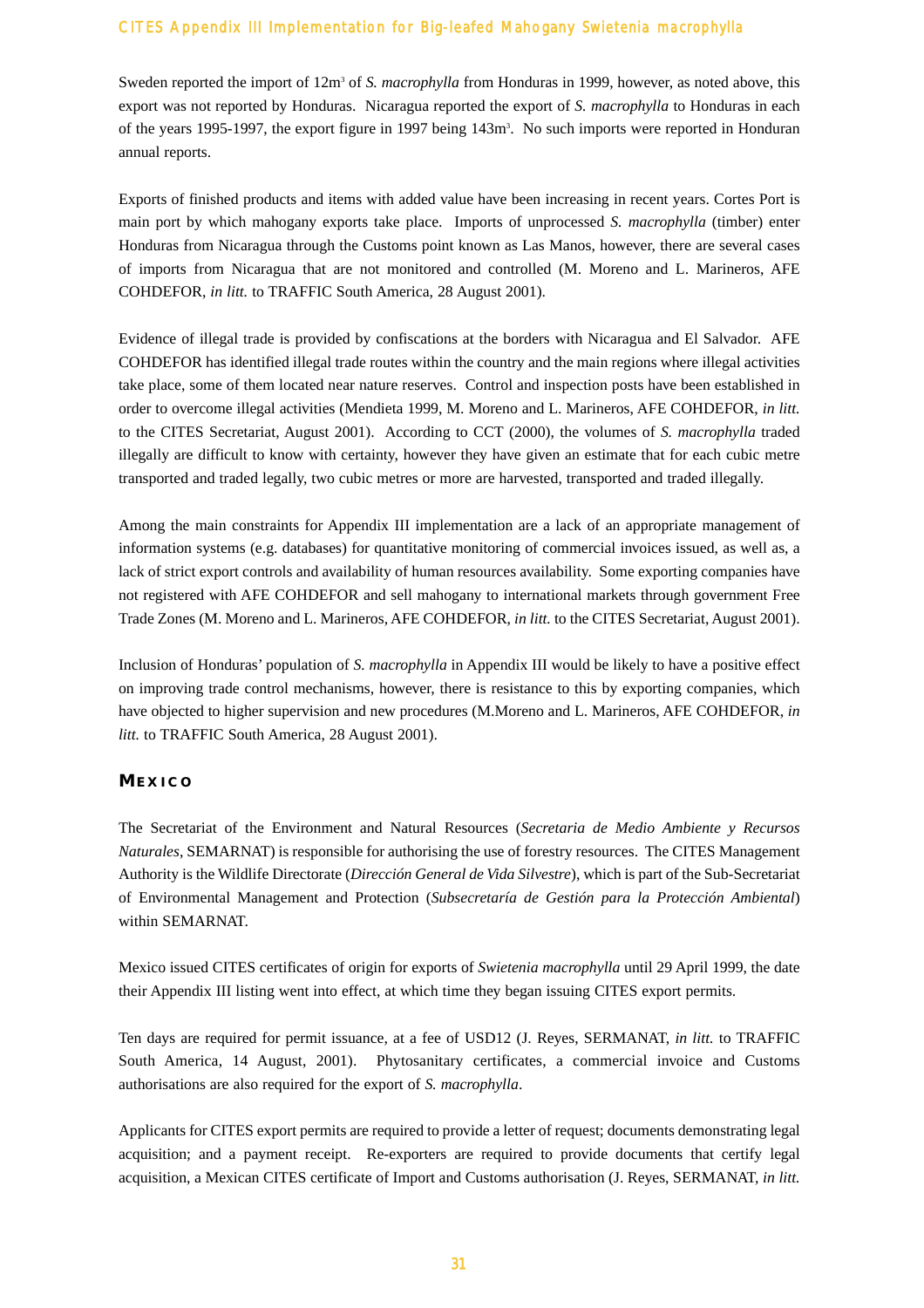Sweden reported the import of 12m$^3$ of *S. macrophylla* from Honduras in 1999, however, as noted above, this export was not reported by Honduras. Nicaragua reported the export of *S. macrophylla* to Honduras in each of the years 1995-1997, the export figure in 1997 being 143m$^3$. No such imports were reported in Honduran annual reports.

Exports of finished products and items with added value have been increasing in recent years. Cortes Port is main port by which mahogany exports take place. Imports of unprocessed *S. macrophylla* (timber) enter Honduras from Nicaragua through the Customs point known as Las Manos, however, there are several cases of imports from Nicaragua that are not monitored and controlled (M. Moreno and L. Marineros, AFE COHDEFOR, *in litt.* to TRAFFIC South America, 28 August 2001).

Evidence of illegal trade is provided by confiscations at the borders with Nicaragua and El Salvador. AFE COHDEFOR has identified illegal trade routes within the country and the main regions where illegal activities take place, some of them located near nature reserves. Control and inspection posts have been established in order to overcome illegal activities (Mendieta 1999, M. Moreno and L. Marineros, AFE COHDEFOR, *in litt.* to the CITES Secretariat, August 2001). According to CCT (2000), the volumes of *S. macrophylla* traded illegally are difficult to know with certainty, however they have given an estimate that for each cubic metre transported and traded legally, two cubic metres or more are harvested, transported and traded illegally.

Among the main constraints for Appendix III implementation are a lack of an appropriate management of information systems (e.g. databases) for quantitative monitoring of commercial invoices issued, as well as, a lack of strict export controls and availability of human resources availability. Some exporting companies have not registered with AFE COHDEFOR and sell mahogany to international markets through government Free Trade Zones (M. Moreno and L. Marineros, AFE COHDEFOR, *in litt.* to the CITES Secretariat, August 2001).

Inclusion of Honduras' population of *S. macrophylla* in Appendix III would be likely to have a positive effect on improving trade control mechanisms, however, there is resistance to this by exporting companies, which have objected to higher supervision and new procedures (M.Moreno and L. Marineros, AFE COHDEFOR, *in litt.* to TRAFFIC South America, 28 August 2001).

## MEXICO

The Secretariat of the Environment and Natural Resources (*Secretaria de Medio Ambiente y Recursos Naturales*, SEMARNAT) is responsible for authorising the use of forestry resources. The CITES Management Authority is the Wildlife Directorate (*Dirección General de Vida Silvestre*), which is part of the Sub-Secretariat of Environmental Management and Protection (*Subsecretaría de Gestión para la Protección Ambiental*) within SEMARNAT.

Mexico issued CITES certificates of origin for exports of *Swietenia macrophylla* until 29 April 1999, the date their Appendix III listing went into effect, at which time they began issuing CITES export permits.

Ten days are required for permit issuance, at a fee of USD12 (J. Reyes, SERMANAT, *in litt.* to TRAFFIC South America, 14 August, 2001). Phytosanitary certificates, a commercial invoice and Customs authorisations are also required for the export of *S. macrophylla*.

Applicants for CITES export permits are required to provide a letter of request; documents demonstrating legal acquisition; and a payment receipt. Re-exporters are required to provide documents that certify legal acquisition, a Mexican CITES certificate of Import and Customs authorisation (J. Reyes, SERMANAT, *in litt.*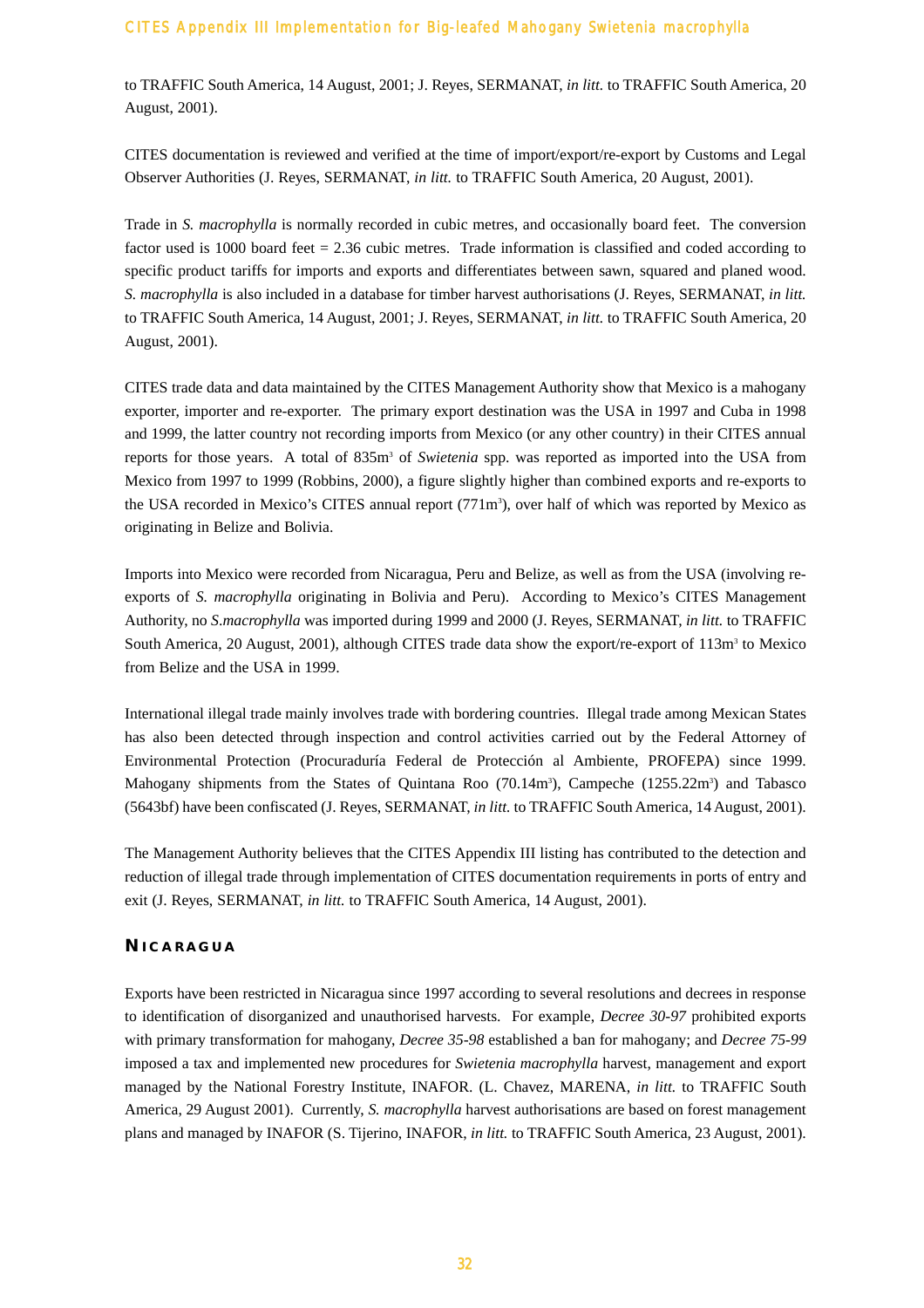to TRAFFIC South America, 14 August, 2001; J. Reyes, SERMANAT, *in litt.* to TRAFFIC South America, 20 August, 2001).

CITES documentation is reviewed and verified at the time of import/export/re-export by Customs and Legal Observer Authorities (J. Reyes, SERMANAT, *in litt.* to TRAFFIC South America, 20 August, 2001).

Trade in *S. macrophylla* is normally recorded in cubic metres, and occasionally board feet. The conversion factor used is 1000 board feet = 2.36 cubic metres. Trade information is classified and coded according to specific product tariffs for imports and exports and differentiates between sawn, squared and planed wood. *S. macrophylla* is also included in a database for timber harvest authorisations (J. Reyes, SERMANAT, *in litt.* to TRAFFIC South America, 14 August, 2001; J. Reyes, SERMANAT, *in litt.* to TRAFFIC South America, 20 August, 2001).

CITES trade data and data maintained by the CITES Management Authority show that Mexico is a mahogany exporter, importer and re-exporter. The primary export destination was the USA in 1997 and Cuba in 1998 and 1999, the latter country not recording imports from Mexico (or any other country) in their CITES annual reports for those years. A total of 835m$^3$ of *Swietenia* spp. was reported as imported into the USA from Mexico from 1997 to 1999 (Robbins, 2000), a figure slightly higher than combined exports and re-exports to the USA recorded in Mexico's CITES annual report (771m$^3$), over half of which was reported by Mexico as originating in Belize and Bolivia.

Imports into Mexico were recorded from Nicaragua, Peru and Belize, as well as from the USA (involving re-exports of *S. macrophylla* originating in Bolivia and Peru). According to Mexico's CITES Management Authority, no *S.macrophylla* was imported during 1999 and 2000 (J. Reyes, SERMANAT, *in litt.* to TRAFFIC South America, 20 August, 2001), although CITES trade data show the export/re-export of 113m$^3$ to Mexico from Belize and the USA in 1999.

International illegal trade mainly involves trade with bordering countries. Illegal trade among Mexican States has also been detected through inspection and control activities carried out by the Federal Attorney of Environmental Protection (Procuraduría Federal de Protección al Ambiente, PROFEPA) since 1999. Mahogany shipments from the States of Quintana Roo (70.14m$^3$), Campeche (1255.22m$^3$) and Tabasco (5643bf) have been confiscated (J. Reyes, SERMANAT, *in litt.* to TRAFFIC South America, 14 August, 2001).

The Management Authority believes that the CITES Appendix III listing has contributed to the detection and reduction of illegal trade through implementation of CITES documentation requirements in ports of entry and exit (J. Reyes, SERMANAT, *in litt.* to TRAFFIC South America, 14 August, 2001).

## NICARAGUA

Exports have been restricted in Nicaragua since 1997 according to several resolutions and decrees in response to identification of disorganized and unauthorised harvests. For example, *Decree 30-97* prohibited exports with primary transformation for mahogany, *Decree 35-98* established a ban for mahogany; and *Decree 75-99* imposed a tax and implemented new procedures for *Swietenia macrophylla* harvest, management and export managed by the National Forestry Institute, INAFOR. (L. Chavez, MARENA, *in litt.* to TRAFFIC South America, 29 August 2001). Currently, *S. macrophylla* harvest authorisations are based on forest management plans and managed by INAFOR (S. Tijerino, INAFOR, *in litt.* to TRAFFIC South America, 23 August, 2001).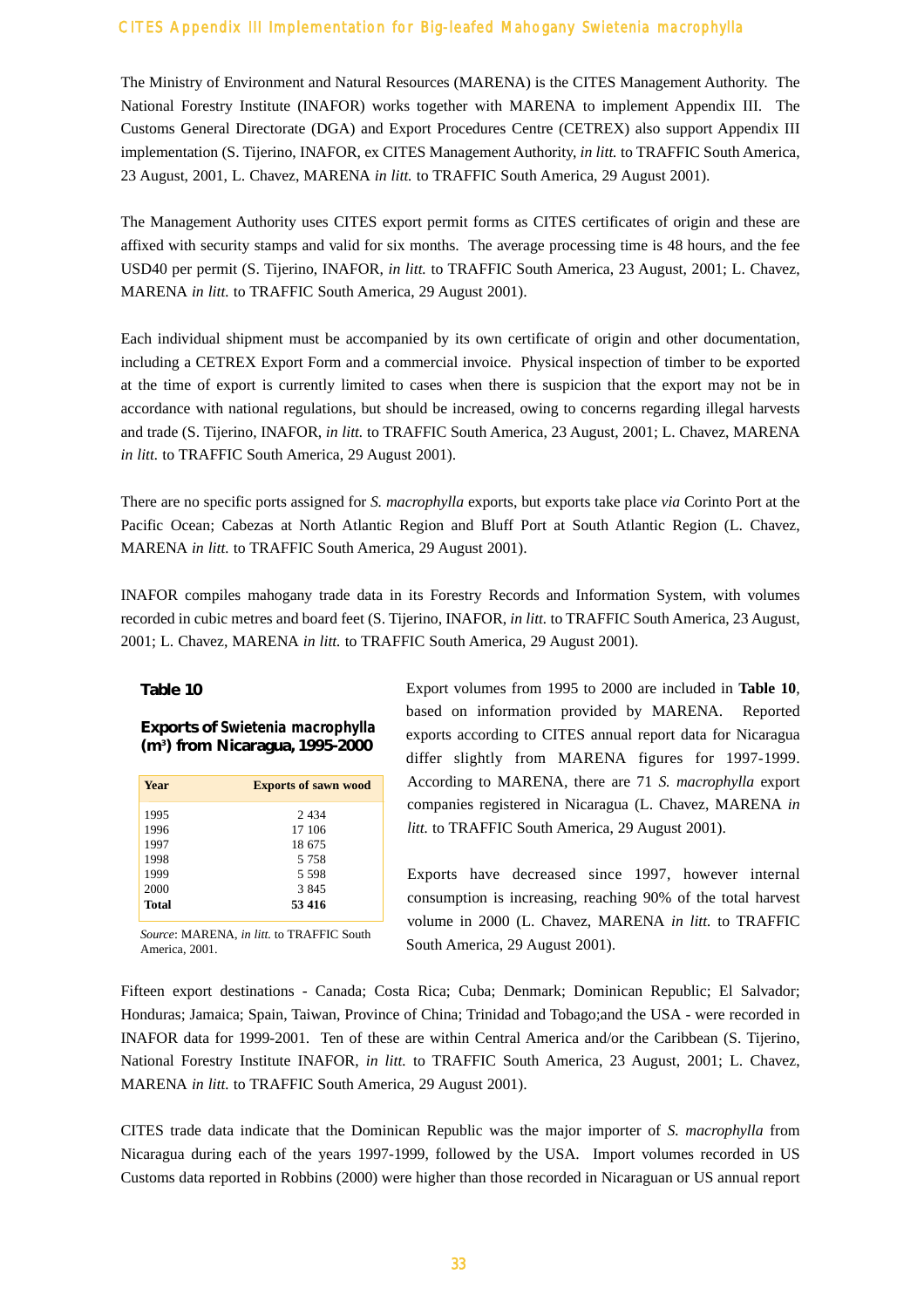The Ministry of Environment and Natural Resources (MARENA) is the CITES Management Authority. The National Forestry Institute (INAFOR) works together with MARENA to implement Appendix III. The Customs General Directorate (DGA) and Export Procedures Centre (CETREX) also support Appendix III implementation (S. Tijerino, INAFOR, ex CITES Management Authority, *in litt.* to TRAFFIC South America, 23 August, 2001, L. Chavez, MARENA *in litt.* to TRAFFIC South America, 29 August 2001).

The Management Authority uses CITES export permit forms as CITES certificates of origin and these are affixed with security stamps and valid for six months. The average processing time is 48 hours, and the fee USD40 per permit (S. Tijerino, INAFOR, *in litt.* to TRAFFIC South America, 23 August, 2001; L. Chavez, MARENA *in litt.* to TRAFFIC South America, 29 August 2001).

Each individual shipment must be accompanied by its own certificate of origin and other documentation, including a CETREX Export Form and a commercial invoice. Physical inspection of timber to be exported at the time of export is currently limited to cases when there is suspicion that the export may not be in accordance with national regulations, but should be increased, owing to concerns regarding illegal harvests and trade (S. Tijerino, INAFOR, *in litt.* to TRAFFIC South America, 23 August, 2001; L. Chavez, MARENA *in litt.* to TRAFFIC South America, 29 August 2001).

There are no specific ports assigned for *S. macrophylla* exports, but exports take place *via* Corinto Port at the Pacific Ocean; Cabezas at North Atlantic Region and Bluff Port at South Atlantic Region (L. Chavez, MARENA *in litt.* to TRAFFIC South America, 29 August 2001).

INAFOR compiles mahogany trade data in its Forestry Records and Information System, with volumes recorded in cubic metres and board feet (S. Tijerino, INAFOR, *in litt.* to TRAFFIC South America, 23 August, 2001; L. Chavez, MARENA *in litt.* to TRAFFIC South America, 29 August 2001).

**Table 10**

**Exports of *Swietenia macrophylla* ($m^3$) from Nicaragua, 1995-2000**

| Year | Exports of sawn wood |
|---|---|
| 1995 | 2 434 |
| 1996 | 17 106 |
| 1997 | 18 675 |
| 1998 | 5 758 |
| 1999 | 5 598 |
| 2000 | 3 845 |
| **Total** | **53 416** |

*Source*: MARENA, *in litt.* to TRAFFIC South America, 2001.

Export volumes from 1995 to 2000 are included in **Table 10**, based on information provided by MARENA. Reported exports according to CITES annual report data for Nicaragua differ slightly from MARENA figures for 1997-1999. According to MARENA, there are 71 *S. macrophylla* export companies registered in Nicaragua (L. Chavez, MARENA *in litt.* to TRAFFIC South America, 29 August 2001).

Exports have decreased since 1997, however internal consumption is increasing, reaching 90% of the total harvest volume in 2000 (L. Chavez, MARENA *in litt.* to TRAFFIC South America, 29 August 2001).

Fifteen export destinations - Canada; Costa Rica; Cuba; Denmark; Dominican Republic; El Salvador; Honduras; Jamaica; Spain, Taiwan, Province of China; Trinidad and Tobago;and the USA - were recorded in INAFOR data for 1999-2001. Ten of these are within Central America and/or the Caribbean (S. Tijerino, National Forestry Institute INAFOR, *in litt.* to TRAFFIC South America, 23 August, 2001; L. Chavez, MARENA *in litt.* to TRAFFIC South America, 29 August 2001).

CITES trade data indicate that the Dominican Republic was the major importer of *S. macrophylla* from Nicaragua during each of the years 1997-1999, followed by the USA. Import volumes recorded in US Customs data reported in Robbins (2000) were higher than those recorded in Nicaraguan or US annual report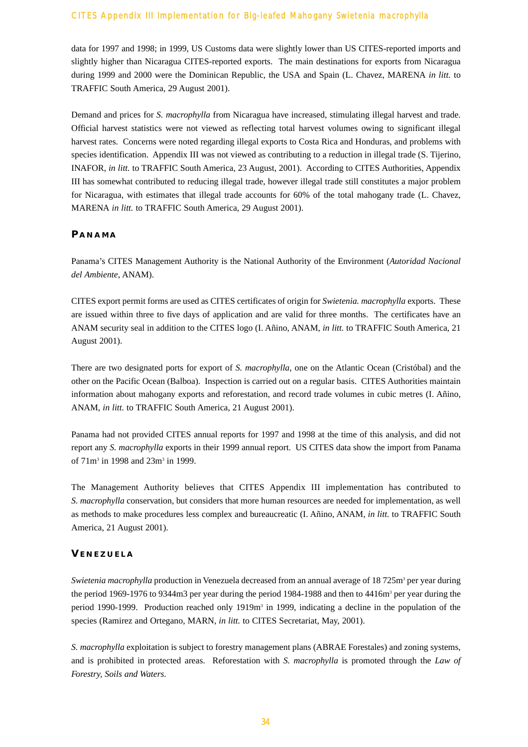data for 1997 and 1998; in 1999, US Customs data were slightly lower than US CITES-reported imports and slightly higher than Nicaragua CITES-reported exports. The main destinations for exports from Nicaragua during 1999 and 2000 were the Dominican Republic, the USA and Spain (L. Chavez, MARENA *in litt.* to TRAFFIC South America, 29 August 2001).

Demand and prices for *S. macrophylla* from Nicaragua have increased, stimulating illegal harvest and trade. Official harvest statistics were not viewed as reflecting total harvest volumes owing to significant illegal harvest rates. Concerns were noted regarding illegal exports to Costa Rica and Honduras, and problems with species identification. Appendix III was not viewed as contributing to a reduction in illegal trade (S. Tijerino, INAFOR, *in litt.* to TRAFFIC South America, 23 August, 2001). According to CITES Authorities, Appendix III has somewhat contributed to reducing illegal trade, however illegal trade still constitutes a major problem for Nicaragua, with estimates that illegal trade accounts for 60% of the total mahogany trade (L. Chavez, MARENA *in litt.* to TRAFFIC South America, 29 August 2001).

## PANAMA

Panama's CITES Management Authority is the National Authority of the Environment (*Autoridad Nacional del Ambiente*, ANAM).

CITES export permit forms are used as CITES certificates of origin for *Swietenia. macrophylla* exports. These are issued within three to five days of application and are valid for three months. The certificates have an ANAM security seal in addition to the CITES logo (I. Añino, ANAM, *in litt.* to TRAFFIC South America, 21 August 2001).

There are two designated ports for export of *S. macrophylla*, one on the Atlantic Ocean (Cristóbal) and the other on the Pacific Ocean (Balboa). Inspection is carried out on a regular basis. CITES Authorities maintain information about mahogany exports and reforestation, and record trade volumes in cubic metres (I. Añino, ANAM, *in litt.* to TRAFFIC South America, 21 August 2001).

Panama had not provided CITES annual reports for 1997 and 1998 at the time of this analysis, and did not report any *S. macrophylla* exports in their 1999 annual report. US CITES data show the import from Panama of 71m$^3$ in 1998 and 23m$^3$ in 1999.

The Management Authority believes that CITES Appendix III implementation has contributed to *S. macrophylla* conservation, but considers that more human resources are needed for implementation, as well as methods to make procedures less complex and bureaucreatic (I. Añino, ANAM, *in litt.* to TRAFFIC South America, 21 August 2001).

## VENEZUELA

*Swietenia macrophylla* production in Venezuela decreased from an annual average of 18 725m$^3$ per year during the period 1969-1976 to 9344m3 per year during the period 1984-1988 and then to 4416m$^3$ per year during the period 1990-1999. Production reached only 1919m$^3$ in 1999, indicating a decline in the population of the species (Ramirez and Ortegano, MARN, *in litt.* to CITES Secretariat, May, 2001).

*S. macrophylla* exploitation is subject to forestry management plans (ABRAE Forestales) and zoning systems, and is prohibited in protected areas. Reforestation with *S. macrophylla* is promoted through the *Law of Forestry, Soils and Waters*.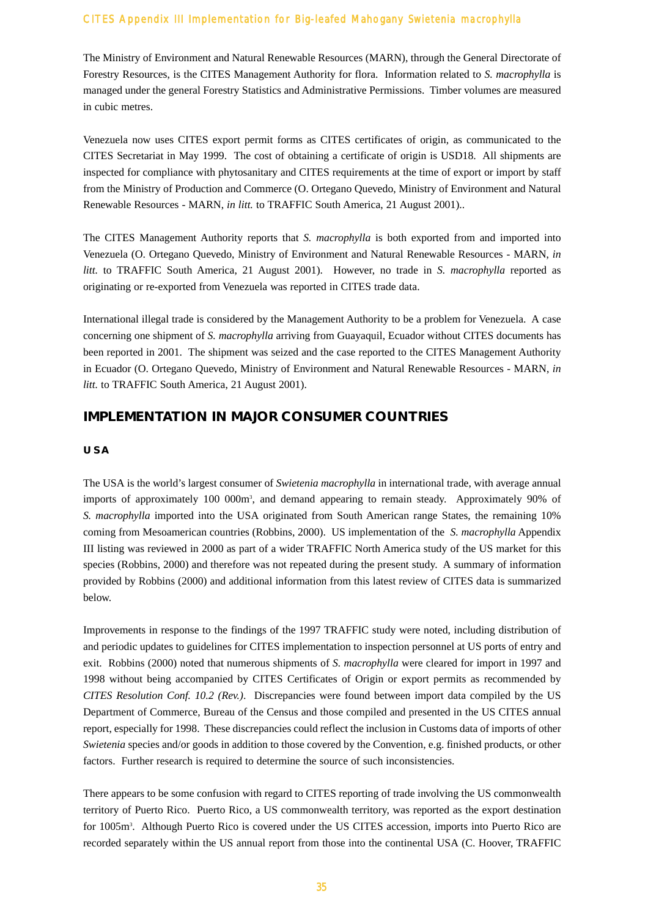The Ministry of Environment and Natural Renewable Resources (MARN), through the General Directorate of Forestry Resources, is the CITES Management Authority for flora. Information related to *S. macrophylla* is managed under the general Forestry Statistics and Administrative Permissions. Timber volumes are measured in cubic metres.

Venezuela now uses CITES export permit forms as CITES certificates of origin, as communicated to the CITES Secretariat in May 1999. The cost of obtaining a certificate of origin is USD18. All shipments are inspected for compliance with phytosanitary and CITES requirements at the time of export or import by staff from the Ministry of Production and Commerce (O. Ortegano Quevedo, Ministry of Environment and Natural Renewable Resources - MARN, *in litt.* to TRAFFIC South America, 21 August 2001)..

The CITES Management Authority reports that *S. macrophylla* is both exported from and imported into Venezuela (O. Ortegano Quevedo, Ministry of Environment and Natural Renewable Resources - MARN, *in litt.* to TRAFFIC South America, 21 August 2001). However, no trade in *S. macrophylla* reported as originating or re-exported from Venezuela was reported in CITES trade data.

International illegal trade is considered by the Management Authority to be a problem for Venezuela. A case concerning one shipment of *S. macrophylla* arriving from Guayaquil, Ecuador without CITES documents has been reported in 2001. The shipment was seized and the case reported to the CITES Management Authority in Ecuador (O. Ortegano Quevedo, Ministry of Environment and Natural Renewable Resources - MARN, *in litt.* to TRAFFIC South America, 21 August 2001).

## IMPLEMENTATION IN MAJOR CONSUMER COUNTRIES

### USA

The USA is the world's largest consumer of *Swietenia macrophylla* in international trade, with average annual imports of approximately 100 000m$^3$, and demand appearing to remain steady. Approximately 90% of *S. macrophylla* imported into the USA originated from South American range States, the remaining 10% coming from Mesoamerican countries (Robbins, 2000). US implementation of the *S. macrophylla* Appendix III listing was reviewed in 2000 as part of a wider TRAFFIC North America study of the US market for this species (Robbins, 2000) and therefore was not repeated during the present study. A summary of information provided by Robbins (2000) and additional information from this latest review of CITES data is summarized below.

Improvements in response to the findings of the 1997 TRAFFIC study were noted, including distribution of and periodic updates to guidelines for CITES implementation to inspection personnel at US ports of entry and exit. Robbins (2000) noted that numerous shipments of *S. macrophylla* were cleared for import in 1997 and 1998 without being accompanied by CITES Certificates of Origin or export permits as recommended by *CITES Resolution Conf. 10.2 (Rev.)*. Discrepancies were found between import data compiled by the US Department of Commerce, Bureau of the Census and those compiled and presented in the US CITES annual report, especially for 1998. These discrepancies could reflect the inclusion in Customs data of imports of other *Swietenia* species and/or goods in addition to those covered by the Convention, e.g. finished products, or other factors. Further research is required to determine the source of such inconsistencies.

There appears to be some confusion with regard to CITES reporting of trade involving the US commonwealth territory of Puerto Rico. Puerto Rico, a US commonwealth territory, was reported as the export destination for 1005m$^3$. Although Puerto Rico is covered under the US CITES accession, imports into Puerto Rico are recorded separately within the US annual report from those into the continental USA (C. Hoover, TRAFFIC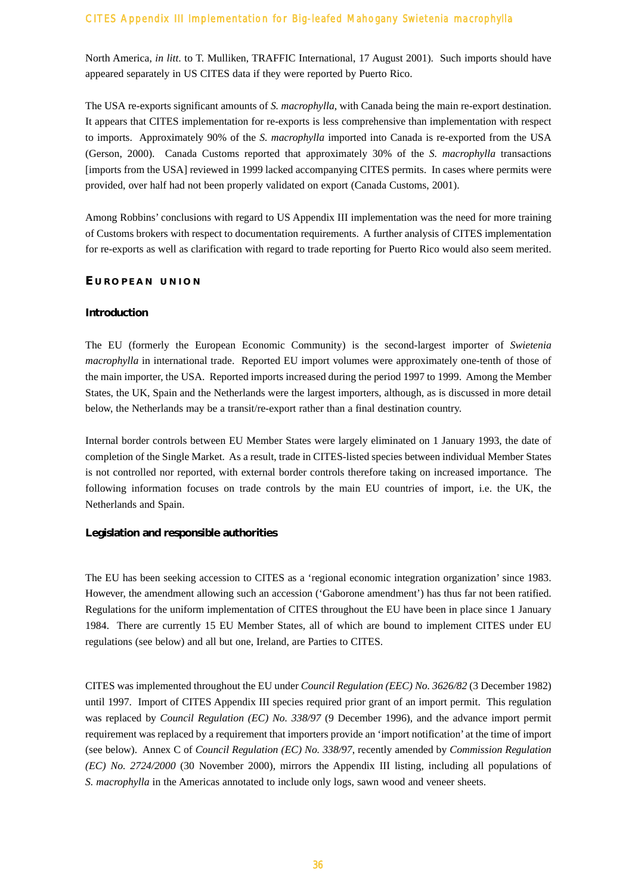North America, *in litt.* to T. Mulliken, TRAFFIC International, 17 August 2001). Such imports should have appeared separately in US CITES data if they were reported by Puerto Rico.

The USA re-exports significant amounts of *S. macrophylla*, with Canada being the main re-export destination. It appears that CITES implementation for re-exports is less comprehensive than implementation with respect to imports. Approximately 90% of the *S. macrophylla* imported into Canada is re-exported from the USA (Gerson, 2000). Canada Customs reported that approximately 30% of the *S. macrophylla* transactions [imports from the USA] reviewed in 1999 lacked accompanying CITES permits. In cases where permits were provided, over half had not been properly validated on export (Canada Customs, 2001).

Among Robbins' conclusions with regard to US Appendix III implementation was the need for more training of Customs brokers with respect to documentation requirements. A further analysis of CITES implementation for re-exports as well as clarification with regard to trade reporting for Puerto Rico would also seem merited.

## EUROPEAN UNION

### Introduction

The EU (formerly the European Economic Community) is the second-largest importer of *Swietenia macrophylla* in international trade. Reported EU import volumes were approximately one-tenth of those of the main importer, the USA. Reported imports increased during the period 1997 to 1999. Among the Member States, the UK, Spain and the Netherlands were the largest importers, although, as is discussed in more detail below, the Netherlands may be a transit/re-export rather than a final destination country.

Internal border controls between EU Member States were largely eliminated on 1 January 1993, the date of completion of the Single Market. As a result, trade in CITES-listed species between individual Member States is not controlled nor reported, with external border controls therefore taking on increased importance. The following information focuses on trade controls by the main EU countries of import, i.e. the UK, the Netherlands and Spain.

### Legislation and responsible authorities

The EU has been seeking accession to CITES as a 'regional economic integration organization' since 1983. However, the amendment allowing such an accession ('Gaborone amendment') has thus far not been ratified. Regulations for the uniform implementation of CITES throughout the EU have been in place since 1 January 1984. There are currently 15 EU Member States, all of which are bound to implement CITES under EU regulations (see below) and all but one, Ireland, are Parties to CITES.

CITES was implemented throughout the EU under *Council Regulation (EEC) No. 3626/82* (3 December 1982) until 1997. Import of CITES Appendix III species required prior grant of an import permit. This regulation was replaced by *Council Regulation (EC) No. 338/97* (9 December 1996), and the advance import permit requirement was replaced by a requirement that importers provide an 'import notification' at the time of import (see below). Annex C of *Council Regulation (EC) No. 338/97*, recently amended by *Commission Regulation (EC) No. 2724/2000* (30 November 2000), mirrors the Appendix III listing, including all populations of *S. macrophylla* in the Americas annotated to include only logs, sawn wood and veneer sheets.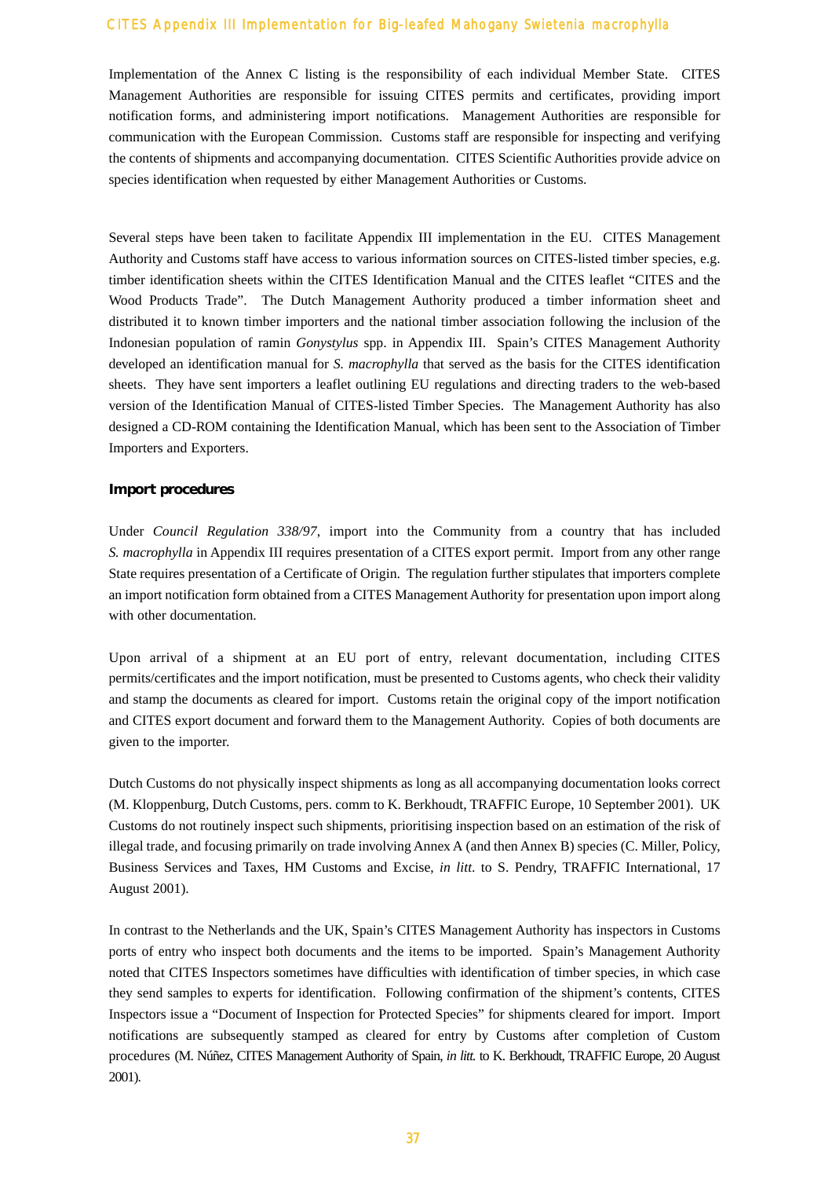Implementation of the Annex C listing is the responsibility of each individual Member State. CITES Management Authorities are responsible for issuing CITES permits and certificates, providing import notification forms, and administering import notifications. Management Authorities are responsible for communication with the European Commission. Customs staff are responsible for inspecting and verifying the contents of shipments and accompanying documentation. CITES Scientific Authorities provide advice on species identification when requested by either Management Authorities or Customs.

Several steps have been taken to facilitate Appendix III implementation in the EU. CITES Management Authority and Customs staff have access to various information sources on CITES-listed timber species, e.g. timber identification sheets within the CITES Identification Manual and the CITES leaflet "CITES and the Wood Products Trade". The Dutch Management Authority produced a timber information sheet and distributed it to known timber importers and the national timber association following the inclusion of the Indonesian population of ramin *Gonystylus* spp. in Appendix III. Spain's CITES Management Authority developed an identification manual for *S. macrophylla* that served as the basis for the CITES identification sheets. They have sent importers a leaflet outlining EU regulations and directing traders to the web-based version of the Identification Manual of CITES-listed Timber Species. The Management Authority has also designed a CD-ROM containing the Identification Manual, which has been sent to the Association of Timber Importers and Exporters.

**Import procedures**

Under *Council Regulation 338/97*, import into the Community from a country that has included *S. macrophylla* in Appendix III requires presentation of a CITES export permit. Import from any other range State requires presentation of a Certificate of Origin. The regulation further stipulates that importers complete an import notification form obtained from a CITES Management Authority for presentation upon import along with other documentation.

Upon arrival of a shipment at an EU port of entry, relevant documentation, including CITES permits/certificates and the import notification, must be presented to Customs agents, who check their validity and stamp the documents as cleared for import. Customs retain the original copy of the import notification and CITES export document and forward them to the Management Authority. Copies of both documents are given to the importer.

Dutch Customs do not physically inspect shipments as long as all accompanying documentation looks correct (M. Kloppenburg, Dutch Customs, pers. comm to K. Berkhoudt, TRAFFIC Europe, 10 September 2001). UK Customs do not routinely inspect such shipments, prioritising inspection based on an estimation of the risk of illegal trade, and focusing primarily on trade involving Annex A (and then Annex B) species (C. Miller, Policy, Business Services and Taxes, HM Customs and Excise, *in litt*. to S. Pendry, TRAFFIC International, 17 August 2001).

In contrast to the Netherlands and the UK, Spain's CITES Management Authority has inspectors in Customs ports of entry who inspect both documents and the items to be imported. Spain's Management Authority noted that CITES Inspectors sometimes have difficulties with identification of timber species, in which case they send samples to experts for identification. Following confirmation of the shipment's contents, CITES Inspectors issue a "Document of Inspection for Protected Species" for shipments cleared for import. Import notifications are subsequently stamped as cleared for entry by Customs after completion of Custom procedures (M. Núñez, CITES Management Authority of Spain, *in litt.* to K. Berkhoudt, TRAFFIC Europe, 20 August 2001).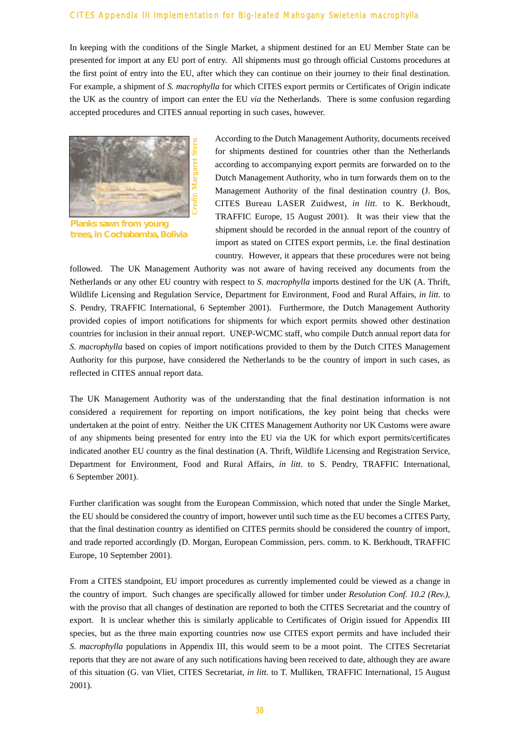In keeping with the conditions of the Single Market, a shipment destined for an EU Member State can be presented for import at any EU port of entry. All shipments must go through official Customs procedures at the first point of entry into the EU, after which they can continue on their journey to their final destination. For example, a shipment of *S. macrophylla* for which CITES export permits or Certificates of Origin indicate the UK as the country of import can enter the EU *via* the Netherlands. There is some confusion regarding accepted procedures and CITES annual reporting in such cases, however.

Credit: Margaret Stern

**Planks sawn from young trees, in Cochabamba, Bolivia**

According to the Dutch Management Authority, documents received for shipments destined for countries other than the Netherlands according to accompanying export permits are forwarded on to the Dutch Management Authority, who in turn forwards them on to the Management Authority of the final destination country (J. Bos, CITES Bureau LASER Zuidwest, *in litt.* to K. Berkhoudt, TRAFFIC Europe, 15 August 2001). It was their view that the shipment should be recorded in the annual report of the country of import as stated on CITES export permits, i.e. the final destination country. However, it appears that these procedures were not being followed. The UK Management Authority was not aware of having received any documents from the Netherlands or any other EU country with respect to *S. macrophylla* imports destined for the UK (A. Thrift, Wildlife Licensing and Regulation Service, Department for Environment, Food and Rural Affairs, *in litt*. to S. Pendry, TRAFFIC International, 6 September 2001). Furthermore, the Dutch Management Authority provided copies of import notifications for shipments for which export permits showed other destination countries for inclusion in their annual report. UNEP-WCMC staff, who compile Dutch annual report data for *S. macrophylla* based on copies of import notifications provided to them by the Dutch CITES Management Authority for this purpose, have considered the Netherlands to be the country of import in such cases, as reflected in CITES annual report data.

The UK Management Authority was of the understanding that the final destination information is not considered a requirement for reporting on import notifications, the key point being that checks were undertaken at the point of entry. Neither the UK CITES Management Authority nor UK Customs were aware of any shipments being presented for entry into the EU via the UK for which export permits/certificates indicated another EU country as the final destination (A. Thrift, Wildlife Licensing and Registration Service, Department for Environment, Food and Rural Affairs, *in litt*. to S. Pendry, TRAFFIC International, 6 September 2001).

Further clarification was sought from the European Commission, which noted that under the Single Market, the EU should be considered the country of import, however until such time as the EU becomes a CITES Party, that the final destination country as identified on CITES permits should be considered the country of import, and trade reported accordingly (D. Morgan, European Commission, pers. comm. to K. Berkhoudt, TRAFFIC Europe, 10 September 2001).

From a CITES standpoint, EU import procedures as currently implemented could be viewed as a change in the country of import. Such changes are specifically allowed for timber under *Resolution Conf. 10.2 (Rev.)*, with the proviso that all changes of destination are reported to both the CITES Secretariat and the country of export. It is unclear whether this is similarly applicable to Certificates of Origin issued for Appendix III species, but as the three main exporting countries now use CITES export permits and have included their *S. macrophylla* populations in Appendix III, this would seem to be a moot point. The CITES Secretariat reports that they are not aware of any such notifications having been received to date, although they are aware of this situation (G. van Vliet, CITES Secretariat, *in litt.* to T. Mulliken, TRAFFIC International, 15 August 2001).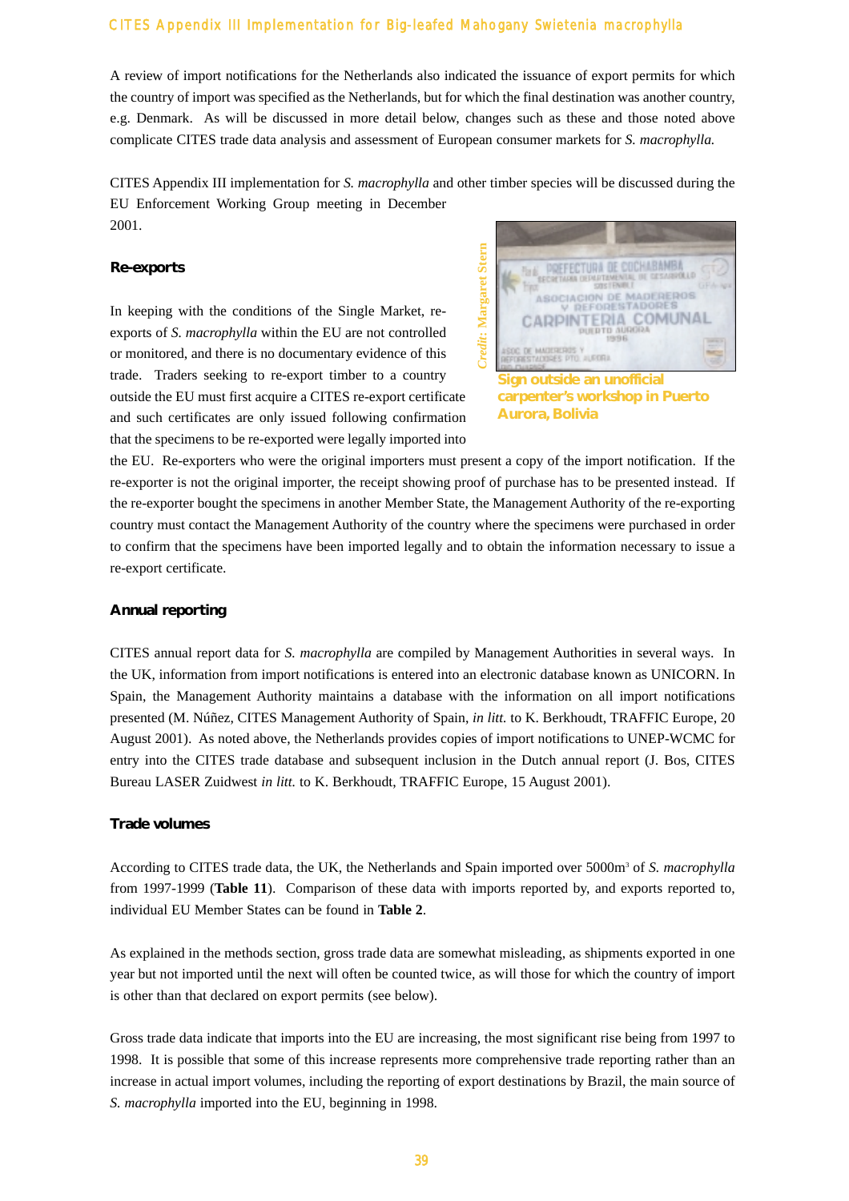A review of import notifications for the Netherlands also indicated the issuance of export permits for which the country of import was specified as the Netherlands, but for which the final destination was another country, e.g. Denmark. As will be discussed in more detail below, changes such as these and those noted above complicate CITES trade data analysis and assessment of European consumer markets for *S. macrophylla.*

CITES Appendix III implementation for *S. macrophylla* and other timber species will be discussed during the EU Enforcement Working Group meeting in December 2001.

#### Re-exports

In keeping with the conditions of the Single Market, re-exports of *S. macrophylla* within the EU are not controlled or monitored, and there is no documentary evidence of this trade. Traders seeking to re-export timber to a country outside the EU must first acquire a CITES re-export certificate and such certificates are only issued following confirmation that the specimens to be re-exported were legally imported into the EU. Re-exporters who were the original importers must present a copy of the import notification. If the re-exporter is not the original importer, the receipt showing proof of purchase has to be presented instead. If the re-exporter bought the specimens in another Member State, the Management Authority of the re-exporting country must contact the Management Authority of the country where the specimens were purchased in order to confirm that the specimens have been imported legally and to obtain the information necessary to issue a re-export certificate.

*Credit: Margaret Stern*

Sign outside an unofficial carpenter's workshop in Puerto Aurora, Bolivia

#### Annual reporting

CITES annual report data for *S. macrophylla* are compiled by Management Authorities in several ways. In the UK, information from import notifications is entered into an electronic database known as UNICORN. In Spain, the Management Authority maintains a database with the information on all import notifications presented (M. Núñez, CITES Management Authority of Spain, *in litt.* to K. Berkhoudt, TRAFFIC Europe, 20 August 2001). As noted above, the Netherlands provides copies of import notifications to UNEP-WCMC for entry into the CITES trade database and subsequent inclusion in the Dutch annual report (J. Bos, CITES Bureau LASER Zuidwest *in litt.* to K. Berkhoudt, TRAFFIC Europe, 15 August 2001).

#### Trade volumes

According to CITES trade data, the UK, the Netherlands and Spain imported over 5000m$^3$ of *S. macrophylla* from 1997-1999 (**Table 11**). Comparison of these data with imports reported by, and exports reported to, individual EU Member States can be found in **Table 2**.

As explained in the methods section, gross trade data are somewhat misleading, as shipments exported in one year but not imported until the next will often be counted twice, as will those for which the country of import is other than that declared on export permits (see below).

Gross trade data indicate that imports into the EU are increasing, the most significant rise being from 1997 to 1998. It is possible that some of this increase represents more comprehensive trade reporting rather than an increase in actual import volumes, including the reporting of export destinations by Brazil, the main source of *S. macrophylla* imported into the EU, beginning in 1998.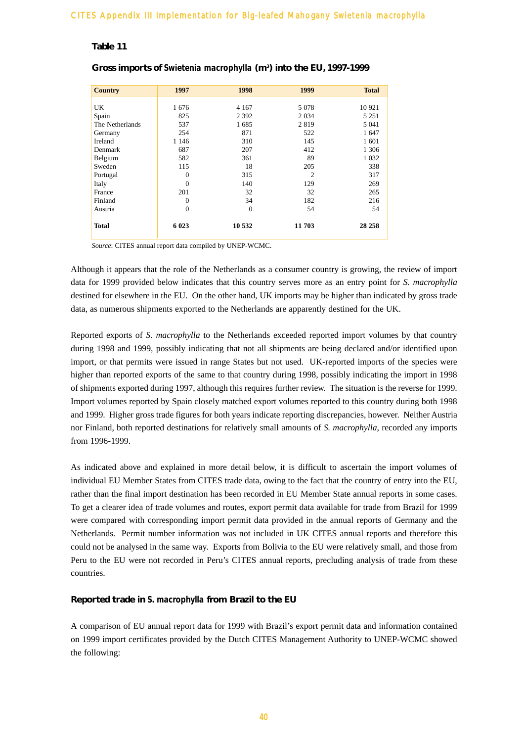**Table 11**

**Gross imports of *Swietenia macrophylla* ($m^3$) into the EU, 1997-1999**

| Country | 1997 | 1998 | 1999 | Total |
|---|---|---|---|---|
| UK | 1 676 | 4 167 | 5 078 | 10 921 |
| Spain | 825 | 2 392 | 2 034 | 5 251 |
| The Netherlands | 537 | 1 685 | 2 819 | 5 041 |
| Germany | 254 | 871 | 522 | 1 647 |
| Ireland | 1 146 | 310 | 145 | 1 601 |
| Denmark | 687 | 207 | 412 | 1 306 |
| Belgium | 582 | 361 | 89 | 1 032 |
| Sweden | 115 | 18 | 205 | 338 |
| Portugal | 0 | 315 | 2 | 317 |
| Italy | 0 | 140 | 129 | 269 |
| France | 201 | 32 | 32 | 265 |
| Finland | 0 | 34 | 182 | 216 |
| Austria | 0 | 0 | 54 | 54 |
| **Total** | **6 023** | **10 532** | **11 703** | **28 258** |

*Source*: CITES annual report data compiled by UNEP-WCMC.

Although it appears that the role of the Netherlands as a consumer country is growing, the review of import data for 1999 provided below indicates that this country serves more as an entry point for *S. macrophylla* destined for elsewhere in the EU. On the other hand, UK imports may be higher than indicated by gross trade data, as numerous shipments exported to the Netherlands are apparently destined for the UK.

Reported exports of *S. macrophylla* to the Netherlands exceeded reported import volumes by that country during 1998 and 1999, possibly indicating that not all shipments are being declared and/or identified upon import, or that permits were issued in range States but not used. UK-reported imports of the species were higher than reported exports of the same to that country during 1998, possibly indicating the import in 1998 of shipments exported during 1997, although this requires further review. The situation is the reverse for 1999. Import volumes reported by Spain closely matched export volumes reported to this country during both 1998 and 1999. Higher gross trade figures for both years indicate reporting discrepancies, however. Neither Austria nor Finland, both reported destinations for relatively small amounts of *S. macrophylla*, recorded any imports from 1996-1999.

As indicated above and explained in more detail below, it is difficult to ascertain the import volumes of individual EU Member States from CITES trade data, owing to the fact that the country of entry into the EU, rather than the final import destination has been recorded in EU Member State annual reports in some cases. To get a clearer idea of trade volumes and routes, export permit data available for trade from Brazil for 1999 were compared with corresponding import permit data provided in the annual reports of Germany and the Netherlands. Permit number information was not included in UK CITES annual reports and therefore this could not be analysed in the same way. Exports from Bolivia to the EU were relatively small, and those from Peru to the EU were not recorded in Peru's CITES annual reports, precluding analysis of trade from these countries.

### Reported trade in *S. macrophylla* from Brazil to the EU

A comparison of EU annual report data for 1999 with Brazil's export permit data and information contained on 1999 import certificates provided by the Dutch CITES Management Authority to UNEP-WCMC showed the following: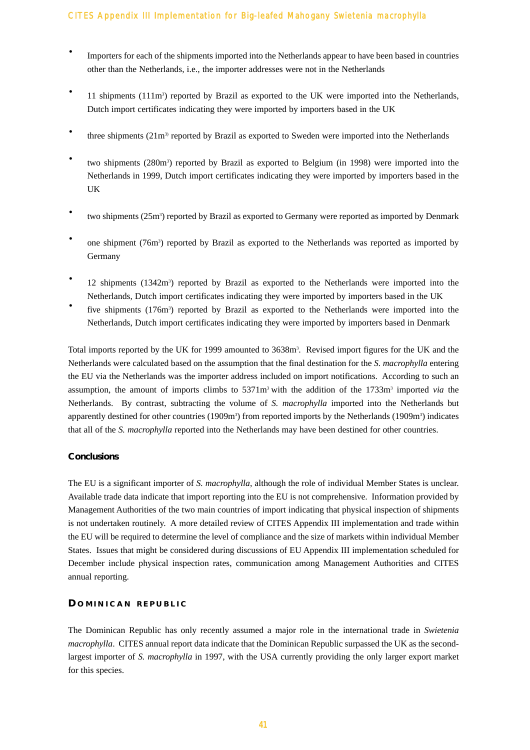- Importers for each of the shipments imported into the Netherlands appear to have been based in countries other than the Netherlands, i.e., the importer addresses were not in the Netherlands
- 11 shipments (111m$^3$) reported by Brazil as exported to the UK were imported into the Netherlands, Dutch import certificates indicating they were imported by importers based in the UK
- three shipments (21m$^3$) reported by Brazil as exported to Sweden were imported into the Netherlands
- two shipments (280m$^3$) reported by Brazil as exported to Belgium (in 1998) were imported into the Netherlands in 1999, Dutch import certificates indicating they were imported by importers based in the UK
- two shipments (25m$^3$) reported by Brazil as exported to Germany were reported as imported by Denmark
- one shipment (76m$^3$) reported by Brazil as exported to the Netherlands was reported as imported by Germany
- 12 shipments (1342m$^3$) reported by Brazil as exported to the Netherlands were imported into the Netherlands, Dutch import certificates indicating they were imported by importers based in the UK
- five shipments (176m$^3$) reported by Brazil as exported to the Netherlands were imported into the Netherlands, Dutch import certificates indicating they were imported by importers based in Denmark

Total imports reported by the UK for 1999 amounted to 3638m$^3$. Revised import figures for the UK and the Netherlands were calculated based on the assumption that the final destination for the *S. macrophylla* entering the EU via the Netherlands was the importer address included on import notifications. According to such an assumption, the amount of imports climbs to 5371m$^3$ with the addition of the 1733m$^3$ imported *via* the Netherlands. By contrast, subtracting the volume of *S. macrophylla* imported into the Netherlands but apparently destined for other countries (1909m$^3$) from reported imports by the Netherlands (1909m$^3$) indicates that all of the *S. macrophylla* reported into the Netherlands may have been destined for other countries.

### Conclusions

The EU is a significant importer of *S. macrophylla*, although the role of individual Member States is unclear. Available trade data indicate that import reporting into the EU is not comprehensive. Information provided by Management Authorities of the two main countries of import indicating that physical inspection of shipments is not undertaken routinely. A more detailed review of CITES Appendix III implementation and trade within the EU will be required to determine the level of compliance and the size of markets within individual Member States. Issues that might be considered during discussions of EU Appendix III implementation scheduled for December include physical inspection rates, communication among Management Authorities and CITES annual reporting.

## DOMINICAN REPUBLIC

The Dominican Republic has only recently assumed a major role in the international trade in *Swietenia macrophylla*. CITES annual report data indicate that the Dominican Republic surpassed the UK as the second-largest importer of *S. macrophylla* in 1997, with the USA currently providing the only larger export market for this species.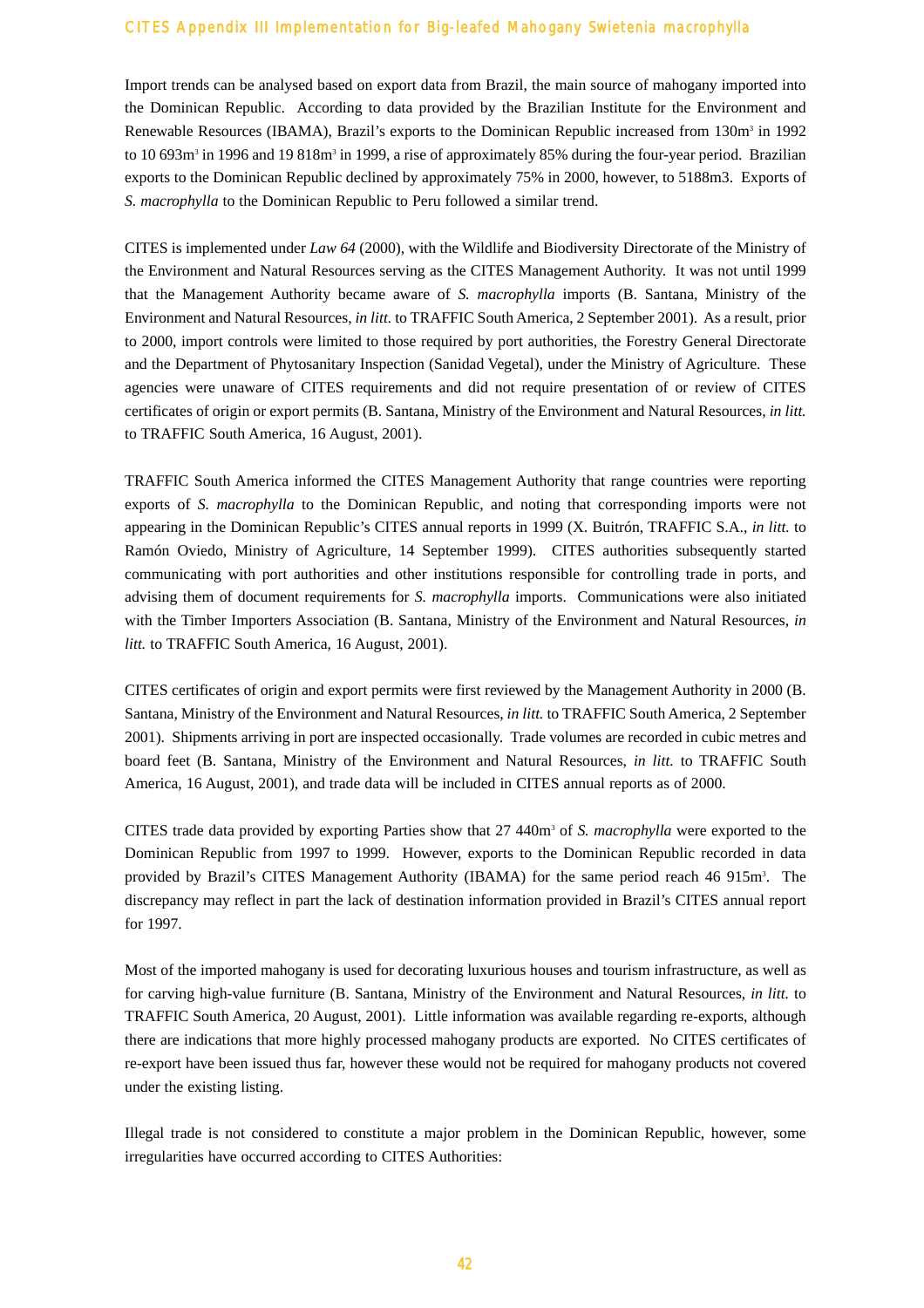Import trends can be analysed based on export data from Brazil, the main source of mahogany imported into the Dominican Republic. According to data provided by the Brazilian Institute for the Environment and Renewable Resources (IBAMA), Brazil's exports to the Dominican Republic increased from 130m$^3$ in 1992 to 10 693m$^3$ in 1996 and 19 818m$^3$ in 1999, a rise of approximately 85% during the four-year period. Brazilian exports to the Dominican Republic declined by approximately 75% in 2000, however, to 5188m3. Exports of *S. macrophylla* to the Dominican Republic to Peru followed a similar trend.

CITES is implemented under *Law 64* (2000), with the Wildlife and Biodiversity Directorate of the Ministry of the Environment and Natural Resources serving as the CITES Management Authority. It was not until 1999 that the Management Authority became aware of *S. macrophylla* imports (B. Santana, Ministry of the Environment and Natural Resources, *in litt.* to TRAFFIC South America, 2 September 2001). As a result, prior to 2000, import controls were limited to those required by port authorities, the Forestry General Directorate and the Department of Phytosanitary Inspection (Sanidad Vegetal), under the Ministry of Agriculture. These agencies were unaware of CITES requirements and did not require presentation of or review of CITES certificates of origin or export permits (B. Santana, Ministry of the Environment and Natural Resources, *in litt.* to TRAFFIC South America, 16 August, 2001).

TRAFFIC South America informed the CITES Management Authority that range countries were reporting exports of *S. macrophylla* to the Dominican Republic, and noting that corresponding imports were not appearing in the Dominican Republic's CITES annual reports in 1999 (X. Buitrón, TRAFFIC S.A., *in litt.* to Ramón Oviedo, Ministry of Agriculture, 14 September 1999). CITES authorities subsequently started communicating with port authorities and other institutions responsible for controlling trade in ports, and advising them of document requirements for *S. macrophylla* imports. Communications were also initiated with the Timber Importers Association (B. Santana, Ministry of the Environment and Natural Resources, *in litt.* to TRAFFIC South America, 16 August, 2001).

CITES certificates of origin and export permits were first reviewed by the Management Authority in 2000 (B. Santana, Ministry of the Environment and Natural Resources, *in litt.* to TRAFFIC South America, 2 September 2001). Shipments arriving in port are inspected occasionally. Trade volumes are recorded in cubic metres and board feet (B. Santana, Ministry of the Environment and Natural Resources, *in litt.* to TRAFFIC South America, 16 August, 2001), and trade data will be included in CITES annual reports as of 2000.

CITES trade data provided by exporting Parties show that 27 440m$^3$ of *S. macrophylla* were exported to the Dominican Republic from 1997 to 1999. However, exports to the Dominican Republic recorded in data provided by Brazil's CITES Management Authority (IBAMA) for the same period reach 46 915m$^3$. The discrepancy may reflect in part the lack of destination information provided in Brazil's CITES annual report for 1997.

Most of the imported mahogany is used for decorating luxurious houses and tourism infrastructure, as well as for carving high-value furniture (B. Santana, Ministry of the Environment and Natural Resources, *in litt.* to TRAFFIC South America, 20 August, 2001). Little information was available regarding re-exports, although there are indications that more highly processed mahogany products are exported. No CITES certificates of re-export have been issued thus far, however these would not be required for mahogany products not covered under the existing listing.

Illegal trade is not considered to constitute a major problem in the Dominican Republic, however, some irregularities have occurred according to CITES Authorities: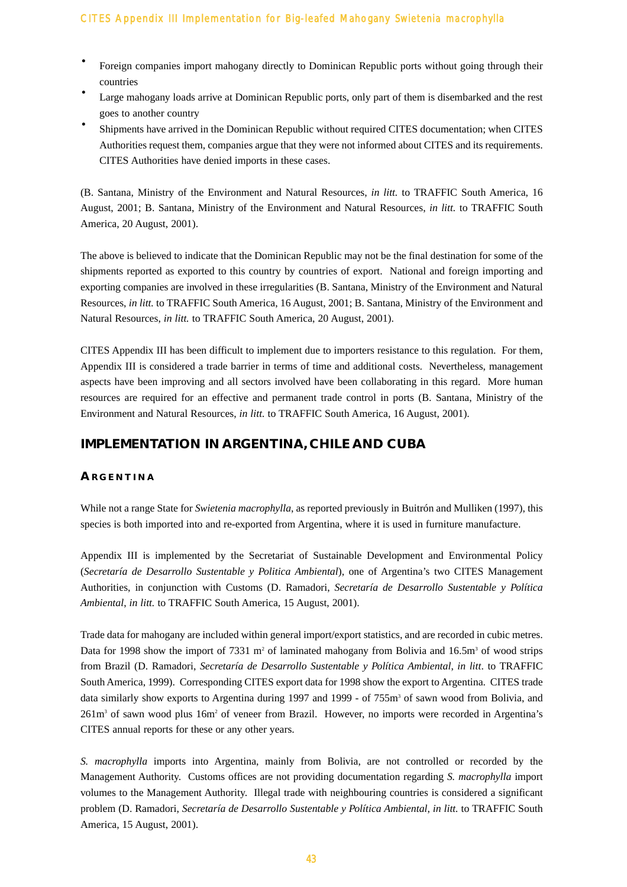- Foreign companies import mahogany directly to Dominican Republic ports without going through their countries
- Large mahogany loads arrive at Dominican Republic ports, only part of them is disembarked and the rest goes to another country
- Shipments have arrived in the Dominican Republic without required CITES documentation; when CITES Authorities request them, companies argue that they were not informed about CITES and its requirements. CITES Authorities have denied imports in these cases.

(B. Santana, Ministry of the Environment and Natural Resources, *in litt.* to TRAFFIC South America, 16 August, 2001; B. Santana, Ministry of the Environment and Natural Resources, *in litt.* to TRAFFIC South America, 20 August, 2001).

The above is believed to indicate that the Dominican Republic may not be the final destination for some of the shipments reported as exported to this country by countries of export. National and foreign importing and exporting companies are involved in these irregularities (B. Santana, Ministry of the Environment and Natural Resources, *in litt.* to TRAFFIC South America, 16 August, 2001; B. Santana, Ministry of the Environment and Natural Resources, *in litt.* to TRAFFIC South America, 20 August, 2001).

CITES Appendix III has been difficult to implement due to importers resistance to this regulation. For them, Appendix III is considered a trade barrier in terms of time and additional costs. Nevertheless, management aspects have been improving and all sectors involved have been collaborating in this regard. More human resources are required for an effective and permanent trade control in ports (B. Santana, Ministry of the Environment and Natural Resources, *in litt.* to TRAFFIC South America, 16 August, 2001).

## IMPLEMENTATION IN ARGENTINA, CHILE AND CUBA

### ARGENTINA

While not a range State for *Swietenia macrophylla*, as reported previously in Buitrón and Mulliken (1997), this species is both imported into and re-exported from Argentina, where it is used in furniture manufacture.

Appendix III is implemented by the Secretariat of Sustainable Development and Environmental Policy (*Secretaría de Desarrollo Sustentable y Politica Ambiental*), one of Argentina's two CITES Management Authorities, in conjunction with Customs (D. Ramadori, *Secretaría de Desarrollo Sustentable y Política Ambiental, in litt.* to TRAFFIC South America, 15 August, 2001).

Trade data for mahogany are included within general import/export statistics, and are recorded in cubic metres. Data for 1998 show the import of 7331 $m^2$ of laminated mahogany from Bolivia and $16.5m^3$ of wood strips from Brazil (D. Ramadori, *Secretaría de Desarrollo Sustentable y Política Ambiental, in litt.* to TRAFFIC South America, 1999). Corresponding CITES export data for 1998 show the export to Argentina. CITES trade data similarly show exports to Argentina during 1997 and 1999 - of $755m^3$ of sawn wood from Bolivia, and $261m^3$ of sawn wood plus $16m^2$ of veneer from Brazil. However, no imports were recorded in Argentina's CITES annual reports for these or any other years.

*S. macrophylla* imports into Argentina, mainly from Bolivia, are not controlled or recorded by the Management Authority. Customs offices are not providing documentation regarding *S. macrophylla* import volumes to the Management Authority. Illegal trade with neighbouring countries is considered a significant problem (D. Ramadori, *Secretaría de Desarrollo Sustentable y Política Ambiental, in litt.* to TRAFFIC South America, 15 August, 2001).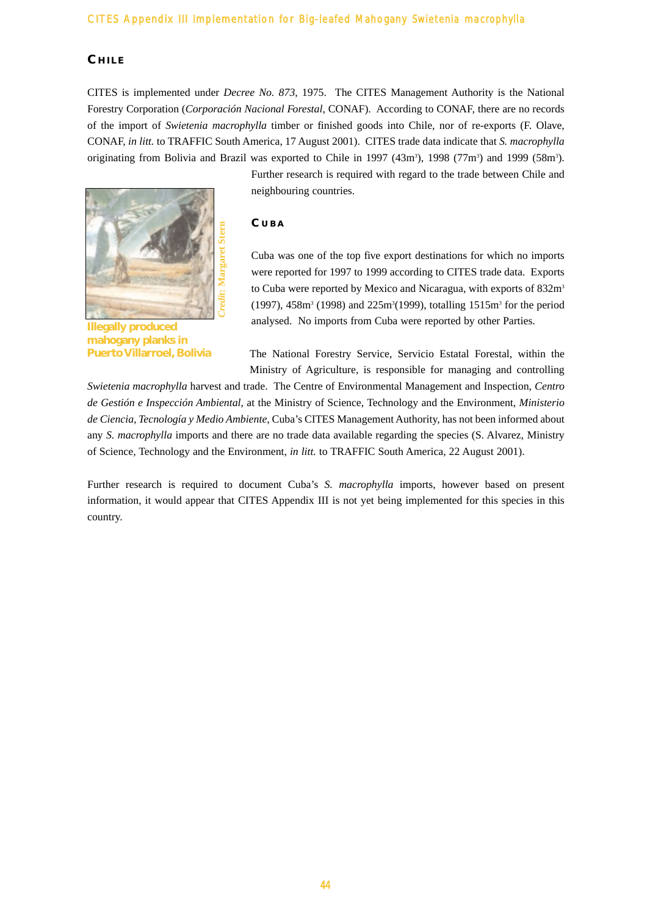## CHILE

CITES is implemented under *Decree No. 873*, 1975. The CITES Management Authority is the National Forestry Corporation (*Corporación Nacional Forestal*, CONAF). According to CONAF, there are no records of the import of *Swietenia macrophylla* timber or finished goods into Chile, nor of re-exports (F. Olave, CONAF, *in litt.* to TRAFFIC South America, 17 August 2001). CITES trade data indicate that *S. macrophylla* originating from Bolivia and Brazil was exported to Chile in 1997 (43m$^3$), 1998 (77m$^3$) and 1999 (58m$^3$). Further research is required with regard to the trade between Chile and neighbouring countries.

Illegally produced mahogany planks in Puerto Villarroel, Bolivia

*Credit: Margaret Stern*

## CUBA

Cuba was one of the top five export destinations for which no imports were reported for 1997 to 1999 according to CITES trade data. Exports to Cuba were reported by Mexico and Nicaragua, with exports of 832m$^3$ (1997), 458m$^3$ (1998) and 225m$^3$(1999), totalling 1515m$^3$ for the period analysed. No imports from Cuba were reported by other Parties.

The National Forestry Service, Servicio Estatal Forestal, within the Ministry of Agriculture, is responsible for managing and controlling *Swietenia macrophylla* harvest and trade. The Centre of Environmental Management and Inspection, *Centro de Gestión e Inspección Ambiental*, at the Ministry of Science, Technology and the Environment, *Ministerio de Ciencia, Tecnología y Medio Ambiente*, Cuba's CITES Management Authority, has not been informed about any *S. macrophylla* imports and there are no trade data available regarding the species (S. Alvarez, Ministry of Science, Technology and the Environment, *in litt.* to TRAFFIC South America, 22 August 2001).

Further research is required to document Cuba's *S. macrophylla* imports, however based on present information, it would appear that CITES Appendix III is not yet being implemented for this species in this country.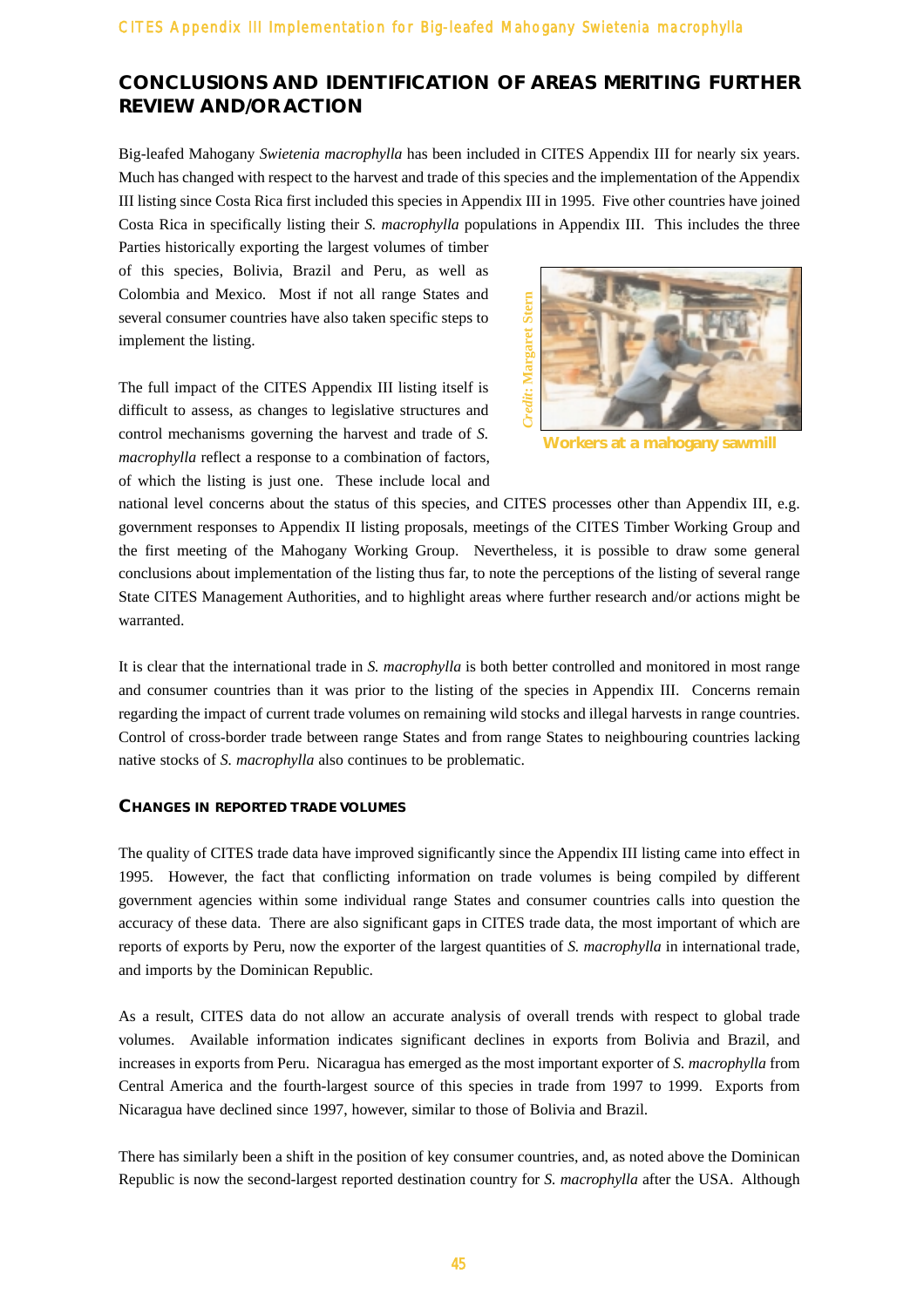## CONCLUSIONS AND IDENTIFICATION OF AREAS MERITING FURTHER REVIEW AND/OR ACTION

Big-leafed Mahogany *Swietenia macrophylla* has been included in CITES Appendix III for nearly six years. Much has changed with respect to the harvest and trade of this species and the implementation of the Appendix III listing since Costa Rica first included this species in Appendix III in 1995. Five other countries have joined Costa Rica in specifically listing their *S. macrophylla* populations in Appendix III. This includes the three Parties historically exporting the largest volumes of timber of this species, Bolivia, Brazil and Peru, as well as Colombia and Mexico. Most if not all range States and several consumer countries have also taken specific steps to implement the listing.

Credit: Margaret Stern

Workers at a mahogany sawmill

The full impact of the CITES Appendix III listing itself is difficult to assess, as changes to legislative structures and control mechanisms governing the harvest and trade of *S. macrophylla* reflect a response to a combination of factors, of which the listing is just one. These include local and national level concerns about the status of this species, and CITES processes other than Appendix III, e.g. government responses to Appendix II listing proposals, meetings of the CITES Timber Working Group and the first meeting of the Mahogany Working Group. Nevertheless, it is possible to draw some general conclusions about implementation of the listing thus far, to note the perceptions of the listing of several range State CITES Management Authorities, and to highlight areas where further research and/or actions might be warranted.

It is clear that the international trade in *S. macrophylla* is both better controlled and monitored in most range and consumer countries than it was prior to the listing of the species in Appendix III. Concerns remain regarding the impact of current trade volumes on remaining wild stocks and illegal harvests in range countries. Control of cross-border trade between range States and from range States to neighbouring countries lacking native stocks of *S. macrophylla* also continues to be problematic.

### CHANGES IN REPORTED TRADE VOLUMES

The quality of CITES trade data have improved significantly since the Appendix III listing came into effect in 1995. However, the fact that conflicting information on trade volumes is being compiled by different government agencies within some individual range States and consumer countries calls into question the accuracy of these data. There are also significant gaps in CITES trade data, the most important of which are reports of exports by Peru, now the exporter of the largest quantities of *S. macrophylla* in international trade, and imports by the Dominican Republic.

As a result, CITES data do not allow an accurate analysis of overall trends with respect to global trade volumes. Available information indicates significant declines in exports from Bolivia and Brazil, and increases in exports from Peru. Nicaragua has emerged as the most important exporter of *S. macrophylla* from Central America and the fourth-largest source of this species in trade from 1997 to 1999. Exports from Nicaragua have declined since 1997, however, similar to those of Bolivia and Brazil.

There has similarly been a shift in the position of key consumer countries, and, as noted above the Dominican Republic is now the second-largest reported destination country for *S. macrophylla* after the USA. Although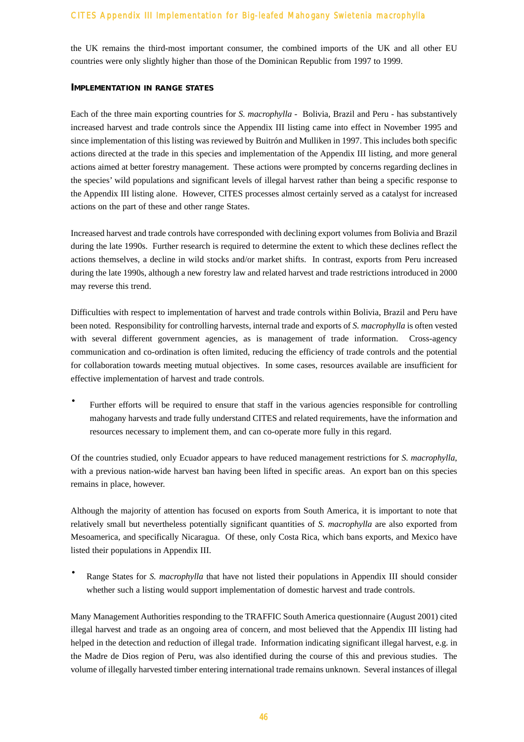the UK remains the third-most important consumer, the combined imports of the UK and all other EU countries were only slightly higher than those of the Dominican Republic from 1997 to 1999.

### IMPLEMENTATION IN RANGE STATES

Each of the three main exporting countries for *S. macrophylla* - Bolivia, Brazil and Peru - has substantively increased harvest and trade controls since the Appendix III listing came into effect in November 1995 and since implementation of this listing was reviewed by Buitrón and Mulliken in 1997. This includes both specific actions directed at the trade in this species and implementation of the Appendix III listing, and more general actions aimed at better forestry management. These actions were prompted by concerns regarding declines in the species' wild populations and significant levels of illegal harvest rather than being a specific response to the Appendix III listing alone. However, CITES processes almost certainly served as a catalyst for increased actions on the part of these and other range States.

Increased harvest and trade controls have corresponded with declining export volumes from Bolivia and Brazil during the late 1990s. Further research is required to determine the extent to which these declines reflect the actions themselves, a decline in wild stocks and/or market shifts. In contrast, exports from Peru increased during the late 1990s, although a new forestry law and related harvest and trade restrictions introduced in 2000 may reverse this trend.

Difficulties with respect to implementation of harvest and trade controls within Bolivia, Brazil and Peru have been noted. Responsibility for controlling harvests, internal trade and exports of *S. macrophylla* is often vested with several different government agencies, as is management of trade information. Cross-agency communication and co-ordination is often limited, reducing the efficiency of trade controls and the potential for collaboration towards meeting mutual objectives. In some cases, resources available are insufficient for effective implementation of harvest and trade controls.

- Further efforts will be required to ensure that staff in the various agencies responsible for controlling mahogany harvests and trade fully understand CITES and related requirements, have the information and resources necessary to implement them, and can co-operate more fully in this regard.

Of the countries studied, only Ecuador appears to have reduced management restrictions for *S. macrophylla*, with a previous nation-wide harvest ban having been lifted in specific areas. An export ban on this species remains in place, however.

Although the majority of attention has focused on exports from South America, it is important to note that relatively small but nevertheless potentially significant quantities of *S. macrophylla* are also exported from Mesoamerica, and specifically Nicaragua. Of these, only Costa Rica, which bans exports, and Mexico have listed their populations in Appendix III.

- Range States for *S. macrophylla* that have not listed their populations in Appendix III should consider whether such a listing would support implementation of domestic harvest and trade controls.

Many Management Authorities responding to the TRAFFIC South America questionnaire (August 2001) cited illegal harvest and trade as an ongoing area of concern, and most believed that the Appendix III listing had helped in the detection and reduction of illegal trade. Information indicating significant illegal harvest, e.g. in the Madre de Dios region of Peru, was also identified during the course of this and previous studies. The volume of illegally harvested timber entering international trade remains unknown. Several instances of illegal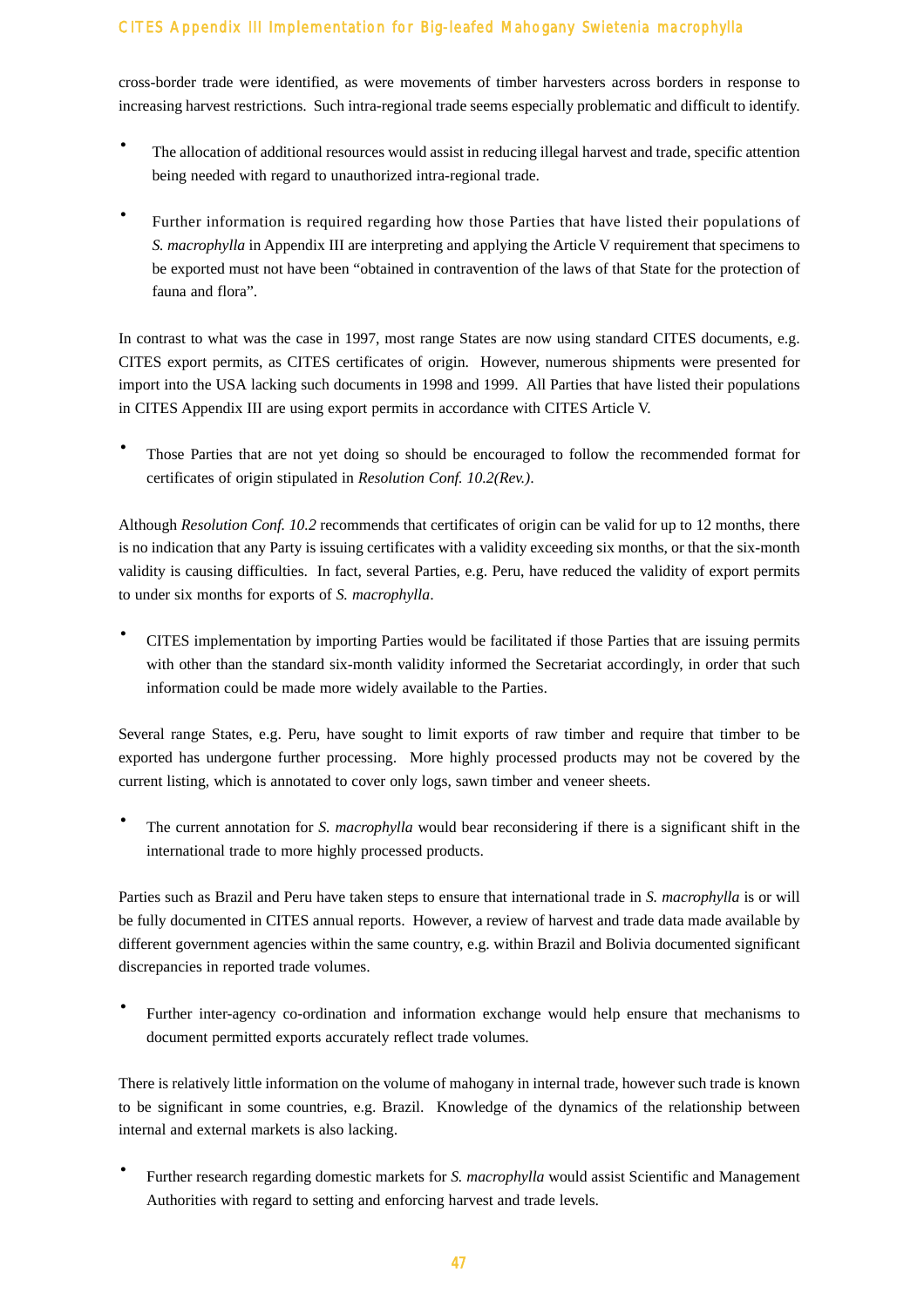cross-border trade were identified, as were movements of timber harvesters across borders in response to increasing harvest restrictions. Such intra-regional trade seems especially problematic and difficult to identify.

- The allocation of additional resources would assist in reducing illegal harvest and trade, specific attention being needed with regard to unauthorized intra-regional trade.

- Further information is required regarding how those Parties that have listed their populations of *S. macrophylla* in Appendix III are interpreting and applying the Article V requirement that specimens to be exported must not have been "obtained in contravention of the laws of that State for the protection of fauna and flora".

In contrast to what was the case in 1997, most range States are now using standard CITES documents, e.g. CITES export permits, as CITES certificates of origin. However, numerous shipments were presented for import into the USA lacking such documents in 1998 and 1999. All Parties that have listed their populations in CITES Appendix III are using export permits in accordance with CITES Article V.

- Those Parties that are not yet doing so should be encouraged to follow the recommended format for certificates of origin stipulated in *Resolution Conf. 10.2(Rev.)*.

Although *Resolution Conf. 10.2* recommends that certificates of origin can be valid for up to 12 months, there is no indication that any Party is issuing certificates with a validity exceeding six months, or that the six-month validity is causing difficulties. In fact, several Parties, e.g. Peru, have reduced the validity of export permits to under six months for exports of *S. macrophylla*.

- CITES implementation by importing Parties would be facilitated if those Parties that are issuing permits with other than the standard six-month validity informed the Secretariat accordingly, in order that such information could be made more widely available to the Parties.

Several range States, e.g. Peru, have sought to limit exports of raw timber and require that timber to be exported has undergone further processing. More highly processed products may not be covered by the current listing, which is annotated to cover only logs, sawn timber and veneer sheets.

- The current annotation for *S. macrophylla* would bear reconsidering if there is a significant shift in the international trade to more highly processed products.

Parties such as Brazil and Peru have taken steps to ensure that international trade in *S. macrophylla* is or will be fully documented in CITES annual reports. However, a review of harvest and trade data made available by different government agencies within the same country, e.g. within Brazil and Bolivia documented significant discrepancies in reported trade volumes.

- Further inter-agency co-ordination and information exchange would help ensure that mechanisms to document permitted exports accurately reflect trade volumes.

There is relatively little information on the volume of mahogany in internal trade, however such trade is known to be significant in some countries, e.g. Brazil. Knowledge of the dynamics of the relationship between internal and external markets is also lacking.

- Further research regarding domestic markets for *S. macrophylla* would assist Scientific and Management Authorities with regard to setting and enforcing harvest and trade levels.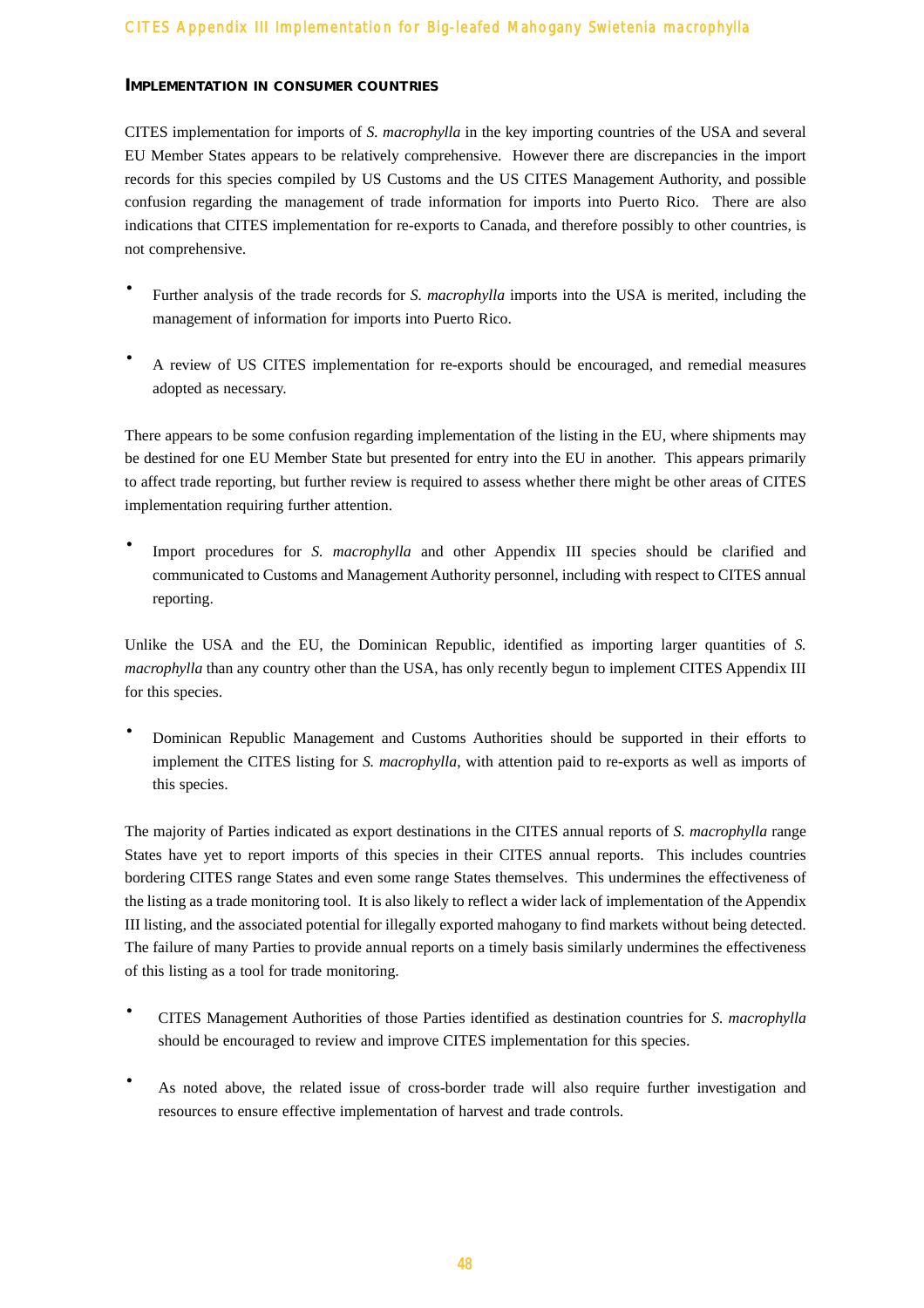#### IMPLEMENTATION IN CONSUMER COUNTRIES

CITES implementation for imports of *S. macrophylla* in the key importing countries of the USA and several EU Member States appears to be relatively comprehensive. However there are discrepancies in the import records for this species compiled by US Customs and the US CITES Management Authority, and possible confusion regarding the management of trade information for imports into Puerto Rico. There are also indications that CITES implementation for re-exports to Canada, and therefore possibly to other countries, is not comprehensive.

- Further analysis of the trade records for *S. macrophylla* imports into the USA is merited, including the management of information for imports into Puerto Rico.

- A review of US CITES implementation for re-exports should be encouraged, and remedial measures adopted as necessary.

There appears to be some confusion regarding implementation of the listing in the EU, where shipments may be destined for one EU Member State but presented for entry into the EU in another. This appears primarily to affect trade reporting, but further review is required to assess whether there might be other areas of CITES implementation requiring further attention.

- Import procedures for *S. macrophylla* and other Appendix III species should be clarified and communicated to Customs and Management Authority personnel, including with respect to CITES annual reporting.

Unlike the USA and the EU, the Dominican Republic, identified as importing larger quantities of *S. macrophylla* than any country other than the USA, has only recently begun to implement CITES Appendix III for this species.

- Dominican Republic Management and Customs Authorities should be supported in their efforts to implement the CITES listing for *S. macrophylla*, with attention paid to re-exports as well as imports of this species.

The majority of Parties indicated as export destinations in the CITES annual reports of *S. macrophylla* range States have yet to report imports of this species in their CITES annual reports. This includes countries bordering CITES range States and even some range States themselves. This undermines the effectiveness of the listing as a trade monitoring tool. It is also likely to reflect a wider lack of implementation of the Appendix III listing, and the associated potential for illegally exported mahogany to find markets without being detected. The failure of many Parties to provide annual reports on a timely basis similarly undermines the effectiveness of this listing as a tool for trade monitoring.

- CITES Management Authorities of those Parties identified as destination countries for *S. macrophylla* should be encouraged to review and improve CITES implementation for this species.

- As noted above, the related issue of cross-border trade will also require further investigation and resources to ensure effective implementation of harvest and trade controls.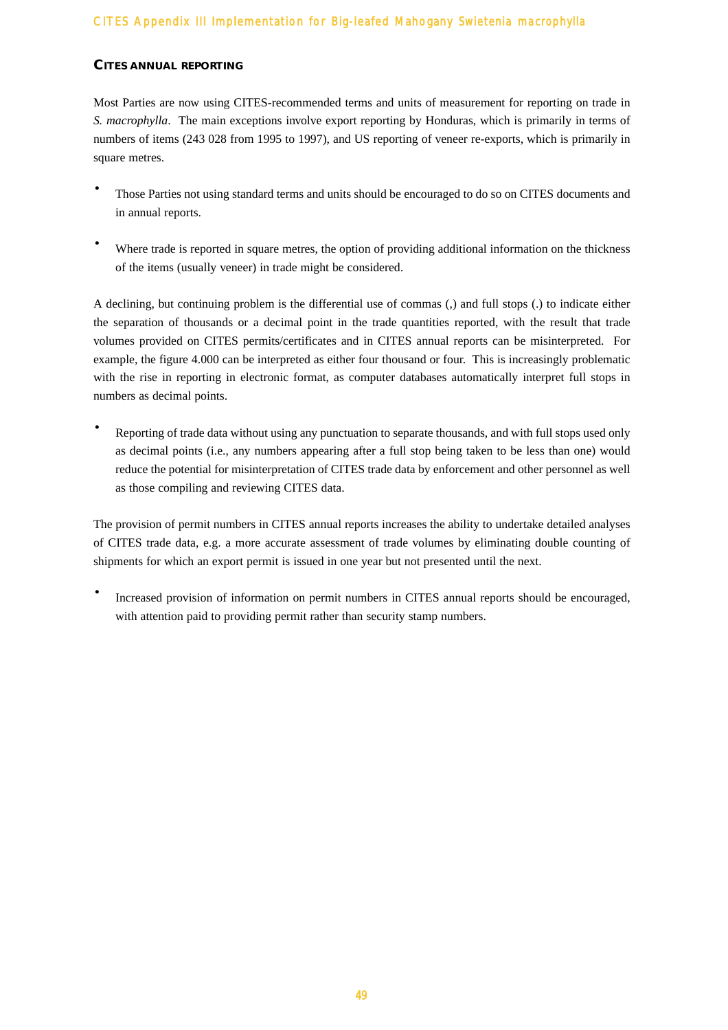## CITES ANNUAL REPORTING

Most Parties are now using CITES-recommended terms and units of measurement for reporting on trade in *S. macrophylla*. The main exceptions involve export reporting by Honduras, which is primarily in terms of numbers of items (243 028 from 1995 to 1997), and US reporting of veneer re-exports, which is primarily in square metres.

- Those Parties not using standard terms and units should be encouraged to do so on CITES documents and in annual reports.

- Where trade is reported in square metres, the option of providing additional information on the thickness of the items (usually veneer) in trade might be considered.

A declining, but continuing problem is the differential use of commas (,) and full stops (.) to indicate either the separation of thousands or a decimal point in the trade quantities reported, with the result that trade volumes provided on CITES permits/certificates and in CITES annual reports can be misinterpreted. For example, the figure 4.000 can be interpreted as either four thousand or four. This is increasingly problematic with the rise in reporting in electronic format, as computer databases automatically interpret full stops in numbers as decimal points.

- Reporting of trade data without using any punctuation to separate thousands, and with full stops used only as decimal points (i.e., any numbers appearing after a full stop being taken to be less than one) would reduce the potential for misinterpretation of CITES trade data by enforcement and other personnel as well as those compiling and reviewing CITES data.

The provision of permit numbers in CITES annual reports increases the ability to undertake detailed analyses of CITES trade data, e.g. a more accurate assessment of trade volumes by eliminating double counting of shipments for which an export permit is issued in one year but not presented until the next.

- Increased provision of information on permit numbers in CITES annual reports should be encouraged, with attention paid to providing permit rather than security stamp numbers.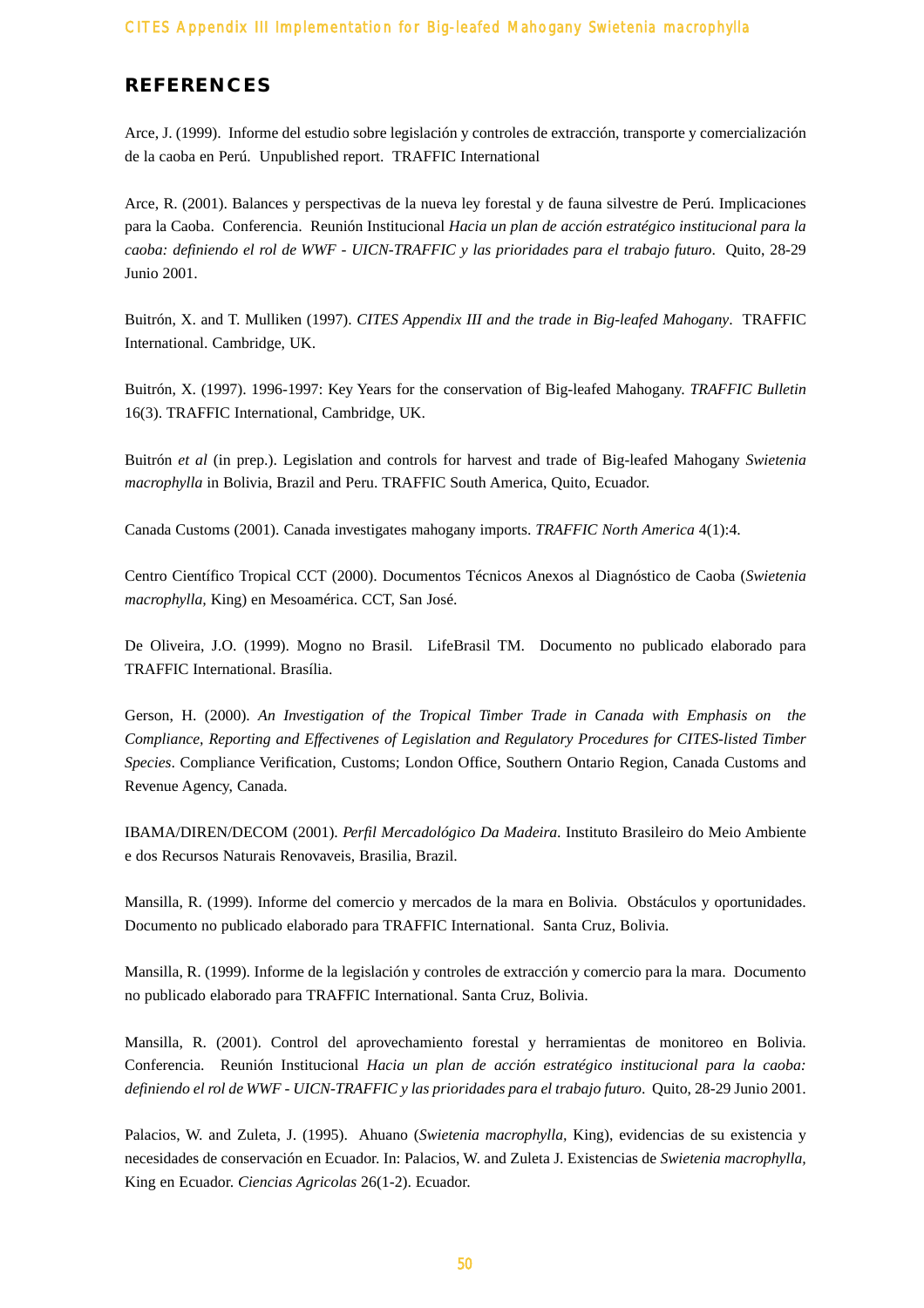## REFERENCES

Arce, J. (1999). Informe del estudio sobre legislación y controles de extracción, transporte y comercialización de la caoba en Perú. Unpublished report. TRAFFIC International

Arce, R. (2001). Balances y perspectivas de la nueva ley forestal y de fauna silvestre de Perú. Implicaciones para la Caoba. Conferencia. Reunión Institucional *Hacia un plan de acción estratégico institucional para la caoba: definiendo el rol de WWF - UICN-TRAFFIC y las prioridades para el trabajo futuro*. Quito, 28-29 Junio 2001.

Buitrón, X. and T. Mulliken (1997). *CITES Appendix III and the trade in Big-leafed Mahogany*. TRAFFIC International. Cambridge, UK.

Buitrón, X. (1997). 1996-1997: Key Years for the conservation of Big-leafed Mahogany. *TRAFFIC Bulletin* 16(3). TRAFFIC International, Cambridge, UK.

Buitrón *et al* (in prep.). Legislation and controls for harvest and trade of Big-leafed Mahogany *Swietenia macrophylla* in Bolivia, Brazil and Peru. TRAFFIC South America, Quito, Ecuador.

Canada Customs (2001). Canada investigates mahogany imports. *TRAFFIC North America* 4(1):4.

Centro Científico Tropical CCT (2000). Documentos Técnicos Anexos al Diagnóstico de Caoba (*Swietenia macrophylla,* King) en Mesoamérica. CCT, San José.

De Oliveira, J.O. (1999). Mogno no Brasil. LifeBrasil TM. Documento no publicado elaborado para TRAFFIC International. Brasília.

Gerson, H. (2000). *An Investigation of the Tropical Timber Trade in Canada with Emphasis on the Compliance, Reporting and Effectivenes of Legislation and Regulatory Procedures for CITES-listed Timber Species*. Compliance Verification, Customs; London Office, Southern Ontario Region, Canada Customs and Revenue Agency, Canada.

IBAMA/DIREN/DECOM (2001). *Perfil Mercadológico Da Madeira*. Instituto Brasileiro do Meio Ambiente e dos Recursos Naturais Renovaveis, Brasilia, Brazil.

Mansilla, R. (1999). Informe del comercio y mercados de la mara en Bolivia. Obstáculos y oportunidades. Documento no publicado elaborado para TRAFFIC International. Santa Cruz, Bolivia.

Mansilla, R. (1999). Informe de la legislación y controles de extracción y comercio para la mara. Documento no publicado elaborado para TRAFFIC International. Santa Cruz, Bolivia.

Mansilla, R. (2001). Control del aprovechamiento forestal y herramientas de monitoreo en Bolivia. Conferencia. Reunión Institucional *Hacia un plan de acción estratégico institucional para la caoba: definiendo el rol de WWF - UICN-TRAFFIC y las prioridades para el trabajo futuro*. Quito, 28-29 Junio 2001.

Palacios, W. and Zuleta, J. (1995). Ahuano (*Swietenia macrophylla,* King), evidencias de su existencia y necesidades de conservación en Ecuador. In: Palacios, W. and Zuleta J. Existencias de *Swietenia macrophylla,* King en Ecuador. *Ciencias Agricolas* 26(1-2). Ecuador.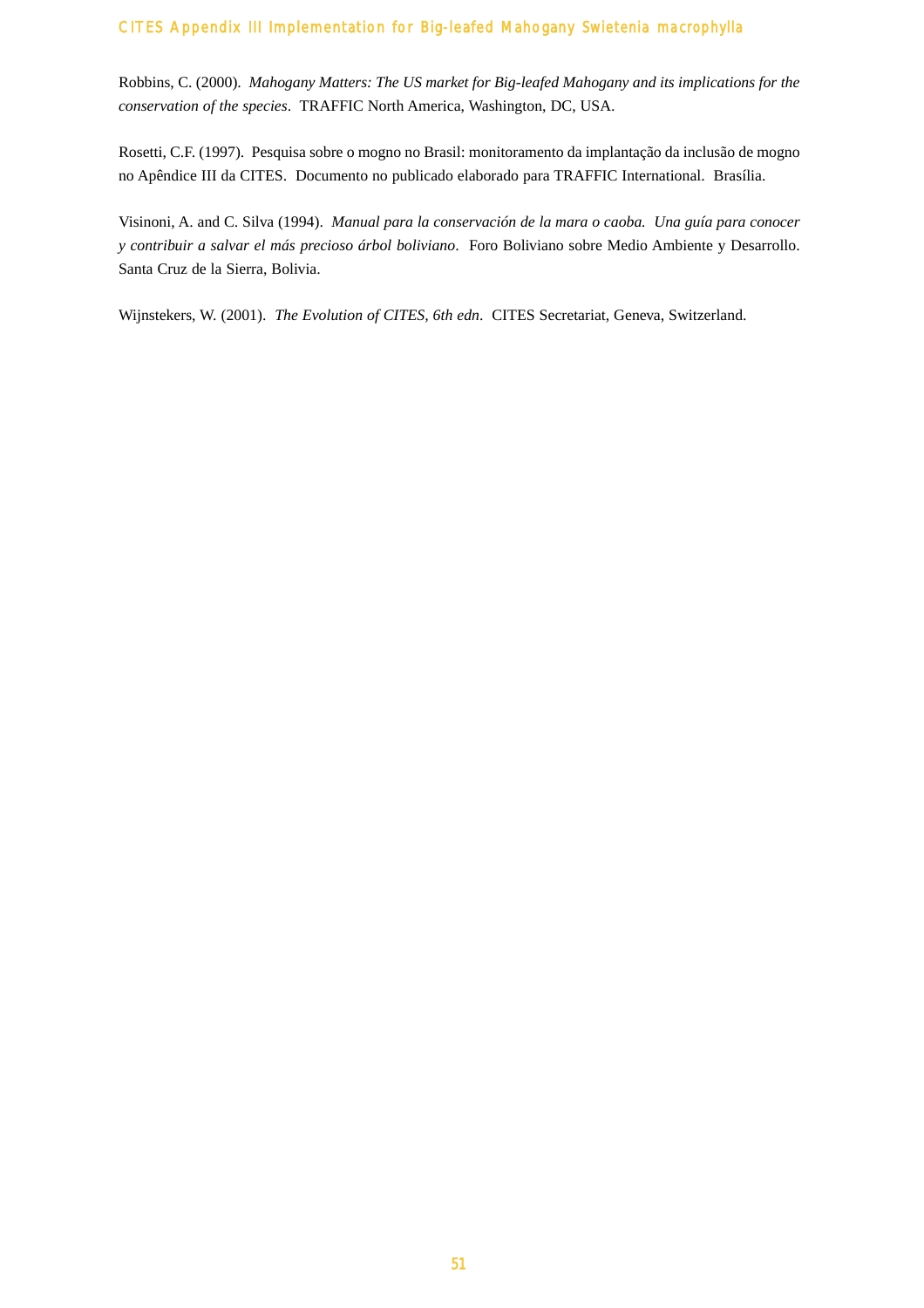Robbins, C. (2000). *Mahogany Matters: The US market for Big-leafed Mahogany and its implications for the conservation of the species*. TRAFFIC North America, Washington, DC, USA.

Rosetti, C.F. (1997). Pesquisa sobre o mogno no Brasil: monitoramento da implantação da inclusão de mogno no Apêndice III da CITES. Documento no publicado elaborado para TRAFFIC International. Brasília.

Visinoni, A. and C. Silva (1994). *Manual para la conservación de la mara o caoba. Una guía para conocer y contribuir a salvar el más precioso árbol boliviano*. Foro Boliviano sobre Medio Ambiente y Desarrollo. Santa Cruz de la Sierra, Bolivia.

Wijnstekers, W. (2001). *The Evolution of CITES, 6th edn*. CITES Secretariat, Geneva, Switzerland.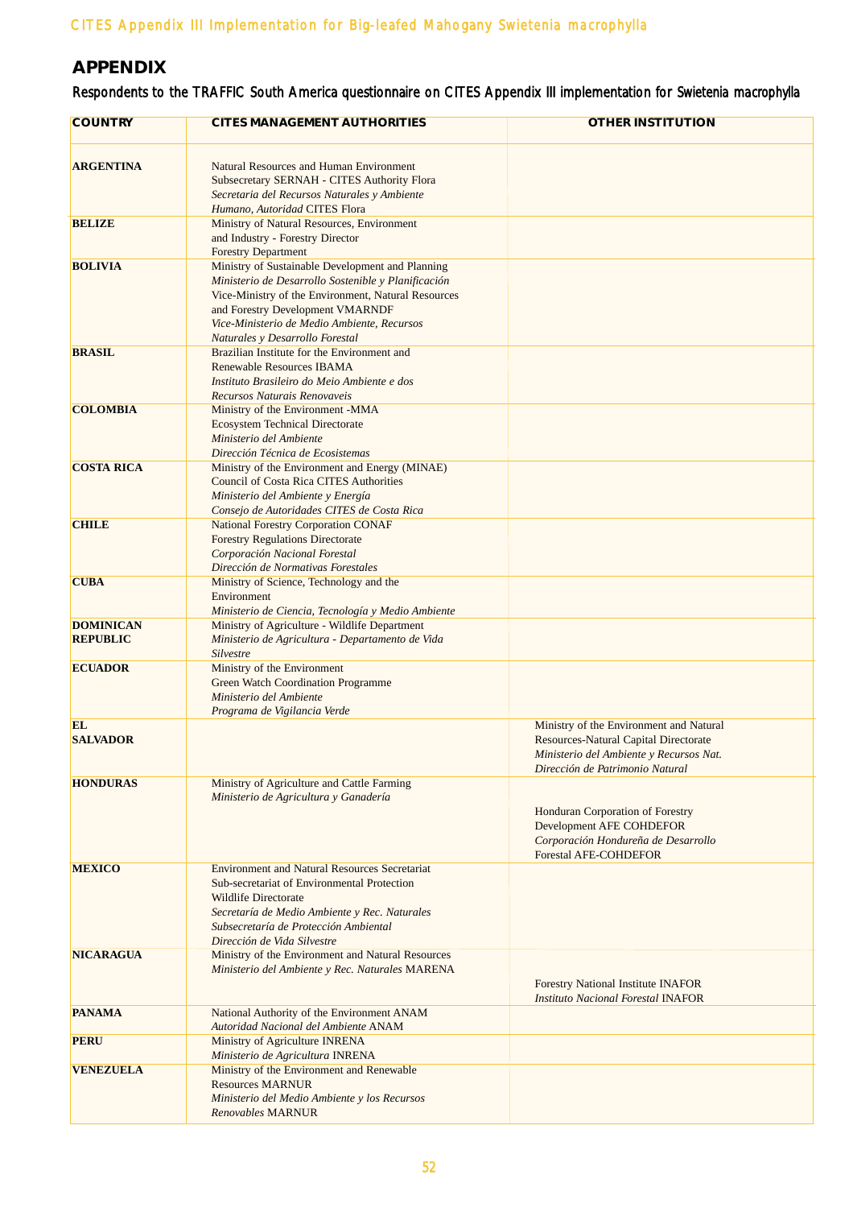## APPENDIX

Respondents to the TRAFFIC South America questionnaire on CITES Appendix III implementation for *Swietenia macrophylla*

| COUNTRY | CITES MANAGEMENT AUTHORITIES | OTHER INSTITUTION |
|---|---|---|
| **ARGENTINA** | Natural Resources and Human Environment Subsecretary SERNAH - CITES Authority Flora *Secretaria del Recursos Naturales y Ambiente Humano, Autoridad* CITES Flora | |
| **BELIZE** | Ministry of Natural Resources, Environment and Industry - Forestry Director Forestry Department | |
| **BOLIVIA** | Ministry of Sustainable Development and Planning *Ministerio de Desarrollo Sostenible y Planificación* Vice-Ministry of the Environment, Natural Resources and Forestry Development VMARNDF *Vice-Ministerio de Medio Ambiente, Recursos Naturales y Desarrollo Forestal* | |
| **BRASIL** | Brazilian Institute for the Environment and Renewable Resources IBAMA *Instituto Brasileiro do Meio Ambiente e dos Recursos Naturais Renovaveis* | |
| **COLOMBIA** | Ministry of the Environment -MMA Ecosystem Technical Directorate *Ministerio del Ambiente Dirección Técnica de Ecosistemas* | |
| **COSTA RICA** | Ministry of the Environment and Energy (MINAE) Council of Costa Rica CITES Authorities *Ministerio del Ambiente y Energía Consejo de Autoridades CITES de Costa Rica* | |
| **CHILE** | National Forestry Corporation CONAF Forestry Regulations Directorate *Corporación Nacional Forestal Dirección de Normativas Forestales* | |
| **CUBA** | Ministry of Science, Technology and the Environment *Ministerio de Ciencia, Tecnología y Medio Ambiente* | |
| **DOMINICAN REPUBLIC** | Ministry of Agriculture - Wildlife Department *Ministerio de Agricultura - Departamento de Vida Silvestre* | |
| **ECUADOR** | Ministry of the Environment Green Watch Coordination Programme *Ministerio del Ambiente Programa de Vigilancia Verde* | |
| **EL SALVADOR** | | Ministry of the Environment and Natural Resources-Natural Capital Directorate *Ministerio del Ambiente y Recursos Nat. Dirección de Patrimonio Natural* |
| **HONDURAS** | Ministry of Agriculture and Cattle Farming *Ministerio de Agricultura y Ganadería* | Honduran Corporation of Forestry Development AFE COHDEFOR *Corporación Hondureña de Desarrollo* Forestal AFE-COHDEFOR |
| **MEXICO** | Environment and Natural Resources Secretariat Sub-secretariat of Environmental Protection Wildlife Directorate *Secretaría de Medio Ambiente y Rec. Naturales Subsecretaría de Protección Ambiental Dirección de Vida Silvestre* | |
| **NICARAGUA** | Ministry of the Environment and Natural Resources *Ministerio del Ambiente y Rec. Naturales* MARENA | Forestry National Institute INAFOR *Instituto Nacional Forestal* INAFOR |
| **PANAMA** | National Authority of the Environment ANAM *Autoridad Nacional del Ambiente* ANAM | |
| **PERU** | Ministry of Agriculture INRENA *Ministerio de Agricultura* INRENA | |
| **VENEZUELA** | Ministry of the Environment and Renewable Resources MARNUR *Ministerio del Medio Ambiente y los Recursos Renovables* MARNUR | |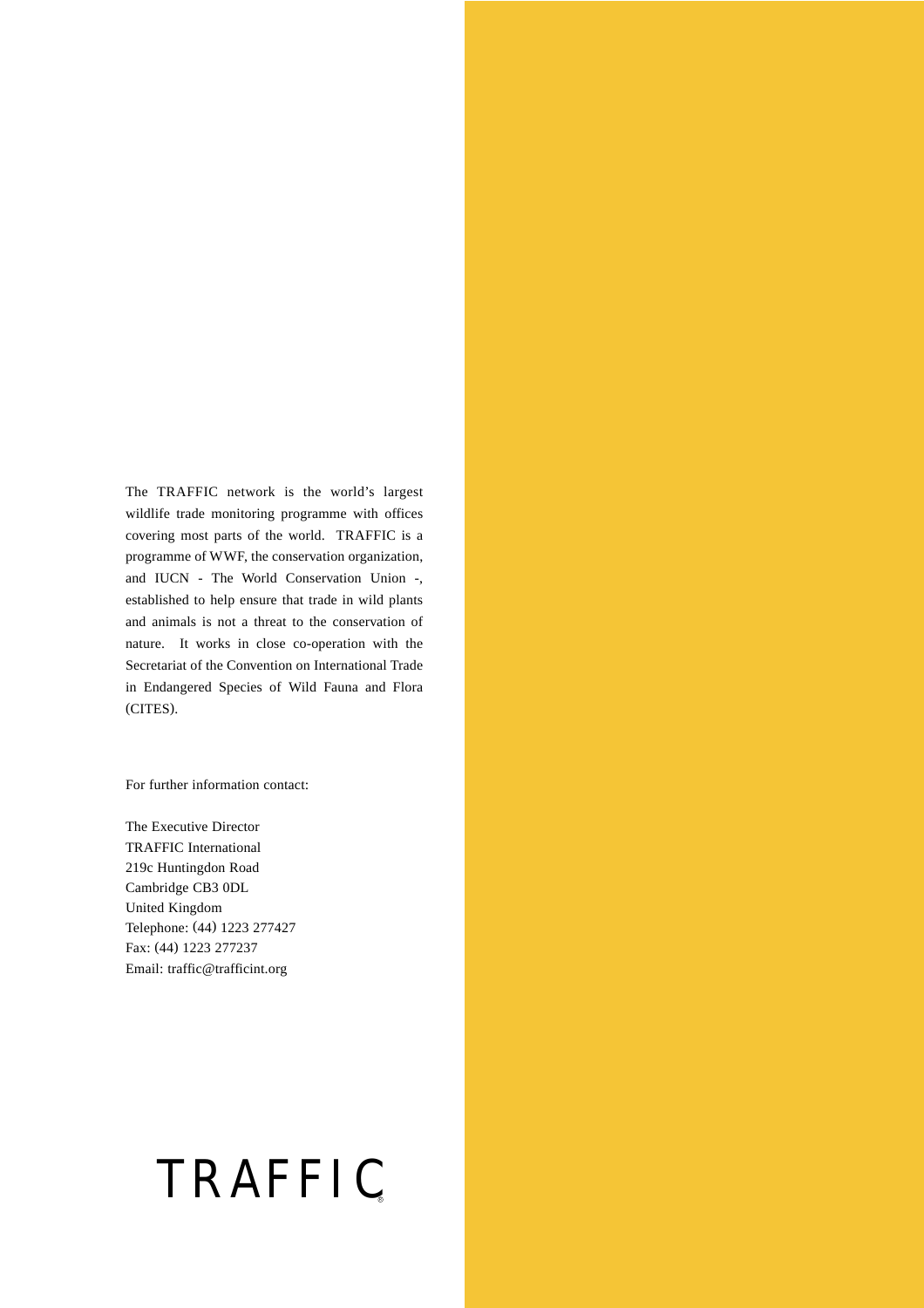The TRAFFIC network is the world's largest wildlife trade monitoring programme with offices covering most parts of the world. TRAFFIC is a programme of WWF, the conservation organization, and IUCN - The World Conservation Union -, established to help ensure that trade in wild plants and animals is not a threat to the conservation of nature. It works in close co-operation with the Secretariat of the Convention on International Trade in Endangered Species of Wild Fauna and Flora (CITES).

For further information contact:

The Executive Director
TRAFFIC International
219c Huntingdon Road
Cambridge CB3 0DL
United Kingdom
Telephone: (44) 1223 277427
Fax: (44) 1223 277237
Email: traffic@trafficint.org

TRAFFIC®